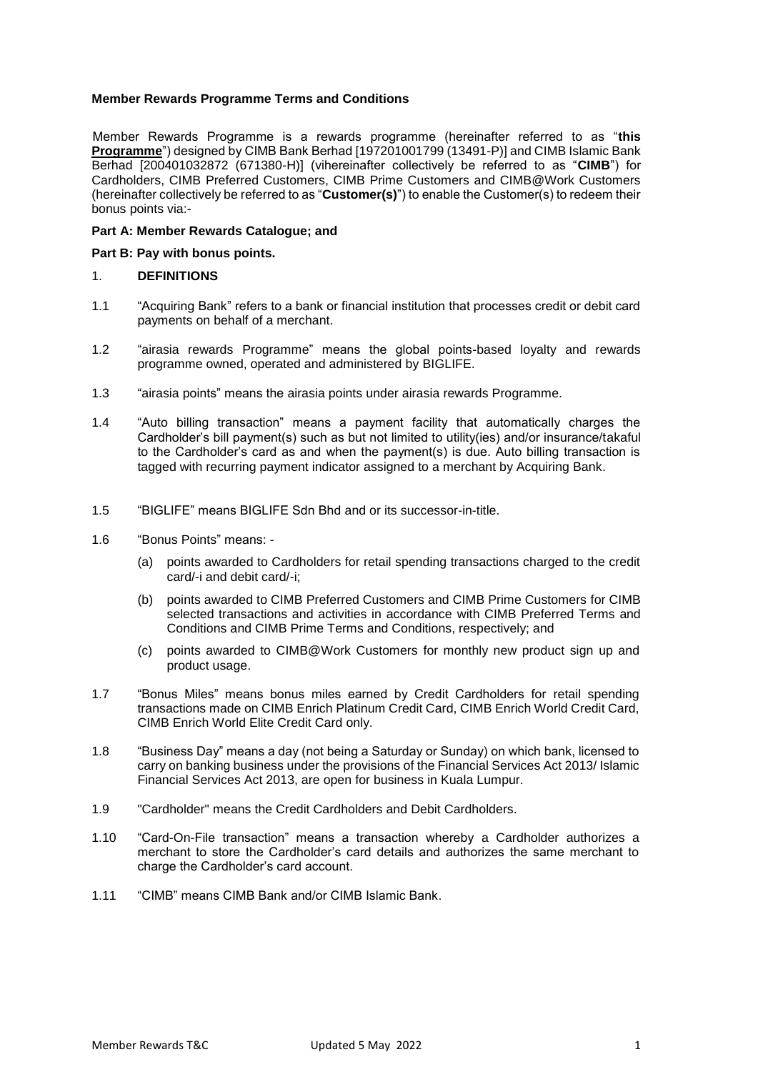**Member Rewards Programme Terms and Conditions**

Member Rewards Programme is a rewards programme (hereinafter referred to as "**this Programme**") designed by CIMB Bank Berhad [197201001799 (13491-P)] and CIMB Islamic Bank Berhad [200401032872 (671380-H)] (vihereinafter collectively be referred to as "**CIMB**") for Cardholders, CIMB Preferred Customers, CIMB Prime Customers and CIMB@Work Customers (hereinafter collectively be referred to as "**Customer(s)**") to enable the Customer(s) to redeem their bonus points via:-

**Part A: Member Rewards Catalogue; and**

**Part B: Pay with bonus points.**

1. **DEFINITIONS**

1.1 "Acquiring Bank" refers to a bank or financial institution that processes credit or debit card payments on behalf of a merchant.

1.2 "airasia rewards Programme" means the global points-based loyalty and rewards programme owned, operated and administered by BIGLIFE.

1.3 "airasia points" means the airasia points under airasia rewards Programme.

1.4 "Auto billing transaction" means a payment facility that automatically charges the Cardholder's bill payment(s) such as but not limited to utility(ies) and/or insurance/takaful to the Cardholder's card as and when the payment(s) is due. Auto billing transaction is tagged with recurring payment indicator assigned to a merchant by Acquiring Bank.

1.5 "BIGLIFE" means BIGLIFE Sdn Bhd and or its successor-in-title.

1.6 "Bonus Points" means: -

(a) points awarded to Cardholders for retail spending transactions charged to the credit card/-i and debit card/-i;

(b) points awarded to CIMB Preferred Customers and CIMB Prime Customers for CIMB selected transactions and activities in accordance with CIMB Preferred Terms and Conditions and CIMB Prime Terms and Conditions, respectively; and

(c) points awarded to CIMB@Work Customers for monthly new product sign up and product usage.

1.7 "Bonus Miles" means bonus miles earned by Credit Cardholders for retail spending transactions made on CIMB Enrich Platinum Credit Card, CIMB Enrich World Credit Card, CIMB Enrich World Elite Credit Card only.

1.8 "Business Day" means a day (not being a Saturday or Sunday) on which bank, licensed to carry on banking business under the provisions of the Financial Services Act 2013/ Islamic Financial Services Act 2013, are open for business in Kuala Lumpur.

1.9 "Cardholder" means the Credit Cardholders and Debit Cardholders.

1.10 "Card-On-File transaction" means a transaction whereby a Cardholder authorizes a merchant to store the Cardholder's card details and authorizes the same merchant to charge the Cardholder's card account.

1.11 "CIMB" means CIMB Bank and/or CIMB Islamic Bank.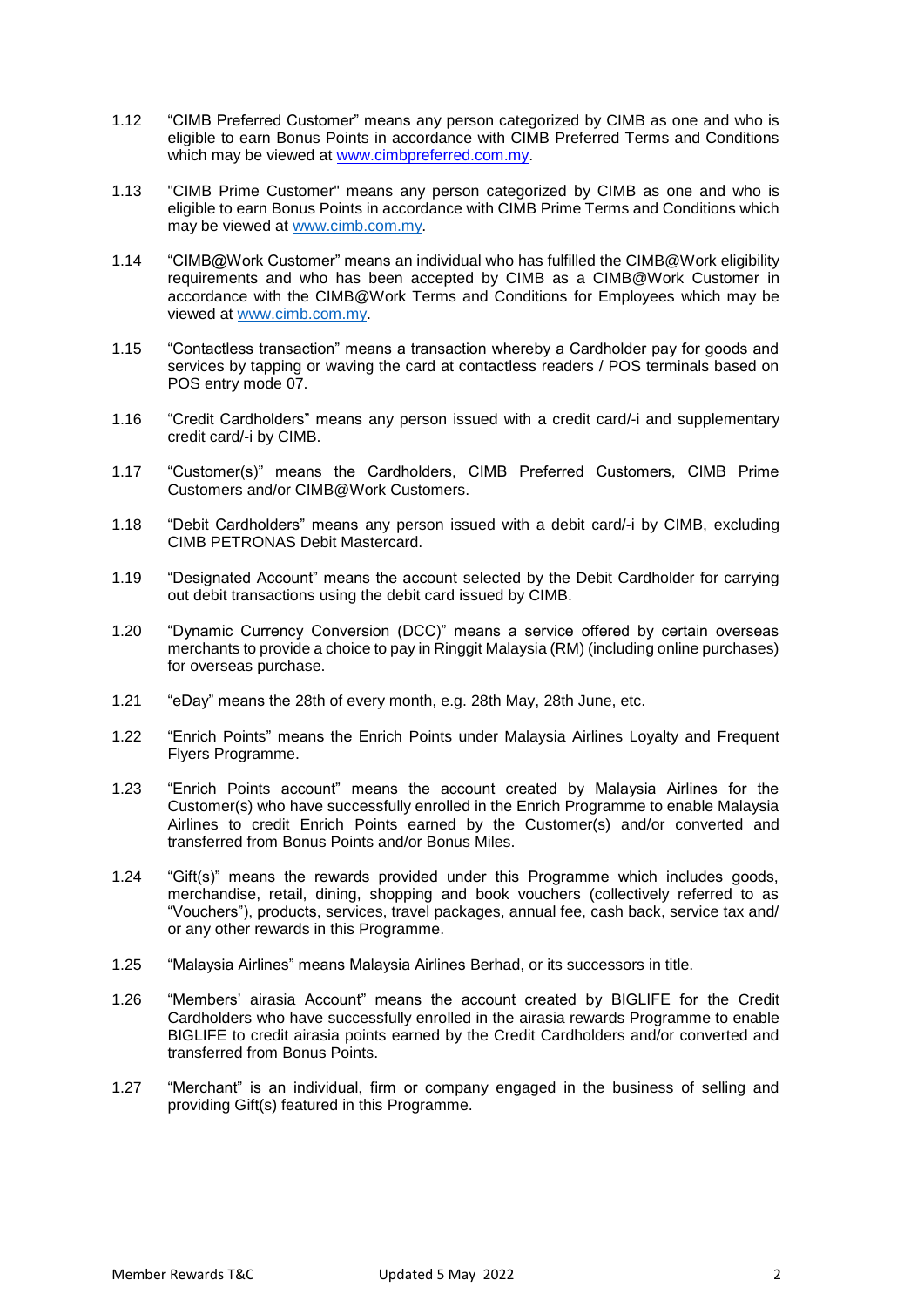1.12 "CIMB Preferred Customer" means any person categorized by CIMB as one and who is eligible to earn Bonus Points in accordance with CIMB Preferred Terms and Conditions which may be viewed at www.cimbpreferred.com.my.

1.13 "CIMB Prime Customer" means any person categorized by CIMB as one and who is eligible to earn Bonus Points in accordance with CIMB Prime Terms and Conditions which may be viewed at www.cimb.com.my.

1.14 "CIMB@Work Customer" means an individual who has fulfilled the CIMB@Work eligibility requirements and who has been accepted by CIMB as a CIMB@Work Customer in accordance with the CIMB@Work Terms and Conditions for Employees which may be viewed at www.cimb.com.my.

1.15 "Contactless transaction" means a transaction whereby a Cardholder pay for goods and services by tapping or waving the card at contactless readers / POS terminals based on POS entry mode 07.

1.16 "Credit Cardholders" means any person issued with a credit card/-i and supplementary credit card/-i by CIMB.

1.17 "Customer(s)" means the Cardholders, CIMB Preferred Customers, CIMB Prime Customers and/or CIMB@Work Customers.

1.18 "Debit Cardholders" means any person issued with a debit card/-i by CIMB, excluding CIMB PETRONAS Debit Mastercard.

1.19 "Designated Account" means the account selected by the Debit Cardholder for carrying out debit transactions using the debit card issued by CIMB.

1.20 "Dynamic Currency Conversion (DCC)" means a service offered by certain overseas merchants to provide a choice to pay in Ringgit Malaysia (RM) (including online purchases) for overseas purchase.

1.21 "eDay" means the 28th of every month, e.g. 28th May, 28th June, etc.

1.22 "Enrich Points" means the Enrich Points under Malaysia Airlines Loyalty and Frequent Flyers Programme.

1.23 "Enrich Points account" means the account created by Malaysia Airlines for the Customer(s) who have successfully enrolled in the Enrich Programme to enable Malaysia Airlines to credit Enrich Points earned by the Customer(s) and/or converted and transferred from Bonus Points and/or Bonus Miles.

1.24 "Gift(s)" means the rewards provided under this Programme which includes goods, merchandise, retail, dining, shopping and book vouchers (collectively referred to as "Vouchers"), products, services, travel packages, annual fee, cash back, service tax and/ or any other rewards in this Programme.

1.25 "Malaysia Airlines" means Malaysia Airlines Berhad, or its successors in title.

1.26 "Members' airasia Account" means the account created by BIGLIFE for the Credit Cardholders who have successfully enrolled in the airasia rewards Programme to enable BIGLIFE to credit airasia points earned by the Credit Cardholders and/or converted and transferred from Bonus Points.

1.27 "Merchant" is an individual, firm or company engaged in the business of selling and providing Gift(s) featured in this Programme.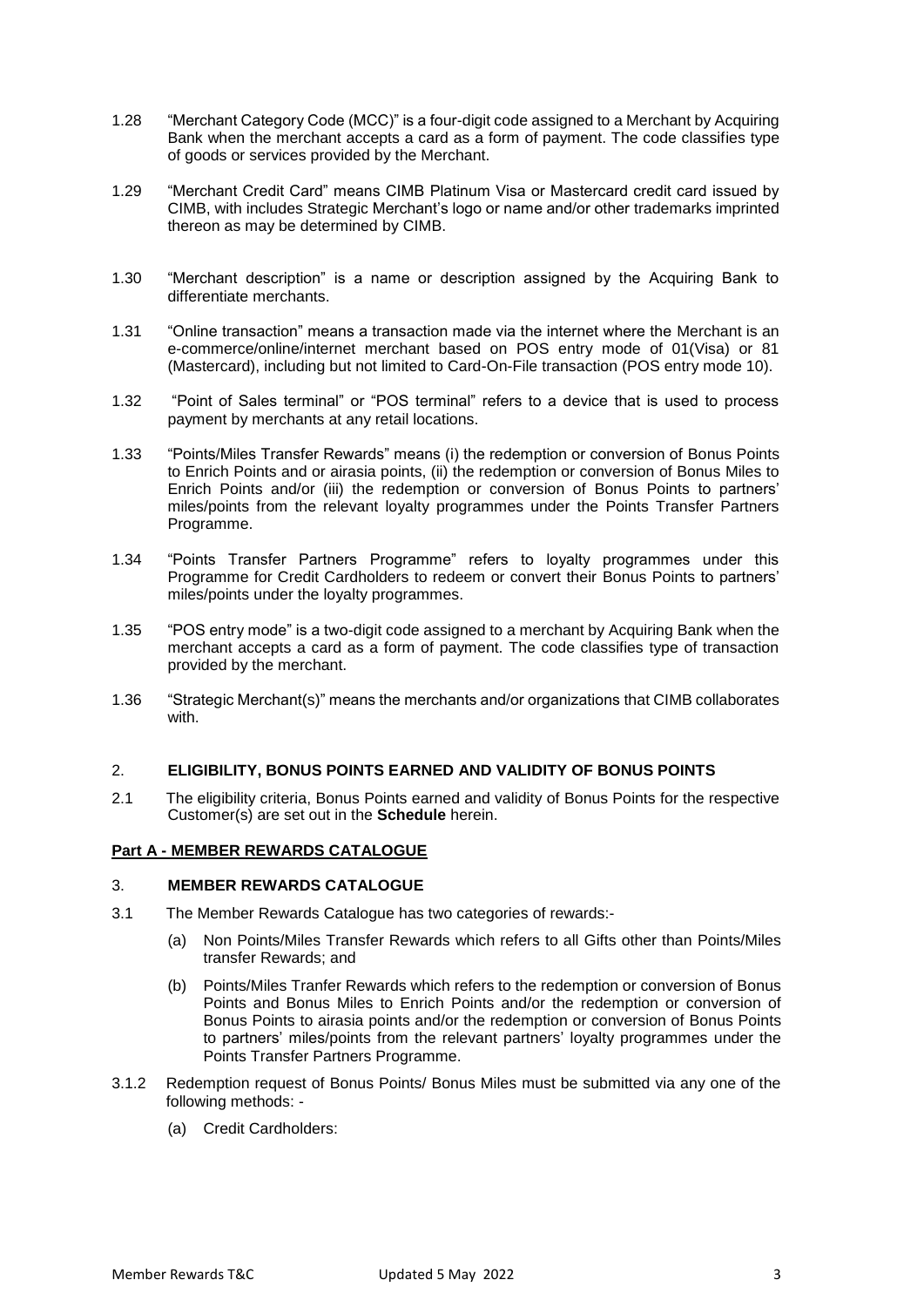1.28 "Merchant Category Code (MCC)" is a four-digit code assigned to a Merchant by Acquiring Bank when the merchant accepts a card as a form of payment. The code classifies type of goods or services provided by the Merchant.

1.29 "Merchant Credit Card" means CIMB Platinum Visa or Mastercard credit card issued by CIMB, with includes Strategic Merchant's logo or name and/or other trademarks imprinted thereon as may be determined by CIMB.

1.30 "Merchant description" is a name or description assigned by the Acquiring Bank to differentiate merchants.

1.31 "Online transaction" means a transaction made via the internet where the Merchant is an e-commerce/online/internet merchant based on POS entry mode of 01(Visa) or 81 (Mastercard), including but not limited to Card-On-File transaction (POS entry mode 10).

1.32 "Point of Sales terminal" or "POS terminal" refers to a device that is used to process payment by merchants at any retail locations.

1.33 "Points/Miles Transfer Rewards" means (i) the redemption or conversion of Bonus Points to Enrich Points and or airasia points, (ii) the redemption or conversion of Bonus Miles to Enrich Points and/or (iii) the redemption or conversion of Bonus Points to partners' miles/points from the relevant loyalty programmes under the Points Transfer Partners Programme.

1.34 "Points Transfer Partners Programme" refers to loyalty programmes under this Programme for Credit Cardholders to redeem or convert their Bonus Points to partners' miles/points under the loyalty programmes.

1.35 "POS entry mode" is a two-digit code assigned to a merchant by Acquiring Bank when the merchant accepts a card as a form of payment. The code classifies type of transaction provided by the merchant.

1.36 "Strategic Merchant(s)" means the merchants and/or organizations that CIMB collaborates with.

## 2. ELIGIBILITY, BONUS POINTS EARNED AND VALIDITY OF BONUS POINTS

2.1 The eligibility criteria, Bonus Points earned and validity of Bonus Points for the respective Customer(s) are set out in the **Schedule** herein.

## Part A - MEMBER REWARDS CATALOGUE

## 3. MEMBER REWARDS CATALOGUE

3.1 The Member Rewards Catalogue has two categories of rewards:-

(a) Non Points/Miles Transfer Rewards which refers to all Gifts other than Points/Miles transfer Rewards; and

(b) Points/Miles Tranfer Rewards which refers to the redemption or conversion of Bonus Points and Bonus Miles to Enrich Points and/or the redemption or conversion of Bonus Points to airasia points and/or the redemption or conversion of Bonus Points to partners' miles/points from the relevant partners' loyalty programmes under the Points Transfer Partners Programme.

3.1.2 Redemption request of Bonus Points/ Bonus Miles must be submitted via any one of the following methods: -

(a) Credit Cardholders: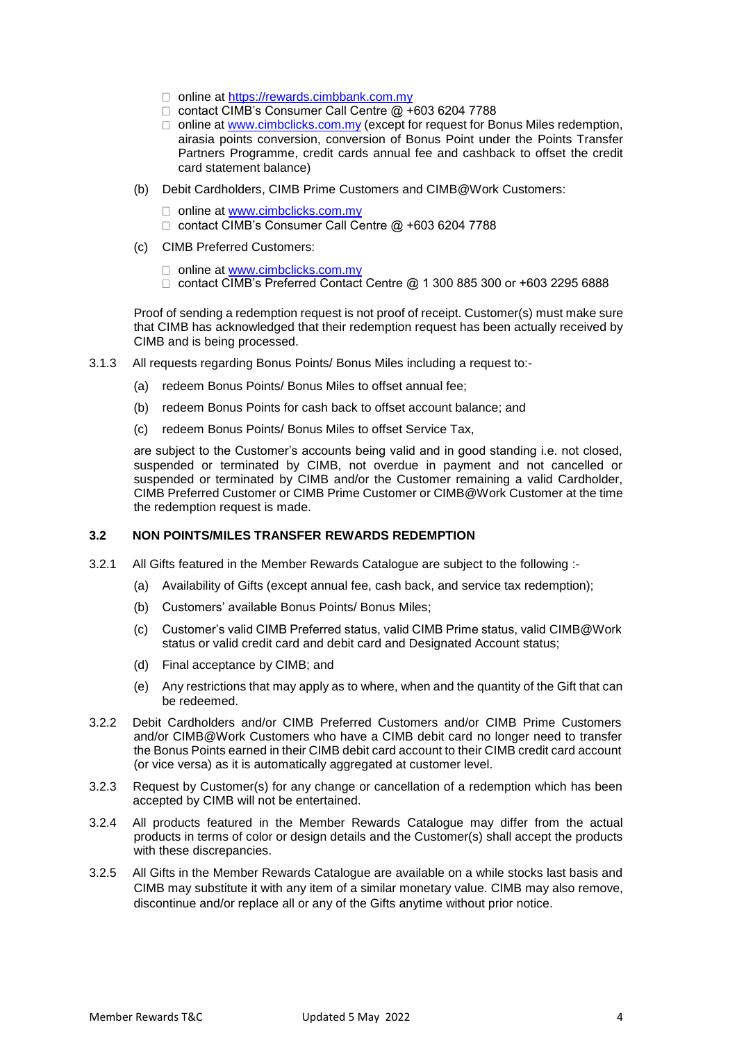- online at https://rewards.cimbbank.com.my
- contact CIMB's Consumer Call Centre @ +603 6204 7788
- online at www.cimbclicks.com.my (except for request for Bonus Miles redemption, airasia points conversion, conversion of Bonus Point under the Points Transfer Partners Programme, credit cards annual fee and cashback to offset the credit card statement balance)

(b) Debit Cardholders, CIMB Prime Customers and CIMB@Work Customers:

- online at www.cimbclicks.com.my
- contact CIMB's Consumer Call Centre @ +603 6204 7788

(c) CIMB Preferred Customers:

- online at www.cimbclicks.com.my
- contact CIMB's Preferred Contact Centre @ 1 300 885 300 or +603 2295 6888

Proof of sending a redemption request is not proof of receipt. Customer(s) must make sure that CIMB has acknowledged that their redemption request has been actually received by CIMB and is being processed.

3.1.3 All requests regarding Bonus Points/ Bonus Miles including a request to:-

(a) redeem Bonus Points/ Bonus Miles to offset annual fee;

(b) redeem Bonus Points for cash back to offset account balance; and

(c) redeem Bonus Points/ Bonus Miles to offset Service Tax,

are subject to the Customer's accounts being valid and in good standing i.e. not closed, suspended or terminated by CIMB, not overdue in payment and not cancelled or suspended or terminated by CIMB and/or the Customer remaining a valid Cardholder, CIMB Preferred Customer or CIMB Prime Customer or CIMB@Work Customer at the time the redemption request is made.

### 3.2 NON POINTS/MILES TRANSFER REWARDS REDEMPTION

3.2.1 All Gifts featured in the Member Rewards Catalogue are subject to the following :-

(a) Availability of Gifts (except annual fee, cash back, and service tax redemption);

(b) Customers' available Bonus Points/ Bonus Miles;

(c) Customer's valid CIMB Preferred status, valid CIMB Prime status, valid CIMB@Work status or valid credit card and debit card and Designated Account status;

(d) Final acceptance by CIMB; and

(e) Any restrictions that may apply as to where, when and the quantity of the Gift that can be redeemed.

3.2.2 Debit Cardholders and/or CIMB Preferred Customers and/or CIMB Prime Customers and/or CIMB@Work Customers who have a CIMB debit card no longer need to transfer the Bonus Points earned in their CIMB debit card account to their CIMB credit card account (or vice versa) as it is automatically aggregated at customer level.

3.2.3 Request by Customer(s) for any change or cancellation of a redemption which has been accepted by CIMB will not be entertained.

3.2.4 All products featured in the Member Rewards Catalogue may differ from the actual products in terms of color or design details and the Customer(s) shall accept the products with these discrepancies.

3.2.5 All Gifts in the Member Rewards Catalogue are available on a while stocks last basis and CIMB may substitute it with any item of a similar monetary value. CIMB may also remove, discontinue and/or replace all or any of the Gifts anytime without prior notice.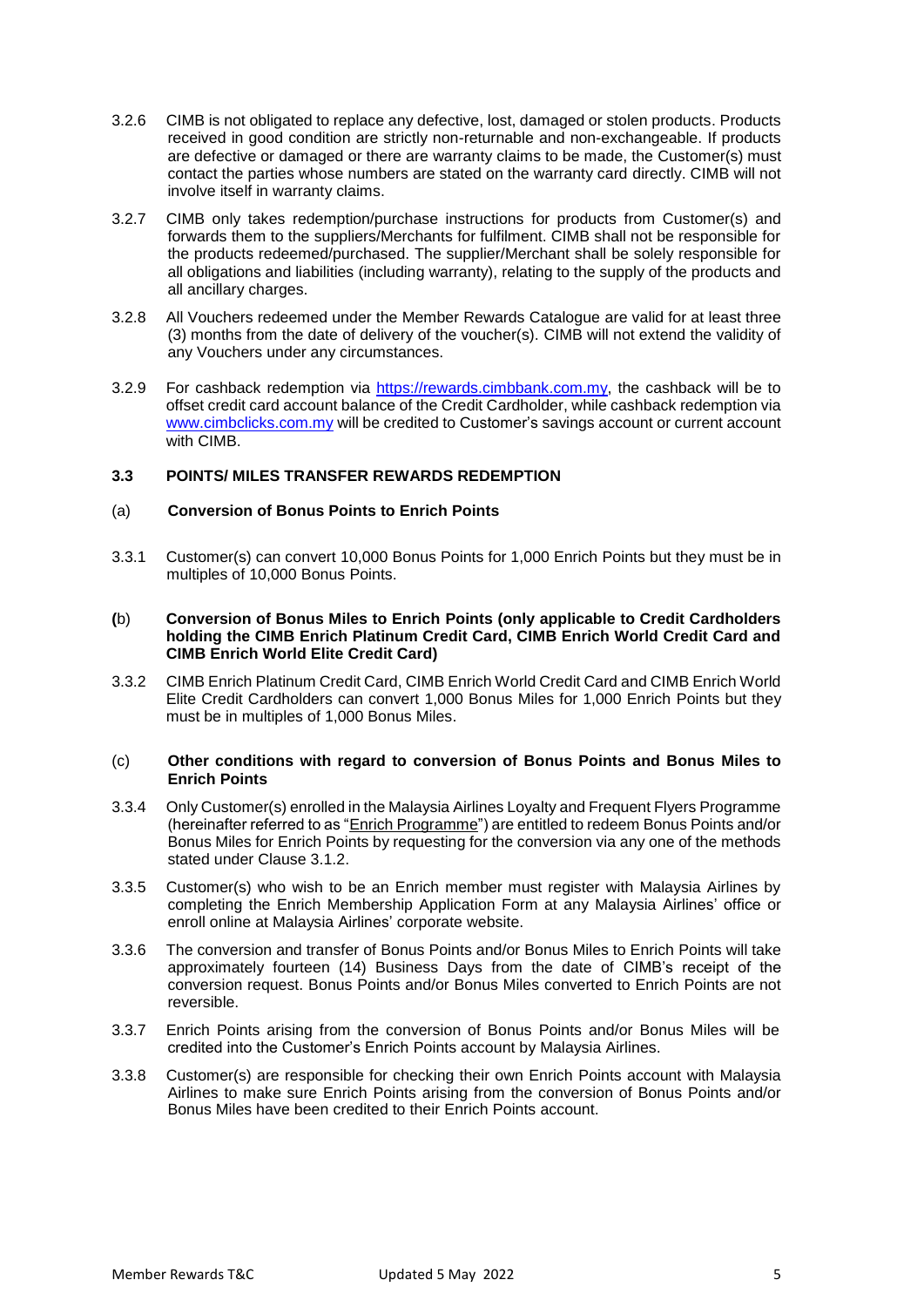3.2.6 CIMB is not obligated to replace any defective, lost, damaged or stolen products. Products received in good condition are strictly non-returnable and non-exchangeable. If products are defective or damaged or there are warranty claims to be made, the Customer(s) must contact the parties whose numbers are stated on the warranty card directly. CIMB will not involve itself in warranty claims.

3.2.7 CIMB only takes redemption/purchase instructions for products from Customer(s) and forwards them to the suppliers/Merchants for fulfilment. CIMB shall not be responsible for the products redeemed/purchased. The supplier/Merchant shall be solely responsible for all obligations and liabilities (including warranty), relating to the supply of the products and all ancillary charges.

3.2.8 All Vouchers redeemed under the Member Rewards Catalogue are valid for at least three (3) months from the date of delivery of the voucher(s). CIMB will not extend the validity of any Vouchers under any circumstances.

3.2.9 For cashback redemption via [https://rewards.cimbbank.com.my](https://rewards.cimbbank.com.my), the cashback will be to offset credit card account balance of the Credit Cardholder, while cashback redemption via [www.cimbclicks.com.my](http://www.cimbclicks.com.my) will be credited to Customer's savings account or current account with CIMB.

### 3.3 POINTS/ MILES TRANSFER REWARDS REDEMPTION

**(a) Conversion of Bonus Points to Enrich Points**

3.3.1 Customer(s) can convert 10,000 Bonus Points for 1,000 Enrich Points but they must be in multiples of 10,000 Bonus Points.

**(b) Conversion of Bonus Miles to Enrich Points (only applicable to Credit Cardholders holding the CIMB Enrich Platinum Credit Card, CIMB Enrich World Credit Card and CIMB Enrich World Elite Credit Card)**

3.3.2 CIMB Enrich Platinum Credit Card, CIMB Enrich World Credit Card and CIMB Enrich World Elite Credit Cardholders can convert 1,000 Bonus Miles for 1,000 Enrich Points but they must be in multiples of 1,000 Bonus Miles.

**(c) Other conditions with regard to conversion of Bonus Points and Bonus Miles to Enrich Points**

3.3.4 Only Customer(s) enrolled in the Malaysia Airlines Loyalty and Frequent Flyers Programme (hereinafter referred to as "Enrich Programme") are entitled to redeem Bonus Points and/or Bonus Miles for Enrich Points by requesting for the conversion via any one of the methods stated under Clause 3.1.2.

3.3.5 Customer(s) who wish to be an Enrich member must register with Malaysia Airlines by completing the Enrich Membership Application Form at any Malaysia Airlines' office or enroll online at Malaysia Airlines' corporate website.

3.3.6 The conversion and transfer of Bonus Points and/or Bonus Miles to Enrich Points will take approximately fourteen (14) Business Days from the date of CIMB's receipt of the conversion request. Bonus Points and/or Bonus Miles converted to Enrich Points are not reversible.

3.3.7 Enrich Points arising from the conversion of Bonus Points and/or Bonus Miles will be credited into the Customer's Enrich Points account by Malaysia Airlines.

3.3.8 Customer(s) are responsible for checking their own Enrich Points account with Malaysia Airlines to make sure Enrich Points arising from the conversion of Bonus Points and/or Bonus Miles have been credited to their Enrich Points account.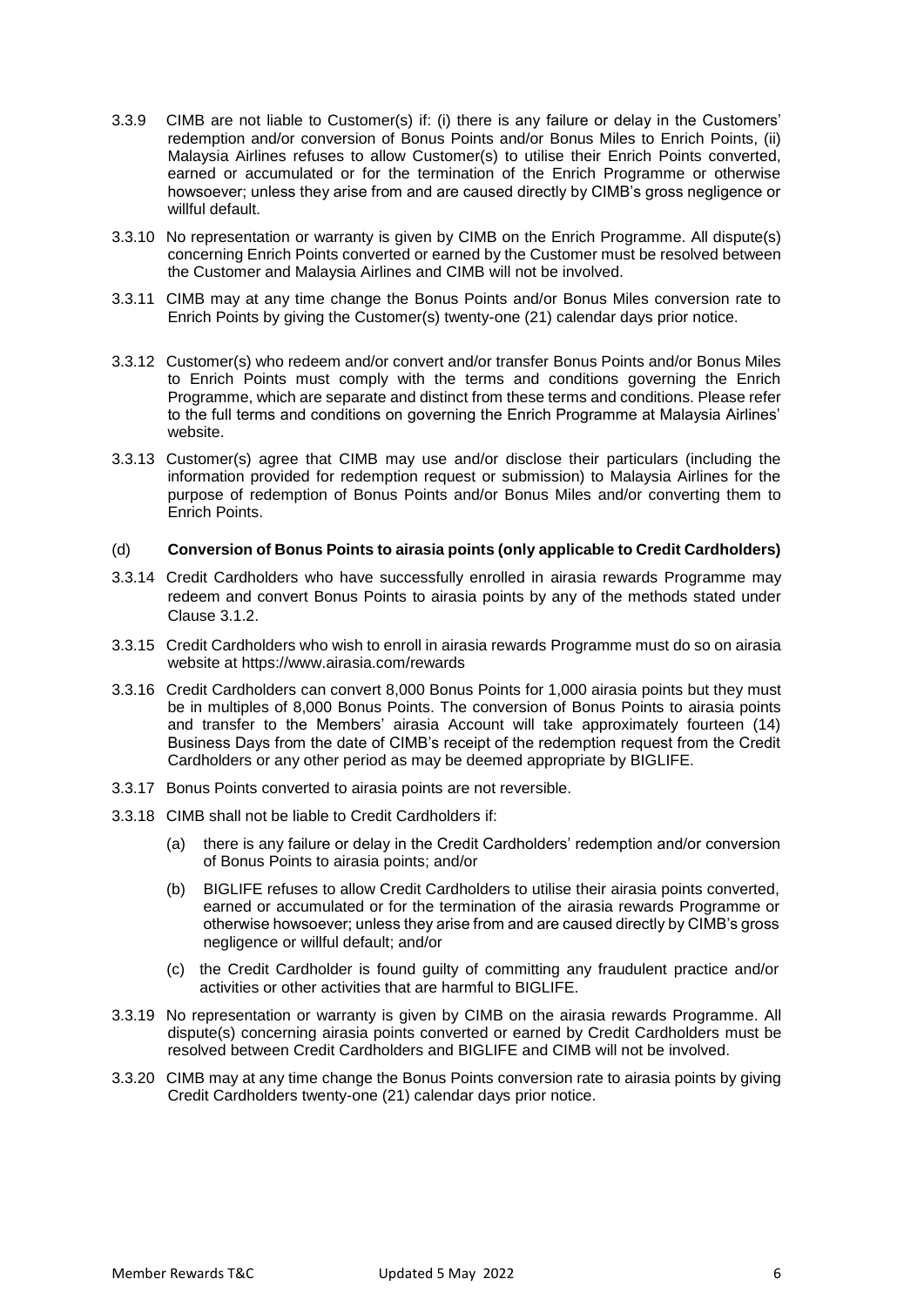3.3.9 CIMB are not liable to Customer(s) if: (i) there is any failure or delay in the Customers' redemption and/or conversion of Bonus Points and/or Bonus Miles to Enrich Points, (ii) Malaysia Airlines refuses to allow Customer(s) to utilise their Enrich Points converted, earned or accumulated or for the termination of the Enrich Programme or otherwise howsoever; unless they arise from and are caused directly by CIMB's gross negligence or willful default.

3.3.10 No representation or warranty is given by CIMB on the Enrich Programme. All dispute(s) concerning Enrich Points converted or earned by the Customer must be resolved between the Customer and Malaysia Airlines and CIMB will not be involved.

3.3.11 CIMB may at any time change the Bonus Points and/or Bonus Miles conversion rate to Enrich Points by giving the Customer(s) twenty-one (21) calendar days prior notice.

3.3.12 Customer(s) who redeem and/or convert and/or transfer Bonus Points and/or Bonus Miles to Enrich Points must comply with the terms and conditions governing the Enrich Programme, which are separate and distinct from these terms and conditions. Please refer to the full terms and conditions on governing the Enrich Programme at Malaysia Airlines' website.

3.3.13 Customer(s) agree that CIMB may use and/or disclose their particulars (including the information provided for redemption request or submission) to Malaysia Airlines for the purpose of redemption of Bonus Points and/or Bonus Miles and/or converting them to Enrich Points.

### (d) Conversion of Bonus Points to airasia points (only applicable to Credit Cardholders)

3.3.14 Credit Cardholders who have successfully enrolled in airasia rewards Programme may redeem and convert Bonus Points to airasia points by any of the methods stated under Clause 3.1.2.

3.3.15 Credit Cardholders who wish to enroll in airasia rewards Programme must do so on airasia website at https://www.airasia.com/rewards

3.3.16 Credit Cardholders can convert 8,000 Bonus Points for 1,000 airasia points but they must be in multiples of 8,000 Bonus Points. The conversion of Bonus Points to airasia points and transfer to the Members' airasia Account will take approximately fourteen (14) Business Days from the date of CIMB's receipt of the redemption request from the Credit Cardholders or any other period as may be deemed appropriate by BIGLIFE.

3.3.17 Bonus Points converted to airasia points are not reversible.

3.3.18 CIMB shall not be liable to Credit Cardholders if:

(a) there is any failure or delay in the Credit Cardholders' redemption and/or conversion of Bonus Points to airasia points; and/or

(b) BIGLIFE refuses to allow Credit Cardholders to utilise their airasia points converted, earned or accumulated or for the termination of the airasia rewards Programme or otherwise howsoever; unless they arise from and are caused directly by CIMB's gross negligence or willful default; and/or

(c) the Credit Cardholder is found guilty of committing any fraudulent practice and/or activities or other activities that are harmful to BIGLIFE.

3.3.19 No representation or warranty is given by CIMB on the airasia rewards Programme. All dispute(s) concerning airasia points converted or earned by Credit Cardholders must be resolved between Credit Cardholders and BIGLIFE and CIMB will not be involved.

3.3.20 CIMB may at any time change the Bonus Points conversion rate to airasia points by giving Credit Cardholders twenty-one (21) calendar days prior notice.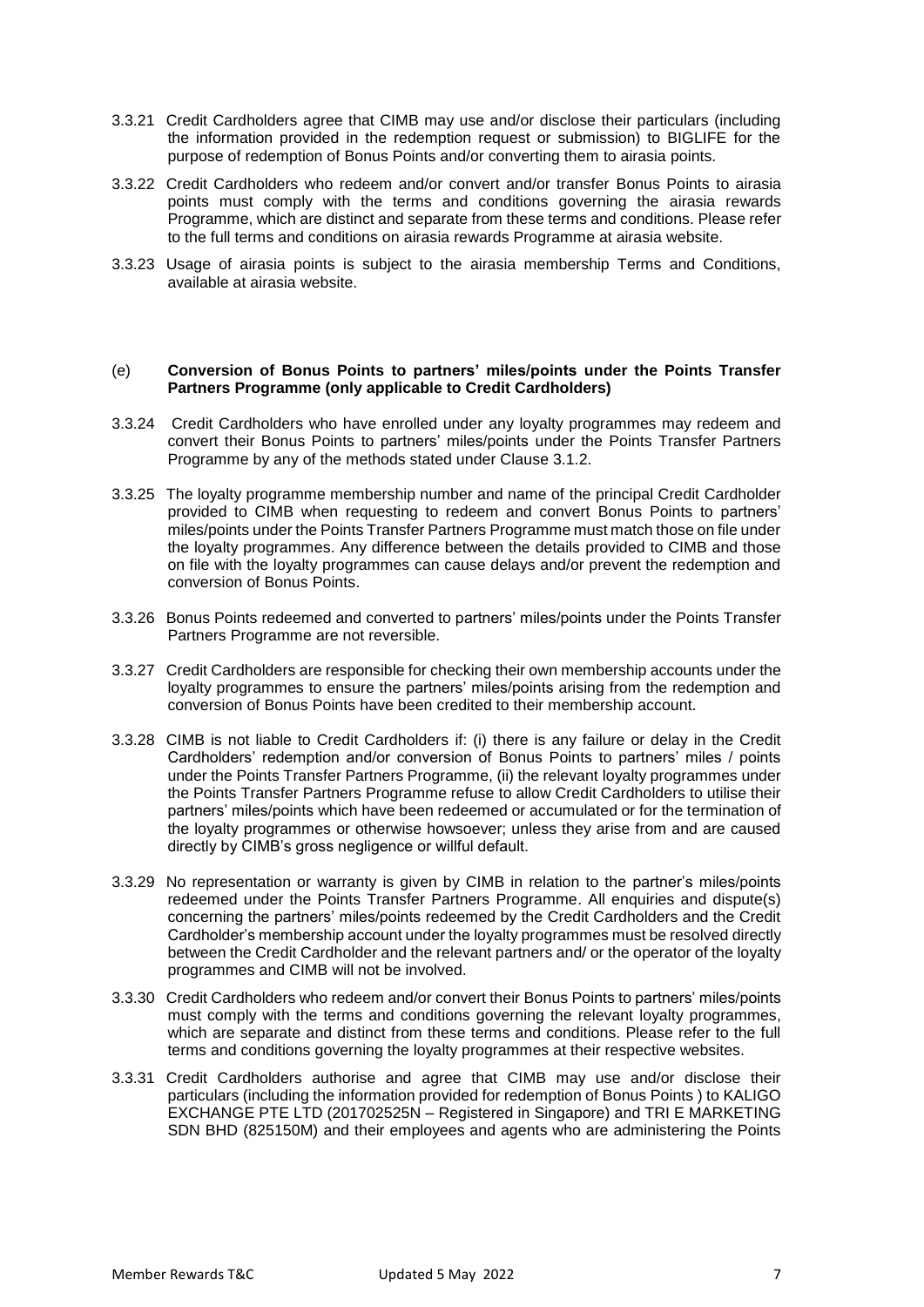3.3.21 Credit Cardholders agree that CIMB may use and/or disclose their particulars (including the information provided in the redemption request or submission) to BIGLIFE for the purpose of redemption of Bonus Points and/or converting them to airasia points.

3.3.22 Credit Cardholders who redeem and/or convert and/or transfer Bonus Points to airasia points must comply with the terms and conditions governing the airasia rewards Programme, which are distinct and separate from these terms and conditions. Please refer to the full terms and conditions on airasia rewards Programme at airasia website.

3.3.23 Usage of airasia points is subject to the airasia membership Terms and Conditions, available at airasia website.

(e) **Conversion of Bonus Points to partners' miles/points under the Points Transfer Partners Programme (only applicable to Credit Cardholders)**

3.3.24 Credit Cardholders who have enrolled under any loyalty programmes may redeem and convert their Bonus Points to partners' miles/points under the Points Transfer Partners Programme by any of the methods stated under Clause 3.1.2.

3.3.25 The loyalty programme membership number and name of the principal Credit Cardholder provided to CIMB when requesting to redeem and convert Bonus Points to partners' miles/points under the Points Transfer Partners Programme must match those on file under the loyalty programmes. Any difference between the details provided to CIMB and those on file with the loyalty programmes can cause delays and/or prevent the redemption and conversion of Bonus Points.

3.3.26 Bonus Points redeemed and converted to partners' miles/points under the Points Transfer Partners Programme are not reversible.

3.3.27 Credit Cardholders are responsible for checking their own membership accounts under the loyalty programmes to ensure the partners' miles/points arising from the redemption and conversion of Bonus Points have been credited to their membership account.

3.3.28 CIMB is not liable to Credit Cardholders if: (i) there is any failure or delay in the Credit Cardholders' redemption and/or conversion of Bonus Points to partners' miles / points under the Points Transfer Partners Programme, (ii) the relevant loyalty programmes under the Points Transfer Partners Programme refuse to allow Credit Cardholders to utilise their partners' miles/points which have been redeemed or accumulated or for the termination of the loyalty programmes or otherwise howsoever; unless they arise from and are caused directly by CIMB's gross negligence or willful default.

3.3.29 No representation or warranty is given by CIMB in relation to the partner's miles/points redeemed under the Points Transfer Partners Programme. All enquiries and dispute(s) concerning the partners' miles/points redeemed by the Credit Cardholders and the Credit Cardholder's membership account under the loyalty programmes must be resolved directly between the Credit Cardholder and the relevant partners and/ or the operator of the loyalty programmes and CIMB will not be involved.

3.3.30 Credit Cardholders who redeem and/or convert their Bonus Points to partners' miles/points must comply with the terms and conditions governing the relevant loyalty programmes, which are separate and distinct from these terms and conditions. Please refer to the full terms and conditions governing the loyalty programmes at their respective websites.

3.3.31 Credit Cardholders authorise and agree that CIMB may use and/or disclose their particulars (including the information provided for redemption of Bonus Points ) to KALIGO EXCHANGE PTE LTD (201702525N – Registered in Singapore) and TRI E MARKETING SDN BHD (825150M) and their employees and agents who are administering the Points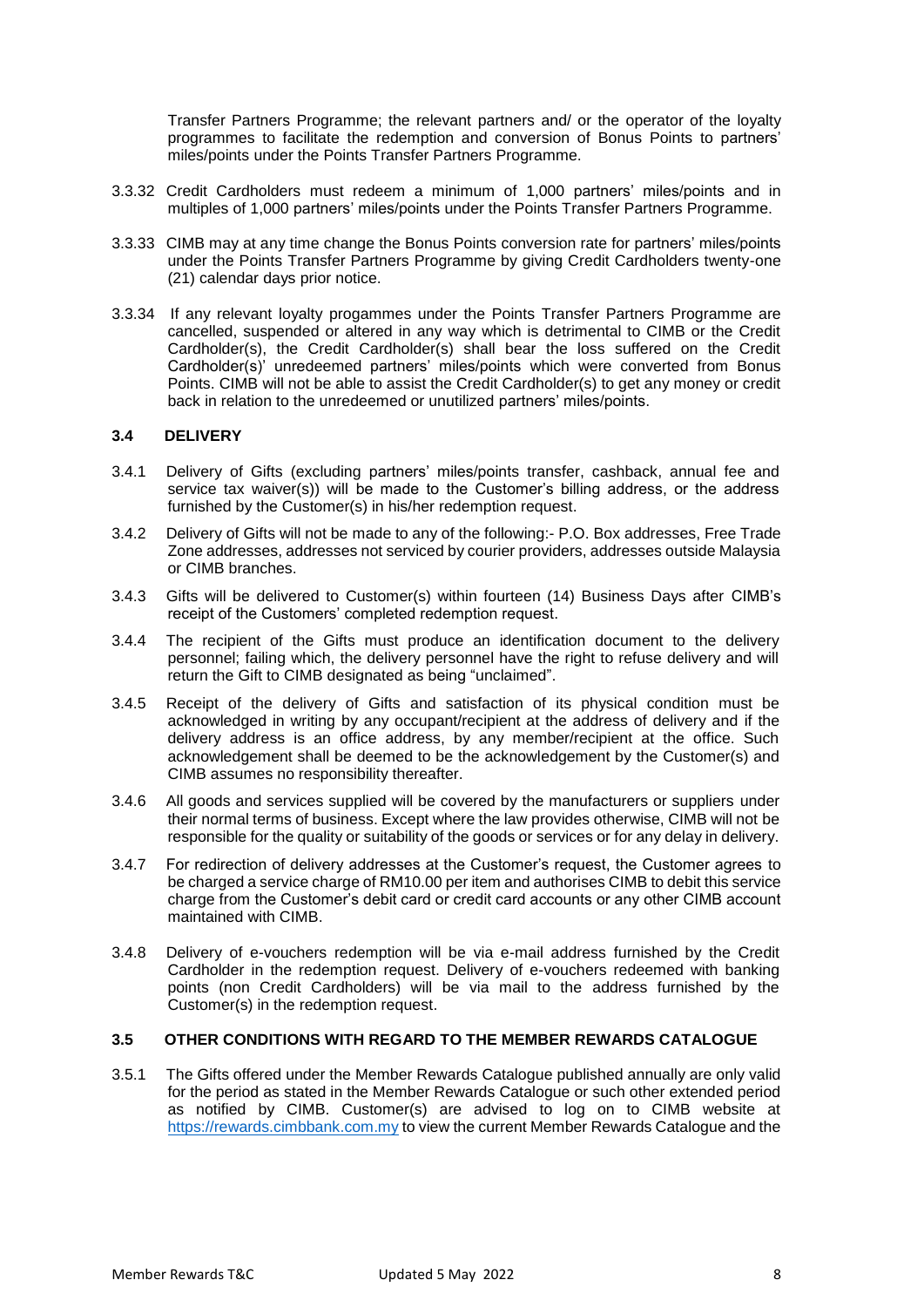Transfer Partners Programme; the relevant partners and/ or the operator of the loyalty programmes to facilitate the redemption and conversion of Bonus Points to partners' miles/points under the Points Transfer Partners Programme.

3.3.32 Credit Cardholders must redeem a minimum of 1,000 partners' miles/points and in multiples of 1,000 partners' miles/points under the Points Transfer Partners Programme.

3.3.33 CIMB may at any time change the Bonus Points conversion rate for partners' miles/points under the Points Transfer Partners Programme by giving Credit Cardholders twenty-one (21) calendar days prior notice.

3.3.34 If any relevant loyalty progammes under the Points Transfer Partners Programme are cancelled, suspended or altered in any way which is detrimental to CIMB or the Credit Cardholder(s), the Credit Cardholder(s) shall bear the loss suffered on the Credit Cardholder(s)' unredeemed partners' miles/points which were converted from Bonus Points. CIMB will not be able to assist the Credit Cardholder(s) to get any money or credit back in relation to the unredeemed or unutilized partners' miles/points.

### 3.4 DELIVERY

3.4.1 Delivery of Gifts (excluding partners' miles/points transfer, cashback, annual fee and service tax waiver(s)) will be made to the Customer's billing address, or the address furnished by the Customer(s) in his/her redemption request.

3.4.2 Delivery of Gifts will not be made to any of the following:- P.O. Box addresses, Free Trade Zone addresses, addresses not serviced by courier providers, addresses outside Malaysia or CIMB branches.

3.4.3 Gifts will be delivered to Customer(s) within fourteen (14) Business Days after CIMB's receipt of the Customers' completed redemption request.

3.4.4 The recipient of the Gifts must produce an identification document to the delivery personnel; failing which, the delivery personnel have the right to refuse delivery and will return the Gift to CIMB designated as being "unclaimed".

3.4.5 Receipt of the delivery of Gifts and satisfaction of its physical condition must be acknowledged in writing by any occupant/recipient at the address of delivery and if the delivery address is an office address, by any member/recipient at the office. Such acknowledgement shall be deemed to be the acknowledgement by the Customer(s) and CIMB assumes no responsibility thereafter.

3.4.6 All goods and services supplied will be covered by the manufacturers or suppliers under their normal terms of business. Except where the law provides otherwise, CIMB will not be responsible for the quality or suitability of the goods or services or for any delay in delivery.

3.4.7 For redirection of delivery addresses at the Customer's request, the Customer agrees to be charged a service charge of RM10.00 per item and authorises CIMB to debit this service charge from the Customer's debit card or credit card accounts or any other CIMB account maintained with CIMB.

3.4.8 Delivery of e-vouchers redemption will be via e-mail address furnished by the Credit Cardholder in the redemption request. Delivery of e-vouchers redeemed with banking points (non Credit Cardholders) will be via mail to the address furnished by the Customer(s) in the redemption request.

### 3.5 OTHER CONDITIONS WITH REGARD TO THE MEMBER REWARDS CATALOGUE

3.5.1 The Gifts offered under the Member Rewards Catalogue published annually are only valid for the period as stated in the Member Rewards Catalogue or such other extended period as notified by CIMB. Customer(s) are advised to log on to CIMB website at https://rewards.cimbbank.com.my to view the current Member Rewards Catalogue and the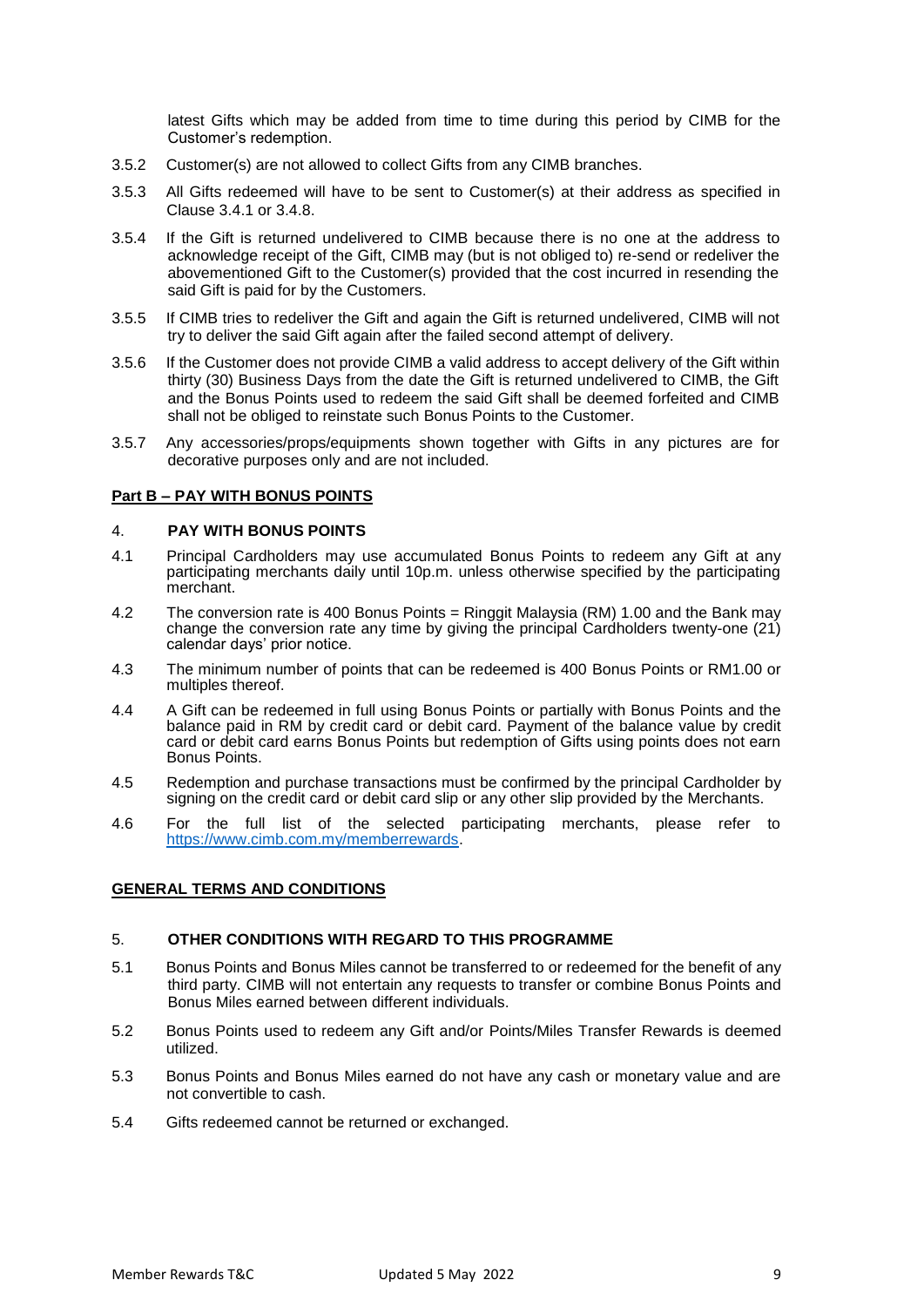latest Gifts which may be added from time to time during this period by CIMB for the Customer's redemption.

3.5.2 Customer(s) are not allowed to collect Gifts from any CIMB branches.

3.5.3 All Gifts redeemed will have to be sent to Customer(s) at their address as specified in Clause 3.4.1 or 3.4.8.

3.5.4 If the Gift is returned undelivered to CIMB because there is no one at the address to acknowledge receipt of the Gift, CIMB may (but is not obliged to) re-send or redeliver the abovementioned Gift to the Customer(s) provided that the cost incurred in resending the said Gift is paid for by the Customers.

3.5.5 If CIMB tries to redeliver the Gift and again the Gift is returned undelivered, CIMB will not try to deliver the said Gift again after the failed second attempt of delivery.

3.5.6 If the Customer does not provide CIMB a valid address to accept delivery of the Gift within thirty (30) Business Days from the date the Gift is returned undelivered to CIMB, the Gift and the Bonus Points used to redeem the said Gift shall be deemed forfeited and CIMB shall not be obliged to reinstate such Bonus Points to the Customer.

3.5.7 Any accessories/props/equipments shown together with Gifts in any pictures are for decorative purposes only and are not included.

**Part B – PAY WITH BONUS POINTS**

**4. PAY WITH BONUS POINTS**

4.1 Principal Cardholders may use accumulated Bonus Points to redeem any Gift at any participating merchants daily until 10p.m. unless otherwise specified by the participating merchant.

4.2 The conversion rate is 400 Bonus Points = Ringgit Malaysia (RM) 1.00 and the Bank may change the conversion rate any time by giving the principal Cardholders twenty-one (21) calendar days' prior notice.

4.3 The minimum number of points that can be redeemed is 400 Bonus Points or RM1.00 or multiples thereof.

4.4 A Gift can be redeemed in full using Bonus Points or partially with Bonus Points and the balance paid in RM by credit card or debit card. Payment of the balance value by credit card or debit card earns Bonus Points but redemption of Gifts using points does not earn Bonus Points.

4.5 Redemption and purchase transactions must be confirmed by the principal Cardholder by signing on the credit card or debit card slip or any other slip provided by the Merchants.

4.6 For the full list of the selected participating merchants, please refer to https://www.cimb.com.my/memberrewards.

**GENERAL TERMS AND CONDITIONS**

**5. OTHER CONDITIONS WITH REGARD TO THIS PROGRAMME**

5.1 Bonus Points and Bonus Miles cannot be transferred to or redeemed for the benefit of any third party. CIMB will not entertain any requests to transfer or combine Bonus Points and Bonus Miles earned between different individuals.

5.2 Bonus Points used to redeem any Gift and/or Points/Miles Transfer Rewards is deemed utilized.

5.3 Bonus Points and Bonus Miles earned do not have any cash or monetary value and are not convertible to cash.

5.4 Gifts redeemed cannot be returned or exchanged.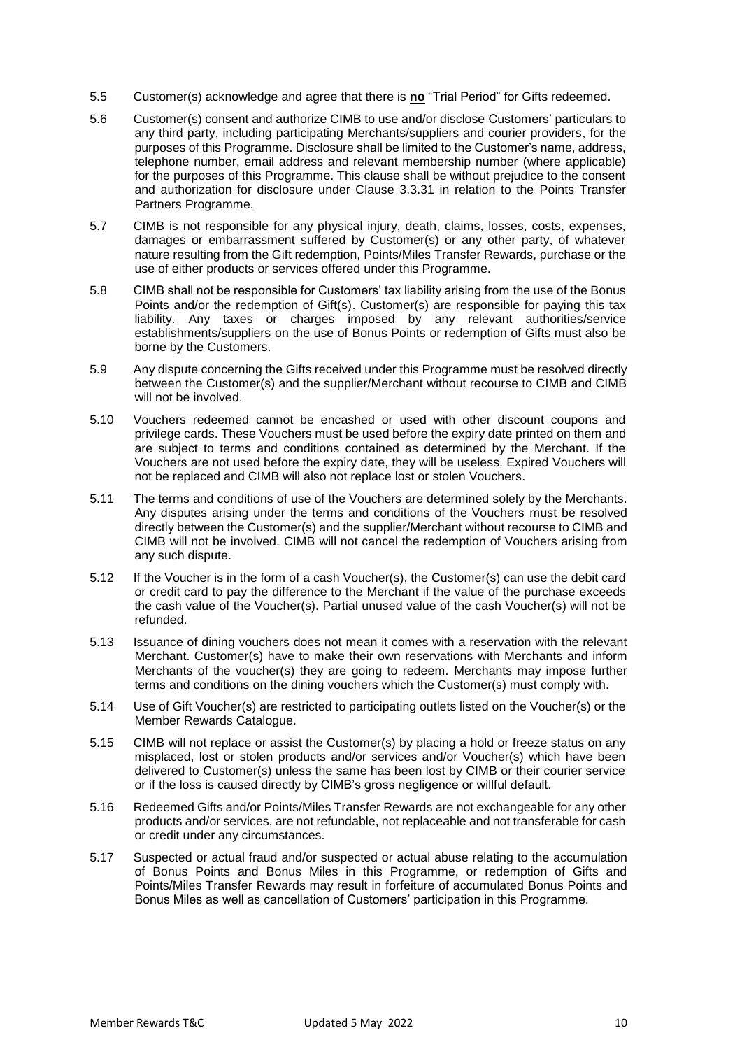5.5 Customer(s) acknowledge and agree that there is **no** "Trial Period" for Gifts redeemed.

5.6 Customer(s) consent and authorize CIMB to use and/or disclose Customers' particulars to any third party, including participating Merchants/suppliers and courier providers, for the purposes of this Programme. Disclosure shall be limited to the Customer's name, address, telephone number, email address and relevant membership number (where applicable) for the purposes of this Programme. This clause shall be without prejudice to the consent and authorization for disclosure under Clause 3.3.31 in relation to the Points Transfer Partners Programme.

5.7 CIMB is not responsible for any physical injury, death, claims, losses, costs, expenses, damages or embarrassment suffered by Customer(s) or any other party, of whatever nature resulting from the Gift redemption, Points/Miles Transfer Rewards, purchase or the use of either products or services offered under this Programme.

5.8 CIMB shall not be responsible for Customers' tax liability arising from the use of the Bonus Points and/or the redemption of Gift(s). Customer(s) are responsible for paying this tax liability. Any taxes or charges imposed by any relevant authorities/service establishments/suppliers on the use of Bonus Points or redemption of Gifts must also be borne by the Customers.

5.9 Any dispute concerning the Gifts received under this Programme must be resolved directly between the Customer(s) and the supplier/Merchant without recourse to CIMB and CIMB will not be involved.

5.10 Vouchers redeemed cannot be encashed or used with other discount coupons and privilege cards. These Vouchers must be used before the expiry date printed on them and are subject to terms and conditions contained as determined by the Merchant. If the Vouchers are not used before the expiry date, they will be useless. Expired Vouchers will not be replaced and CIMB will also not replace lost or stolen Vouchers.

5.11 The terms and conditions of use of the Vouchers are determined solely by the Merchants. Any disputes arising under the terms and conditions of the Vouchers must be resolved directly between the Customer(s) and the supplier/Merchant without recourse to CIMB and CIMB will not be involved. CIMB will not cancel the redemption of Vouchers arising from any such dispute.

5.12 If the Voucher is in the form of a cash Voucher(s), the Customer(s) can use the debit card or credit card to pay the difference to the Merchant if the value of the purchase exceeds the cash value of the Voucher(s). Partial unused value of the cash Voucher(s) will not be refunded.

5.13 Issuance of dining vouchers does not mean it comes with a reservation with the relevant Merchant. Customer(s) have to make their own reservations with Merchants and inform Merchants of the voucher(s) they are going to redeem. Merchants may impose further terms and conditions on the dining vouchers which the Customer(s) must comply with.

5.14 Use of Gift Voucher(s) are restricted to participating outlets listed on the Voucher(s) or the Member Rewards Catalogue.

5.15 CIMB will not replace or assist the Customer(s) by placing a hold or freeze status on any misplaced, lost or stolen products and/or services and/or Voucher(s) which have been delivered to Customer(s) unless the same has been lost by CIMB or their courier service or if the loss is caused directly by CIMB's gross negligence or willful default.

5.16 Redeemed Gifts and/or Points/Miles Transfer Rewards are not exchangeable for any other products and/or services, are not refundable, not replaceable and not transferable for cash or credit under any circumstances.

5.17 Suspected or actual fraud and/or suspected or actual abuse relating to the accumulation of Bonus Points and Bonus Miles in this Programme, or redemption of Gifts and Points/Miles Transfer Rewards may result in forfeiture of accumulated Bonus Points and Bonus Miles as well as cancellation of Customers' participation in this Programme.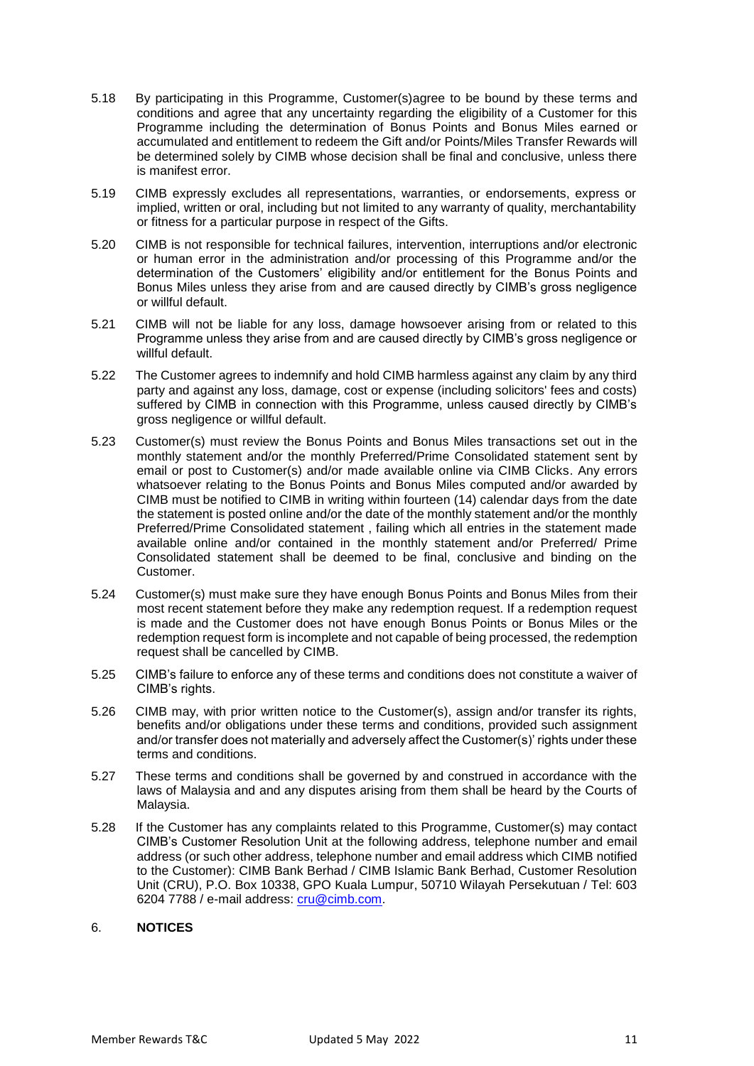5.18 By participating in this Programme, Customer(s)agree to be bound by these terms and conditions and agree that any uncertainty regarding the eligibility of a Customer for this Programme including the determination of Bonus Points and Bonus Miles earned or accumulated and entitlement to redeem the Gift and/or Points/Miles Transfer Rewards will be determined solely by CIMB whose decision shall be final and conclusive, unless there is manifest error.

5.19 CIMB expressly excludes all representations, warranties, or endorsements, express or implied, written or oral, including but not limited to any warranty of quality, merchantability or fitness for a particular purpose in respect of the Gifts.

5.20 CIMB is not responsible for technical failures, intervention, interruptions and/or electronic or human error in the administration and/or processing of this Programme and/or the determination of the Customers' eligibility and/or entitlement for the Bonus Points and Bonus Miles unless they arise from and are caused directly by CIMB's gross negligence or willful default.

5.21 CIMB will not be liable for any loss, damage howsoever arising from or related to this Programme unless they arise from and are caused directly by CIMB's gross negligence or willful default.

5.22 The Customer agrees to indemnify and hold CIMB harmless against any claim by any third party and against any loss, damage, cost or expense (including solicitors' fees and costs) suffered by CIMB in connection with this Programme, unless caused directly by CIMB's gross negligence or willful default.

5.23 Customer(s) must review the Bonus Points and Bonus Miles transactions set out in the monthly statement and/or the monthly Preferred/Prime Consolidated statement sent by email or post to Customer(s) and/or made available online via CIMB Clicks. Any errors whatsoever relating to the Bonus Points and Bonus Miles computed and/or awarded by CIMB must be notified to CIMB in writing within fourteen (14) calendar days from the date the statement is posted online and/or the date of the monthly statement and/or the monthly Preferred/Prime Consolidated statement , failing which all entries in the statement made available online and/or contained in the monthly statement and/or Preferred/ Prime Consolidated statement shall be deemed to be final, conclusive and binding on the Customer.

5.24 Customer(s) must make sure they have enough Bonus Points and Bonus Miles from their most recent statement before they make any redemption request. If a redemption request is made and the Customer does not have enough Bonus Points or Bonus Miles or the redemption request form is incomplete and not capable of being processed, the redemption request shall be cancelled by CIMB.

5.25 CIMB's failure to enforce any of these terms and conditions does not constitute a waiver of CIMB's rights.

5.26 CIMB may, with prior written notice to the Customer(s), assign and/or transfer its rights, benefits and/or obligations under these terms and conditions, provided such assignment and/or transfer does not materially and adversely affect the Customer(s)' rights under these terms and conditions.

5.27 These terms and conditions shall be governed by and construed in accordance with the laws of Malaysia and and any disputes arising from them shall be heard by the Courts of Malaysia.

5.28 If the Customer has any complaints related to this Programme, Customer(s) may contact CIMB's Customer Resolution Unit at the following address, telephone number and email address (or such other address, telephone number and email address which CIMB notified to the Customer): CIMB Bank Berhad / CIMB Islamic Bank Berhad, Customer Resolution Unit (CRU), P.O. Box 10338, GPO Kuala Lumpur, 50710 Wilayah Persekutuan / Tel: 603 6204 7788 / e-mail address: cru@cimb.com.

## 6. **NOTICES**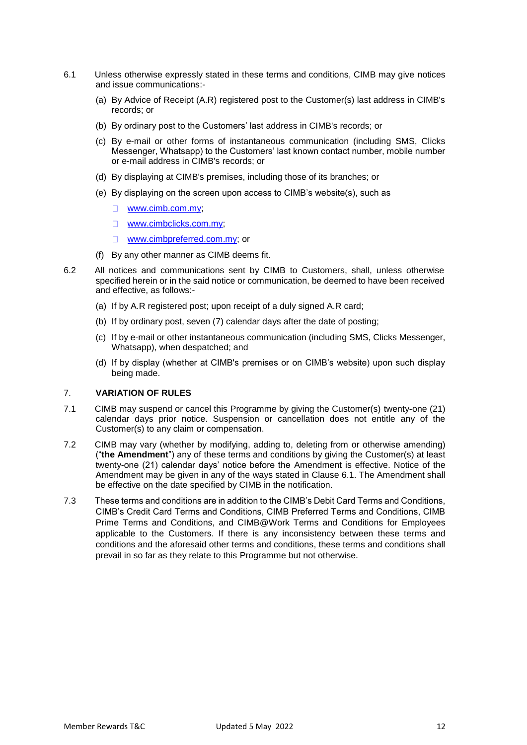6.1 Unless otherwise expressly stated in these terms and conditions, CIMB may give notices and issue communications:-

(a) By Advice of Receipt (A.R) registered post to the Customer(s) last address in CIMB's records; or

(b) By ordinary post to the Customers' last address in CIMB's records; or

(c) By e-mail or other forms of instantaneous communication (including SMS, Clicks Messenger, Whatsapp) to the Customers' last known contact number, mobile number or e-mail address in CIMB's records; or

(d) By displaying at CIMB's premises, including those of its branches; or

(e) By displaying on the screen upon access to CIMB's website(s), such as

- www.cimb.com.my;
- www.cimbclicks.com.my;
- www.cimbpreferred.com.my; or

(f) By any other manner as CIMB deems fit.

6.2 All notices and communications sent by CIMB to Customers, shall, unless otherwise specified herein or in the said notice or communication, be deemed to have been received and effective, as follows:-

(a) If by A.R registered post; upon receipt of a duly signed A.R card;

(b) If by ordinary post, seven (7) calendar days after the date of posting;

(c) If by e-mail or other instantaneous communication (including SMS, Clicks Messenger, Whatsapp), when despatched; and

(d) If by display (whether at CIMB's premises or on CIMB's website) upon such display being made.

## 7. VARIATION OF RULES

7.1 CIMB may suspend or cancel this Programme by giving the Customer(s) twenty-one (21) calendar days prior notice. Suspension or cancellation does not entitle any of the Customer(s) to any claim or compensation.

7.2 CIMB may vary (whether by modifying, adding to, deleting from or otherwise amending) ("**the Amendment**") any of these terms and conditions by giving the Customer(s) at least twenty-one (21) calendar days' notice before the Amendment is effective. Notice of the Amendment may be given in any of the ways stated in Clause 6.1. The Amendment shall be effective on the date specified by CIMB in the notification.

7.3 These terms and conditions are in addition to the CIMB's Debit Card Terms and Conditions, CIMB's Credit Card Terms and Conditions, CIMB Preferred Terms and Conditions, CIMB Prime Terms and Conditions, and CIMB@Work Terms and Conditions for Employees applicable to the Customers. If there is any inconsistency between these terms and conditions and the aforesaid other terms and conditions, these terms and conditions shall prevail in so far as they relate to this Programme but not otherwise.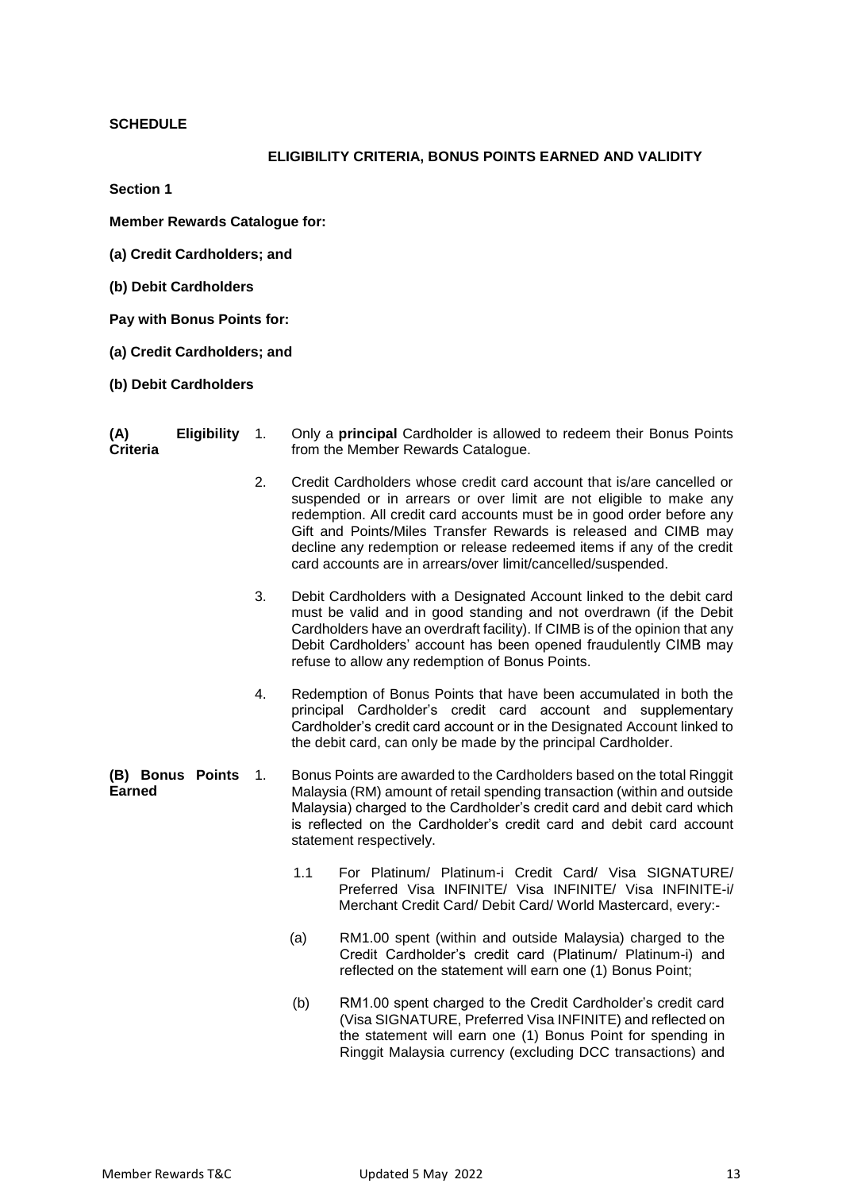**SCHEDULE**

**ELIGIBILITY CRITERIA, BONUS POINTS EARNED AND VALIDITY**

**Section 1**

**Member Rewards Catalogue for:**

**(a) Credit Cardholders; and**

**(b) Debit Cardholders**

**Pay with Bonus Points for:**

**(a) Credit Cardholders; and**

**(b) Debit Cardholders**

**(A) Eligibility Criteria**

1. Only a **principal** Cardholder is allowed to redeem their Bonus Points from the Member Rewards Catalogue.

2. Credit Cardholders whose credit card account that is/are cancelled or suspended or in arrears or over limit are not eligible to make any redemption. All credit card accounts must be in good order before any Gift and Points/Miles Transfer Rewards is released and CIMB may decline any redemption or release redeemed items if any of the credit card accounts are in arrears/over limit/cancelled/suspended.

3. Debit Cardholders with a Designated Account linked to the debit card must be valid and in good standing and not overdrawn (if the Debit Cardholders have an overdraft facility). If CIMB is of the opinion that any Debit Cardholders' account has been opened fraudulently CIMB may refuse to allow any redemption of Bonus Points.

4. Redemption of Bonus Points that have been accumulated in both the principal Cardholder's credit card account and supplementary Cardholder's credit card account or in the Designated Account linked to the debit card, can only be made by the principal Cardholder.

**(B) Bonus Points Earned**

1. Bonus Points are awarded to the Cardholders based on the total Ringgit Malaysia (RM) amount of retail spending transaction (within and outside Malaysia) charged to the Cardholder's credit card and debit card which is reflected on the Cardholder's credit card and debit card account statement respectively.

   1.1 For Platinum/ Platinum-i Credit Card/ Visa SIGNATURE/ Preferred Visa INFINITE/ Visa INFINITE/ Visa INFINITE-i/ Merchant Credit Card/ Debit Card/ World Mastercard, every:-

   (a) RM1.00 spent (within and outside Malaysia) charged to the Credit Cardholder's credit card (Platinum/ Platinum-i) and reflected on the statement will earn one (1) Bonus Point;

   (b) RM1.00 spent charged to the Credit Cardholder's credit card (Visa SIGNATURE, Preferred Visa INFINITE) and reflected on the statement will earn one (1) Bonus Point for spending in Ringgit Malaysia currency (excluding DCC transactions) and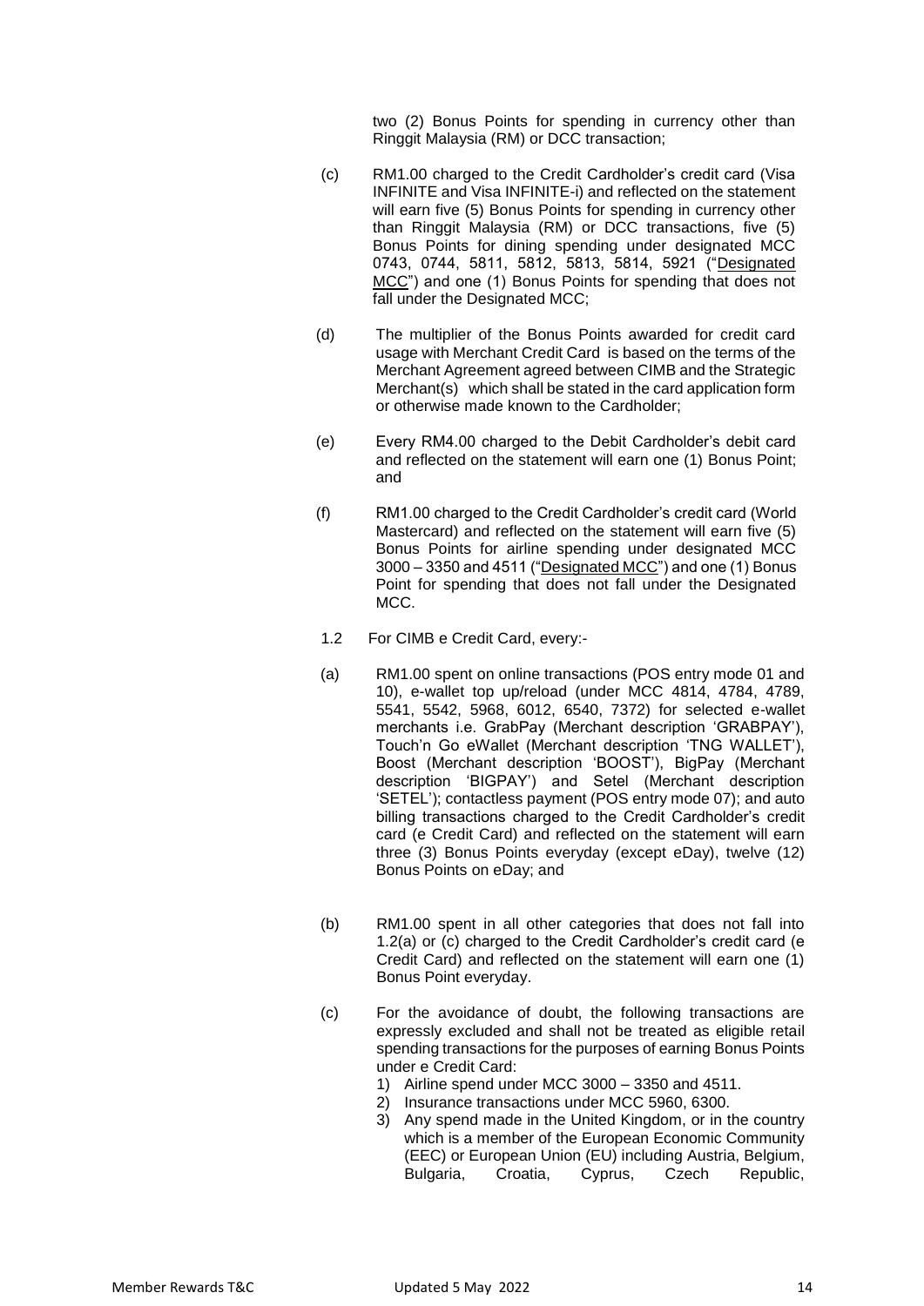two (2) Bonus Points for spending in currency other than Ringgit Malaysia (RM) or DCC transaction;

(c) RM1.00 charged to the Credit Cardholder's credit card (Visa INFINITE and Visa INFINITE-i) and reflected on the statement will earn five (5) Bonus Points for spending in currency other than Ringgit Malaysia (RM) or DCC transactions, five (5) Bonus Points for dining spending under designated MCC 0743, 0744, 5811, 5812, 5813, 5814, 5921 ("Designated MCC") and one (1) Bonus Points for spending that does not fall under the Designated MCC;

(d) The multiplier of the Bonus Points awarded for credit card usage with Merchant Credit Card is based on the terms of the Merchant Agreement agreed between CIMB and the Strategic Merchant(s) which shall be stated in the card application form or otherwise made known to the Cardholder;

(e) Every RM4.00 charged to the Debit Cardholder's debit card and reflected on the statement will earn one (1) Bonus Point; and

(f) RM1.00 charged to the Credit Cardholder's credit card (World Mastercard) and reflected on the statement will earn five (5) Bonus Points for airline spending under designated MCC 3000 – 3350 and 4511 ("Designated MCC") and one (1) Bonus Point for spending that does not fall under the Designated MCC.

1.2 For CIMB e Credit Card, every:-

(a) RM1.00 spent on online transactions (POS entry mode 01 and 10), e-wallet top up/reload (under MCC 4814, 4784, 4789, 5541, 5542, 5968, 6012, 6540, 7372) for selected e-wallet merchants i.e. GrabPay (Merchant description 'GRABPAY'), Touch'n Go eWallet (Merchant description 'TNG WALLET'), Boost (Merchant description 'BOOST'), BigPay (Merchant description 'BIGPAY') and Setel (Merchant description 'SETEL'); contactless payment (POS entry mode 07); and auto billing transactions charged to the Credit Cardholder's credit card (e Credit Card) and reflected on the statement will earn three (3) Bonus Points everyday (except eDay), twelve (12) Bonus Points on eDay; and

(b) RM1.00 spent in all other categories that does not fall into 1.2(a) or (c) charged to the Credit Cardholder's credit card (e Credit Card) and reflected on the statement will earn one (1) Bonus Point everyday.

(c) For the avoidance of doubt, the following transactions are expressly excluded and shall not be treated as eligible retail spending transactions for the purposes of earning Bonus Points under e Credit Card:
   1) Airline spend under MCC 3000 – 3350 and 4511.
   2) Insurance transactions under MCC 5960, 6300.
   3) Any spend made in the United Kingdom, or in the country which is a member of the European Economic Community (EEC) or European Union (EU) including Austria, Belgium, Bulgaria, Croatia, Cyprus, Czech Republic,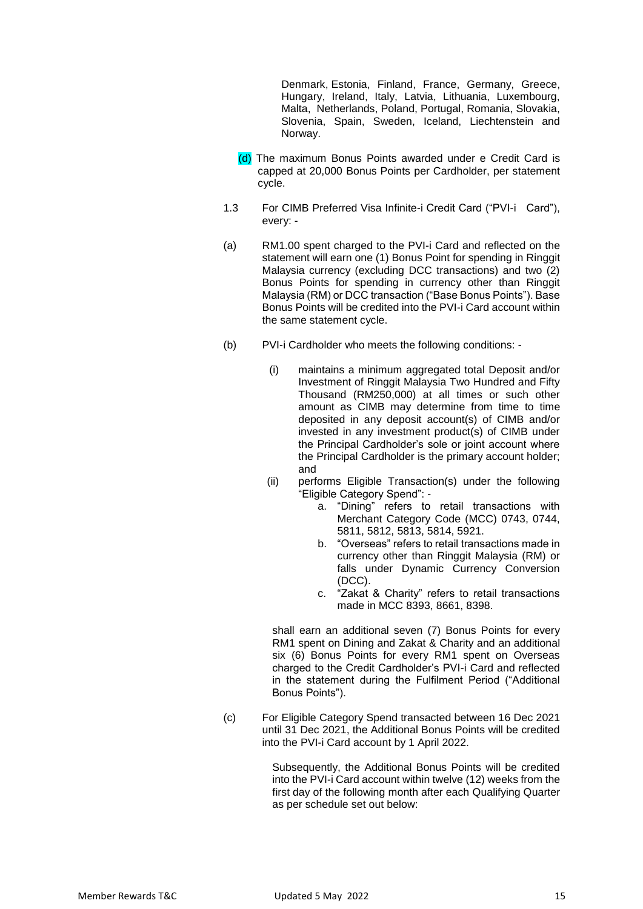Denmark, Estonia, Finland, France, Germany, Greece, Hungary, Ireland, Italy, Latvia, Lithuania, Luxembourg, Malta, Netherlands, Poland, Portugal, Romania, Slovakia, Slovenia, Spain, Sweden, Iceland, Liechtenstein and Norway.

(d) The maximum Bonus Points awarded under e Credit Card is capped at 20,000 Bonus Points per Cardholder, per statement cycle.

1.3 For CIMB Preferred Visa Infinite-i Credit Card ("PVI-i Card"), every: -

(a) RM1.00 spent charged to the PVI-i Card and reflected on the statement will earn one (1) Bonus Point for spending in Ringgit Malaysia currency (excluding DCC transactions) and two (2) Bonus Points for spending in currency other than Ringgit Malaysia (RM) or DCC transaction ("Base Bonus Points"). Base Bonus Points will be credited into the PVI-i Card account within the same statement cycle.

(b) PVI-i Cardholder who meets the following conditions: -

  (i) maintains a minimum aggregated total Deposit and/or Investment of Ringgit Malaysia Two Hundred and Fifty Thousand (RM250,000) at all times or such other amount as CIMB may determine from time to time deposited in any deposit account(s) of CIMB and/or invested in any investment product(s) of CIMB under the Principal Cardholder's sole or joint account where the Principal Cardholder is the primary account holder; and

  (ii) performs Eligible Transaction(s) under the following "Eligible Category Spend": -

    a. "Dining" refers to retail transactions with Merchant Category Code (MCC) 0743, 0744, 5811, 5812, 5813, 5814, 5921.

    b. "Overseas" refers to retail transactions made in currency other than Ringgit Malaysia (RM) or falls under Dynamic Currency Conversion (DCC).

    c. "Zakat & Charity" refers to retail transactions made in MCC 8393, 8661, 8398.

  shall earn an additional seven (7) Bonus Points for every RM1 spent on Dining and Zakat & Charity and an additional six (6) Bonus Points for every RM1 spent on Overseas charged to the Credit Cardholder's PVI-i Card and reflected in the statement during the Fulfilment Period ("Additional Bonus Points").

(c) For Eligible Category Spend transacted between 16 Dec 2021 until 31 Dec 2021, the Additional Bonus Points will be credited into the PVI-i Card account by 1 April 2022.

  Subsequently, the Additional Bonus Points will be credited into the PVI-i Card account within twelve (12) weeks from the first day of the following month after each Qualifying Quarter as per schedule set out below: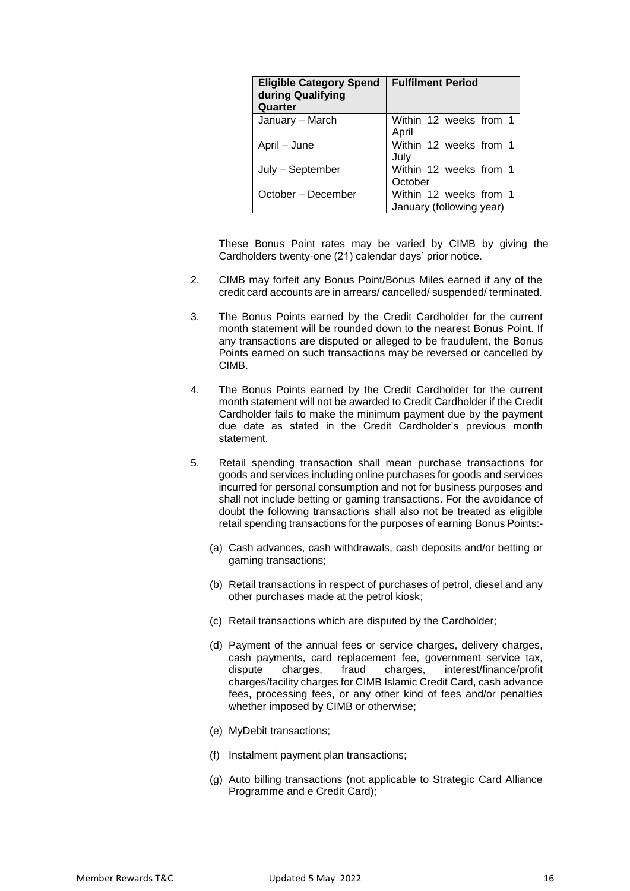| Eligible Category Spend during Qualifying Quarter | Fulfilment Period |
|---|---|
| January – March | Within 12 weeks from 1 April |
| April – June | Within 12 weeks from 1 July |
| July – September | Within 12 weeks from 1 October |
| October – December | Within 12 weeks from 1 January (following year) |

These Bonus Point rates may be varied by CIMB by giving the Cardholders twenty-one (21) calendar days' prior notice.

2. CIMB may forfeit any Bonus Point/Bonus Miles earned if any of the credit card accounts are in arrears/ cancelled/ suspended/ terminated.

3. The Bonus Points earned by the Credit Cardholder for the current month statement will be rounded down to the nearest Bonus Point. If any transactions are disputed or alleged to be fraudulent, the Bonus Points earned on such transactions may be reversed or cancelled by CIMB.

4. The Bonus Points earned by the Credit Cardholder for the current month statement will not be awarded to Credit Cardholder if the Credit Cardholder fails to make the minimum payment due by the payment due date as stated in the Credit Cardholder's previous month statement.

5. Retail spending transaction shall mean purchase transactions for goods and services including online purchases for goods and services incurred for personal consumption and not for business purposes and shall not include betting or gaming transactions. For the avoidance of doubt the following transactions shall also not be treated as eligible retail spending transactions for the purposes of earning Bonus Points:-

   (a) Cash advances, cash withdrawals, cash deposits and/or betting or gaming transactions;

   (b) Retail transactions in respect of purchases of petrol, diesel and any other purchases made at the petrol kiosk;

   (c) Retail transactions which are disputed by the Cardholder;

   (d) Payment of the annual fees or service charges, delivery charges, cash payments, card replacement fee, government service tax, dispute charges, fraud charges, interest/finance/profit charges/facility charges for CIMB Islamic Credit Card, cash advance fees, processing fees, or any other kind of fees and/or penalties whether imposed by CIMB or otherwise;

   (e) MyDebit transactions;

   (f) Instalment payment plan transactions;

   (g) Auto billing transactions (not applicable to Strategic Card Alliance Programme and e Credit Card);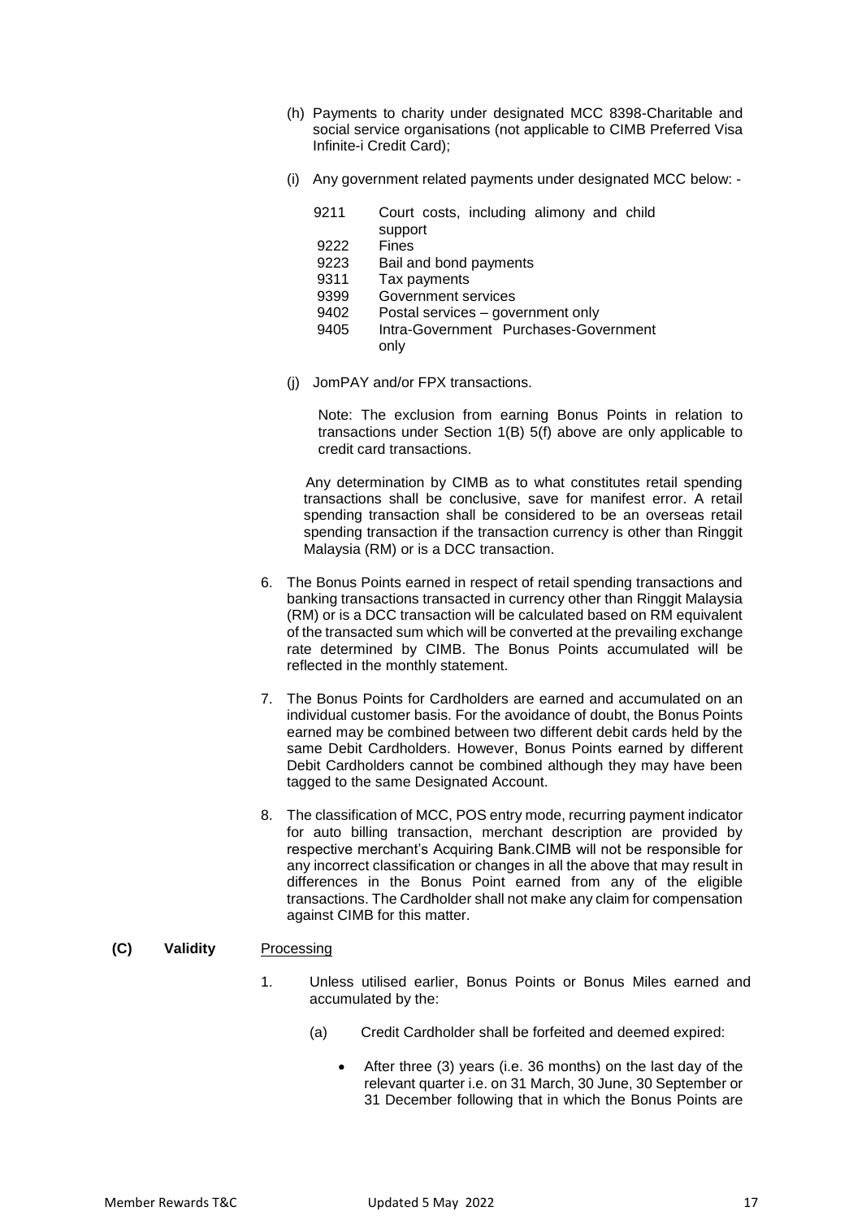(h) Payments to charity under designated MCC 8398-Charitable and social service organisations (not applicable to CIMB Preferred Visa Infinite-i Credit Card);

(i) Any government related payments under designated MCC below: -

| | |
|---|---|
| 9211 | Court costs, including alimony and child support |
| 9222 | Fines |
| 9223 | Bail and bond payments |
| 9311 | Tax payments |
| 9399 | Government services |
| 9402 | Postal services – government only |
| 9405 | Intra-Government Purchases-Government only |

(j) JomPAY and/or FPX transactions.

Note: The exclusion from earning Bonus Points in relation to transactions under Section 1(B) 5(f) above are only applicable to credit card transactions.

Any determination by CIMB as to what constitutes retail spending transactions shall be conclusive, save for manifest error. A retail spending transaction shall be considered to be an overseas retail spending transaction if the transaction currency is other than Ringgit Malaysia (RM) or is a DCC transaction.

6. The Bonus Points earned in respect of retail spending transactions and banking transactions transacted in currency other than Ringgit Malaysia (RM) or is a DCC transaction will be calculated based on RM equivalent of the transacted sum which will be converted at the prevailing exchange rate determined by CIMB. The Bonus Points accumulated will be reflected in the monthly statement.

7. The Bonus Points for Cardholders are earned and accumulated on an individual customer basis. For the avoidance of doubt, the Bonus Points earned may be combined between two different debit cards held by the same Debit Cardholders. However, Bonus Points earned by different Debit Cardholders cannot be combined although they may have been tagged to the same Designated Account.

8. The classification of MCC, POS entry mode, recurring payment indicator for auto billing transaction, merchant description are provided by respective merchant's Acquiring Bank.CIMB will not be responsible for any incorrect classification or changes in all the above that may result in differences in the Bonus Point earned from any of the eligible transactions. The Cardholder shall not make any claim for compensation against CIMB for this matter.

**(C) Validity** Processing

1. Unless utilised earlier, Bonus Points or Bonus Miles earned and accumulated by the:

   (a) Credit Cardholder shall be forfeited and deemed expired:

   - After three (3) years (i.e. 36 months) on the last day of the relevant quarter i.e. on 31 March, 30 June, 30 September or 31 December following that in which the Bonus Points are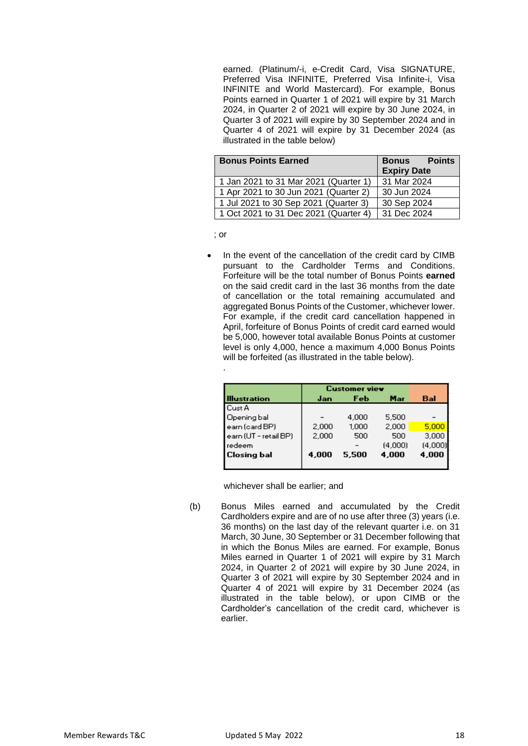earned. (Platinum/-i, e-Credit Card, Visa SIGNATURE, Preferred Visa INFINITE, Preferred Visa Infinite-i, Visa INFINITE and World Mastercard). For example, Bonus Points earned in Quarter 1 of 2021 will expire by 31 March 2024, in Quarter 2 of 2021 will expire by 30 June 2024, in Quarter 3 of 2021 will expire by 30 September 2024 and in Quarter 4 of 2021 will expire by 31 December 2024 (as illustrated in the table below)

| **Bonus Points Earned** | **Bonus Points Expiry Date** |
|---|---|
| 1 Jan 2021 to 31 Mar 2021 (Quarter 1) | 31 Mar 2024 |
| 1 Apr 2021 to 30 Jun 2021 (Quarter 2) | 30 Jun 2024 |
| 1 Jul 2021 to 30 Sep 2021 (Quarter 3) | 30 Sep 2024 |
| 1 Oct 2021 to 31 Dec 2021 (Quarter 4) | 31 Dec 2024 |

; or

- In the event of the cancellation of the credit card by CIMB pursuant to the Cardholder Terms and Conditions. Forfeiture will be the total number of Bonus Points **earned** on the said credit card in the last 36 months from the date of cancellation or the total remaining accumulated and aggregated Bonus Points of the Customer, whichever lower. For example, if the credit card cancellation happened in April, forfeiture of Bonus Points of credit card earned would be 5,000, however total available Bonus Points at customer level is only 4,000, hence a maximum 4,000 Bonus Points will be forfeited (as illustrated in the table below).

.

| **Illustration** | **Customer view** | | | |
|---|---|---|---|---|
| | **Jan** | **Feb** | **Mar** | **Bal** |
| Cust A | | | | |
| Opening bal | - | 4,000 | 5,500 | - |
| earn (card BP) | 2,000 | 1,000 | 2,000 | 5,000 |
| earn (UT - retail BP) | 2,000 | 500 | 500 | 3,000 |
| redeem | | - | (4,000) | (4,000) |
| **Closing bal** | **4,000** | **5,500** | **4,000** | **4,000** |

whichever shall be earlier; and

(b) Bonus Miles earned and accumulated by the Credit Cardholders expire and are of no use after three (3) years (i.e. 36 months) on the last day of the relevant quarter i.e. on 31 March, 30 June, 30 September or 31 December following that in which the Bonus Miles are earned. For example, Bonus Miles earned in Quarter 1 of 2021 will expire by 31 March 2024, in Quarter 2 of 2021 will expire by 30 June 2024, in Quarter 3 of 2021 will expire by 30 September 2024 and in Quarter 4 of 2021 will expire by 31 December 2024 (as illustrated in the table below), or upon CIMB or the Cardholder's cancellation of the credit card, whichever is earlier.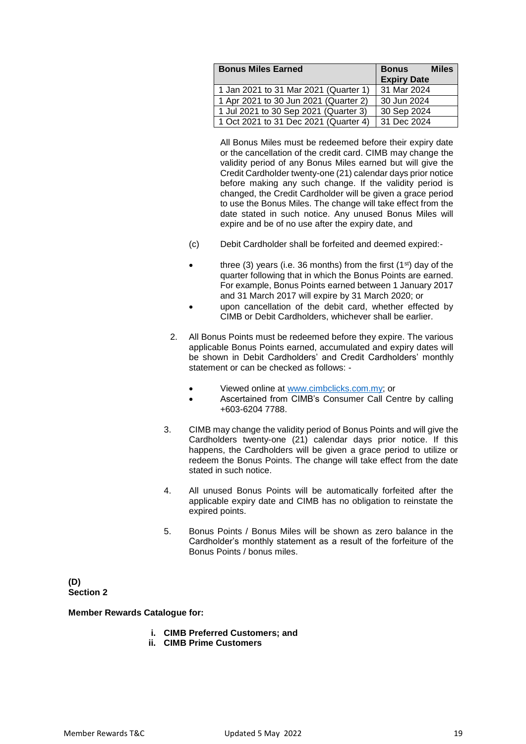| Bonus Miles Earned | Bonus Miles Expiry Date |
|---|---|
| 1 Jan 2021 to 31 Mar 2021 (Quarter 1) | 31 Mar 2024 |
| 1 Apr 2021 to 30 Jun 2021 (Quarter 2) | 30 Jun 2024 |
| 1 Jul 2021 to 30 Sep 2021 (Quarter 3) | 30 Sep 2024 |
| 1 Oct 2021 to 31 Dec 2021 (Quarter 4) | 31 Dec 2024 |

All Bonus Miles must be redeemed before their expiry date or the cancellation of the credit card. CIMB may change the validity period of any Bonus Miles earned but will give the Credit Cardholder twenty-one (21) calendar days prior notice before making any such change. If the validity period is changed, the Credit Cardholder will be given a grace period to use the Bonus Miles. The change will take effect from the date stated in such notice. Any unused Bonus Miles will expire and be of no use after the expiry date, and

(c) Debit Cardholder shall be forfeited and deemed expired:-

- three (3) years (i.e. 36 months) from the first (1st) day of the quarter following that in which the Bonus Points are earned. For example, Bonus Points earned between 1 January 2017 and 31 March 2017 will expire by 31 March 2020; or
- upon cancellation of the debit card, whether effected by CIMB or Debit Cardholders, whichever shall be earlier.

2. All Bonus Points must be redeemed before they expire. The various applicable Bonus Points earned, accumulated and expiry dates will be shown in Debit Cardholders' and Credit Cardholders' monthly statement or can be checked as follows: -

   - Viewed online at www.cimbclicks.com.my; or
   - Ascertained from CIMB's Consumer Call Centre by calling +603-6204 7788.

3. CIMB may change the validity period of Bonus Points and will give the Cardholders twenty-one (21) calendar days prior notice. If this happens, the Cardholders will be given a grace period to utilize or redeem the Bonus Points. The change will take effect from the date stated in such notice.

4. All unused Bonus Points will be automatically forfeited after the applicable expiry date and CIMB has no obligation to reinstate the expired points.

5. Bonus Points / Bonus Miles will be shown as zero balance in the Cardholder's monthly statement as a result of the forfeiture of the Bonus Points / bonus miles.

**(D)**
**Section 2**

**Member Rewards Catalogue for:**

i. **CIMB Preferred Customers; and**
ii. **CIMB Prime Customers**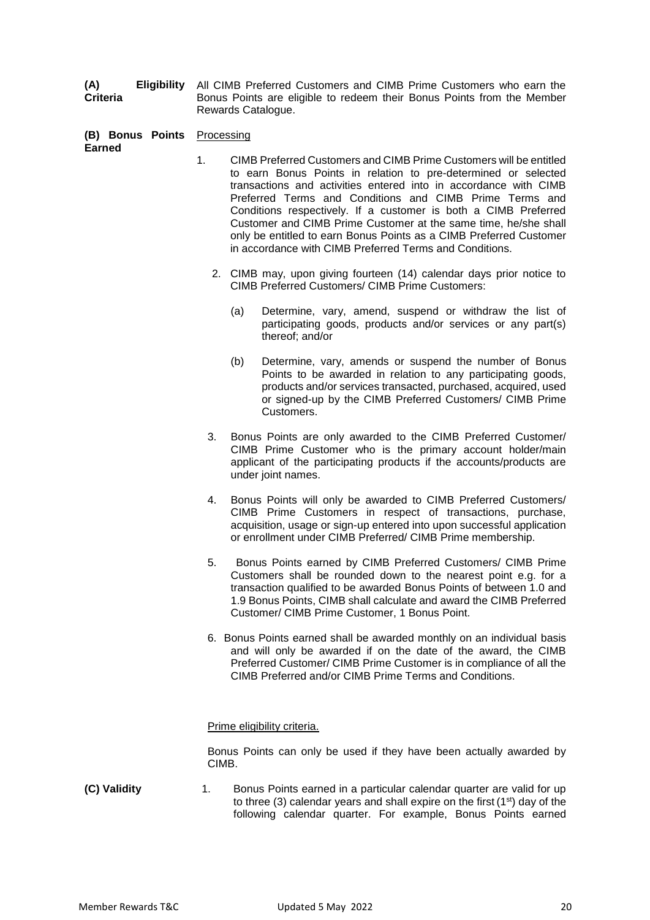**(A) Eligibility Criteria**

All CIMB Preferred Customers and CIMB Prime Customers who earn the Bonus Points are eligible to redeem their Bonus Points from the Member Rewards Catalogue.

**(B) Bonus Points Earned**

Processing

1. CIMB Preferred Customers and CIMB Prime Customers will be entitled to earn Bonus Points in relation to pre-determined or selected transactions and activities entered into in accordance with CIMB Preferred Terms and Conditions and CIMB Prime Terms and Conditions respectively. If a customer is both a CIMB Preferred Customer and CIMB Prime Customer at the same time, he/she shall only be entitled to earn Bonus Points as a CIMB Preferred Customer in accordance with CIMB Preferred Terms and Conditions.

2. CIMB may, upon giving fourteen (14) calendar days prior notice to CIMB Preferred Customers/ CIMB Prime Customers:

   (a) Determine, vary, amend, suspend or withdraw the list of participating goods, products and/or services or any part(s) thereof; and/or

   (b) Determine, vary, amends or suspend the number of Bonus Points to be awarded in relation to any participating goods, products and/or services transacted, purchased, acquired, used or signed-up by the CIMB Preferred Customers/ CIMB Prime Customers.

3. Bonus Points are only awarded to the CIMB Preferred Customer/ CIMB Prime Customer who is the primary account holder/main applicant of the participating products if the accounts/products are under joint names.

4. Bonus Points will only be awarded to CIMB Preferred Customers/ CIMB Prime Customers in respect of transactions, purchase, acquisition, usage or sign-up entered into upon successful application or enrollment under CIMB Preferred/ CIMB Prime membership.

5. Bonus Points earned by CIMB Preferred Customers/ CIMB Prime Customers shall be rounded down to the nearest point e.g. for a transaction qualified to be awarded Bonus Points of between 1.0 and 1.9 Bonus Points, CIMB shall calculate and award the CIMB Preferred Customer/ CIMB Prime Customer, 1 Bonus Point.

6. Bonus Points earned shall be awarded monthly on an individual basis and will only be awarded if on the date of the award, the CIMB Preferred Customer/ CIMB Prime Customer is in compliance of all the CIMB Preferred and/or CIMB Prime Terms and Conditions.

Prime eligibility criteria.

Bonus Points can only be used if they have been actually awarded by CIMB.

**(C) Validity**

1. Bonus Points earned in a particular calendar quarter are valid for up to three (3) calendar years and shall expire on the first (1st) day of the following calendar quarter. For example, Bonus Points earned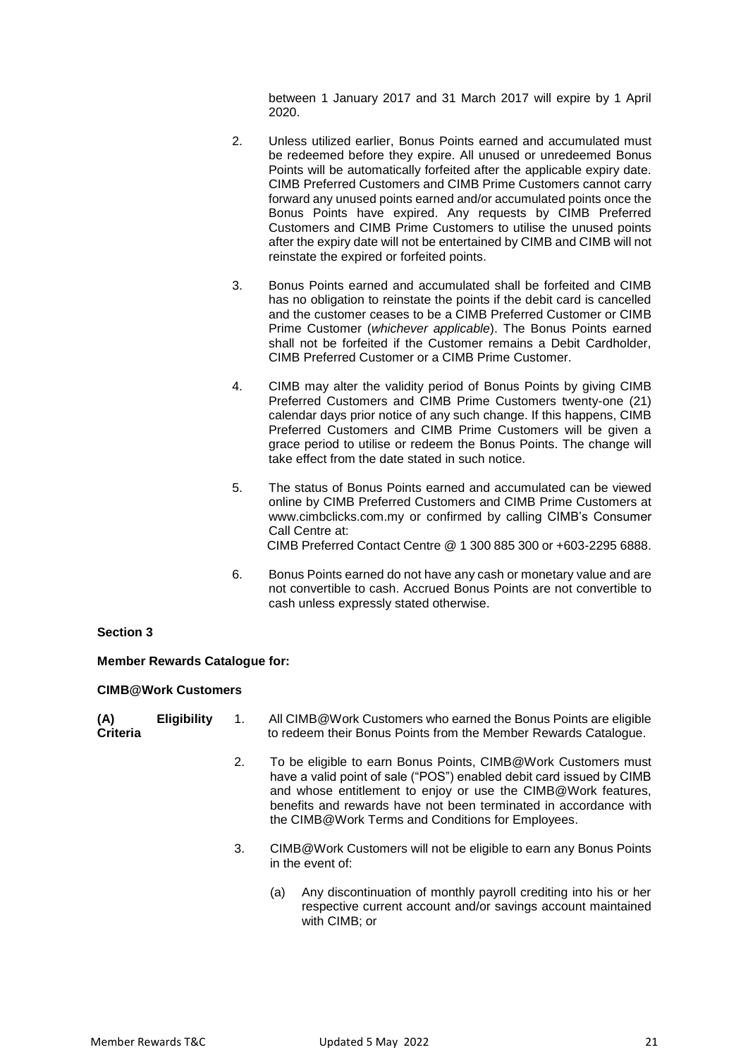between 1 January 2017 and 31 March 2017 will expire by 1 April 2020.

2. Unless utilized earlier, Bonus Points earned and accumulated must be redeemed before they expire. All unused or unredeemed Bonus Points will be automatically forfeited after the applicable expiry date. CIMB Preferred Customers and CIMB Prime Customers cannot carry forward any unused points earned and/or accumulated points once the Bonus Points have expired. Any requests by CIMB Preferred Customers and CIMB Prime Customers to utilise the unused points after the expiry date will not be entertained by CIMB and CIMB will not reinstate the expired or forfeited points.

3. Bonus Points earned and accumulated shall be forfeited and CIMB has no obligation to reinstate the points if the debit card is cancelled and the customer ceases to be a CIMB Preferred Customer or CIMB Prime Customer (*whichever applicable*). The Bonus Points earned shall not be forfeited if the Customer remains a Debit Cardholder, CIMB Preferred Customer or a CIMB Prime Customer.

4. CIMB may alter the validity period of Bonus Points by giving CIMB Preferred Customers and CIMB Prime Customers twenty-one (21) calendar days prior notice of any such change. If this happens, CIMB Preferred Customers and CIMB Prime Customers will be given a grace period to utilise or redeem the Bonus Points. The change will take effect from the date stated in such notice.

5. The status of Bonus Points earned and accumulated can be viewed online by CIMB Preferred Customers and CIMB Prime Customers at www.cimbclicks.com.my or confirmed by calling CIMB's Consumer Call Centre at:
   CIMB Preferred Contact Centre @ 1 300 885 300 or +603-2295 6888.

6. Bonus Points earned do not have any cash or monetary value and are not convertible to cash. Accrued Bonus Points are not convertible to cash unless expressly stated otherwise.

**Section 3**

**Member Rewards Catalogue for:**

**CIMB@Work Customers**

**(A) Eligibility Criteria**

1. All CIMB@Work Customers who earned the Bonus Points are eligible to redeem their Bonus Points from the Member Rewards Catalogue.

2. To be eligible to earn Bonus Points, CIMB@Work Customers must have a valid point of sale ("POS") enabled debit card issued by CIMB and whose entitlement to enjoy or use the CIMB@Work features, benefits and rewards have not been terminated in accordance with the CIMB@Work Terms and Conditions for Employees.

3. CIMB@Work Customers will not be eligible to earn any Bonus Points in the event of:

   (a) Any discontinuation of monthly payroll crediting into his or her respective current account and/or savings account maintained with CIMB; or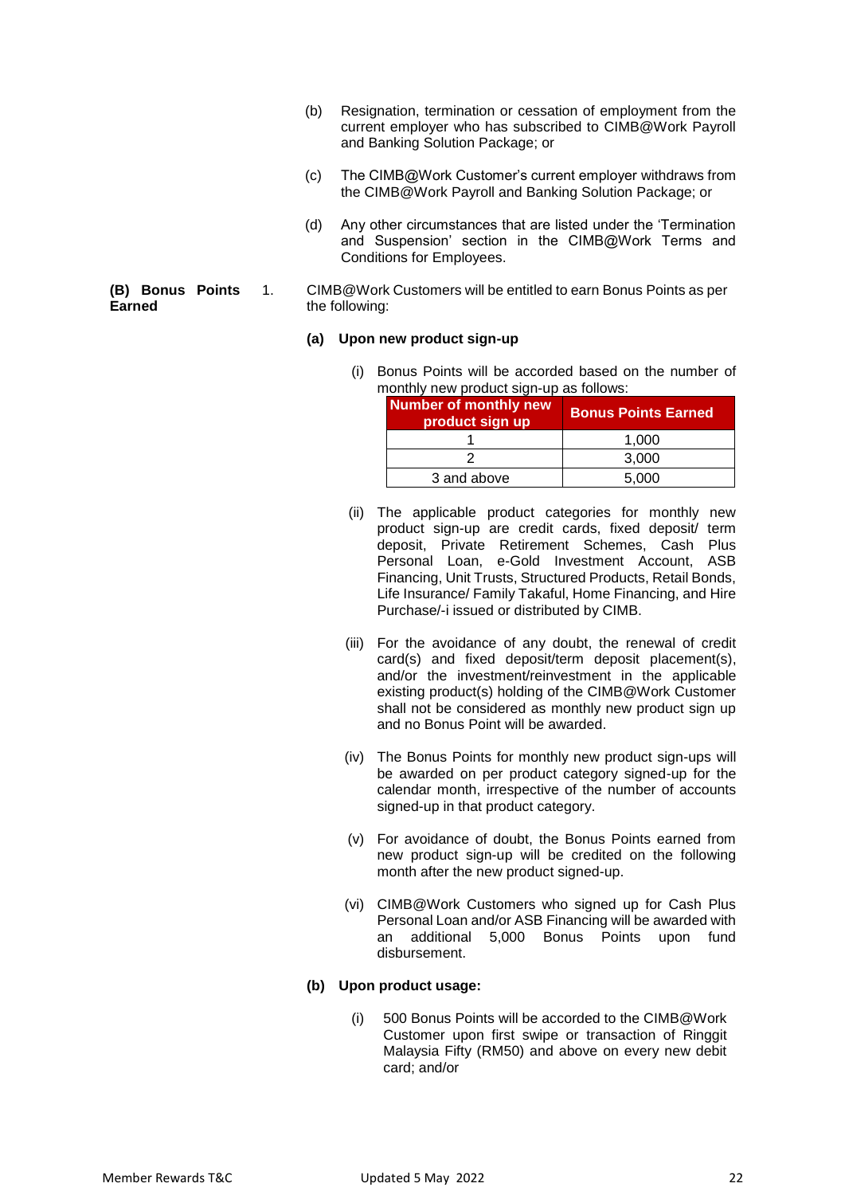(b) Resignation, termination or cessation of employment from the current employer who has subscribed to CIMB@Work Payroll and Banking Solution Package; or

(c) The CIMB@Work Customer's current employer withdraws from the CIMB@Work Payroll and Banking Solution Package; or

(d) Any other circumstances that are listed under the 'Termination and Suspension' section in the CIMB@Work Terms and Conditions for Employees.

**(B) Bonus Points Earned**

1. CIMB@Work Customers will be entitled to earn Bonus Points as per the following:

**(a) Upon new product sign-up**

(i) Bonus Points will be accorded based on the number of monthly new product sign-up as follows:

| Number of monthly new product sign up | Bonus Points Earned |
|---|---|
| 1 | 1,000 |
| 2 | 3,000 |
| 3 and above | 5,000 |

(ii) The applicable product categories for monthly new product sign-up are credit cards, fixed deposit/ term deposit, Private Retirement Schemes, Cash Plus Personal Loan, e-Gold Investment Account, ASB Financing, Unit Trusts, Structured Products, Retail Bonds, Life Insurance/ Family Takaful, Home Financing, and Hire Purchase/-i issued or distributed by CIMB.

(iii) For the avoidance of any doubt, the renewal of credit card(s) and fixed deposit/term deposit placement(s), and/or the investment/reinvestment in the applicable existing product(s) holding of the CIMB@Work Customer shall not be considered as monthly new product sign up and no Bonus Point will be awarded.

(iv) The Bonus Points for monthly new product sign-ups will be awarded on per product category signed-up for the calendar month, irrespective of the number of accounts signed-up in that product category.

(v) For avoidance of doubt, the Bonus Points earned from new product sign-up will be credited on the following month after the new product signed-up.

(vi) CIMB@Work Customers who signed up for Cash Plus Personal Loan and/or ASB Financing will be awarded with an additional 5,000 Bonus Points upon fund disbursement.

**(b) Upon product usage:**

(i) 500 Bonus Points will be accorded to the CIMB@Work Customer upon first swipe or transaction of Ringgit Malaysia Fifty (RM50) and above on every new debit card; and/or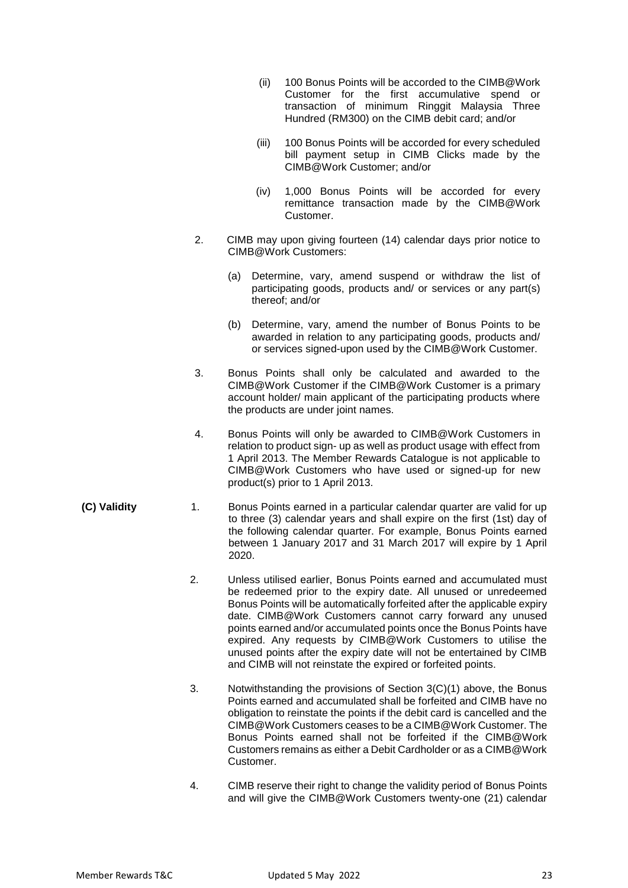(ii) 100 Bonus Points will be accorded to the CIMB@Work Customer for the first accumulative spend or transaction of minimum Ringgit Malaysia Three Hundred (RM300) on the CIMB debit card; and/or

(iii) 100 Bonus Points will be accorded for every scheduled bill payment setup in CIMB Clicks made by the CIMB@Work Customer; and/or

(iv) 1,000 Bonus Points will be accorded for every remittance transaction made by the CIMB@Work Customer.

2. CIMB may upon giving fourteen (14) calendar days prior notice to CIMB@Work Customers:

   (a) Determine, vary, amend suspend or withdraw the list of participating goods, products and/ or services or any part(s) thereof; and/or

   (b) Determine, vary, amend the number of Bonus Points to be awarded in relation to any participating goods, products and/ or services signed-upon used by the CIMB@Work Customer.

3. Bonus Points shall only be calculated and awarded to the CIMB@Work Customer if the CIMB@Work Customer is a primary account holder/ main applicant of the participating products where the products are under joint names.

4. Bonus Points will only be awarded to CIMB@Work Customers in relation to product sign- up as well as product usage with effect from 1 April 2013. The Member Rewards Catalogue is not applicable to CIMB@Work Customers who have used or signed-up for new product(s) prior to 1 April 2013.

**(C) Validity**

1. Bonus Points earned in a particular calendar quarter are valid for up to three (3) calendar years and shall expire on the first (1st) day of the following calendar quarter. For example, Bonus Points earned between 1 January 2017 and 31 March 2017 will expire by 1 April 2020.

2. Unless utilised earlier, Bonus Points earned and accumulated must be redeemed prior to the expiry date. All unused or unredeemed Bonus Points will be automatically forfeited after the applicable expiry date. CIMB@Work Customers cannot carry forward any unused points earned and/or accumulated points once the Bonus Points have expired. Any requests by CIMB@Work Customers to utilise the unused points after the expiry date will not be entertained by CIMB and CIMB will not reinstate the expired or forfeited points.

3. Notwithstanding the provisions of Section 3(C)(1) above, the Bonus Points earned and accumulated shall be forfeited and CIMB have no obligation to reinstate the points if the debit card is cancelled and the CIMB@Work Customers ceases to be a CIMB@Work Customer. The Bonus Points earned shall not be forfeited if the CIMB@Work Customers remains as either a Debit Cardholder or as a CIMB@Work Customer.

4. CIMB reserve their right to change the validity period of Bonus Points and will give the CIMB@Work Customers twenty-one (21) calendar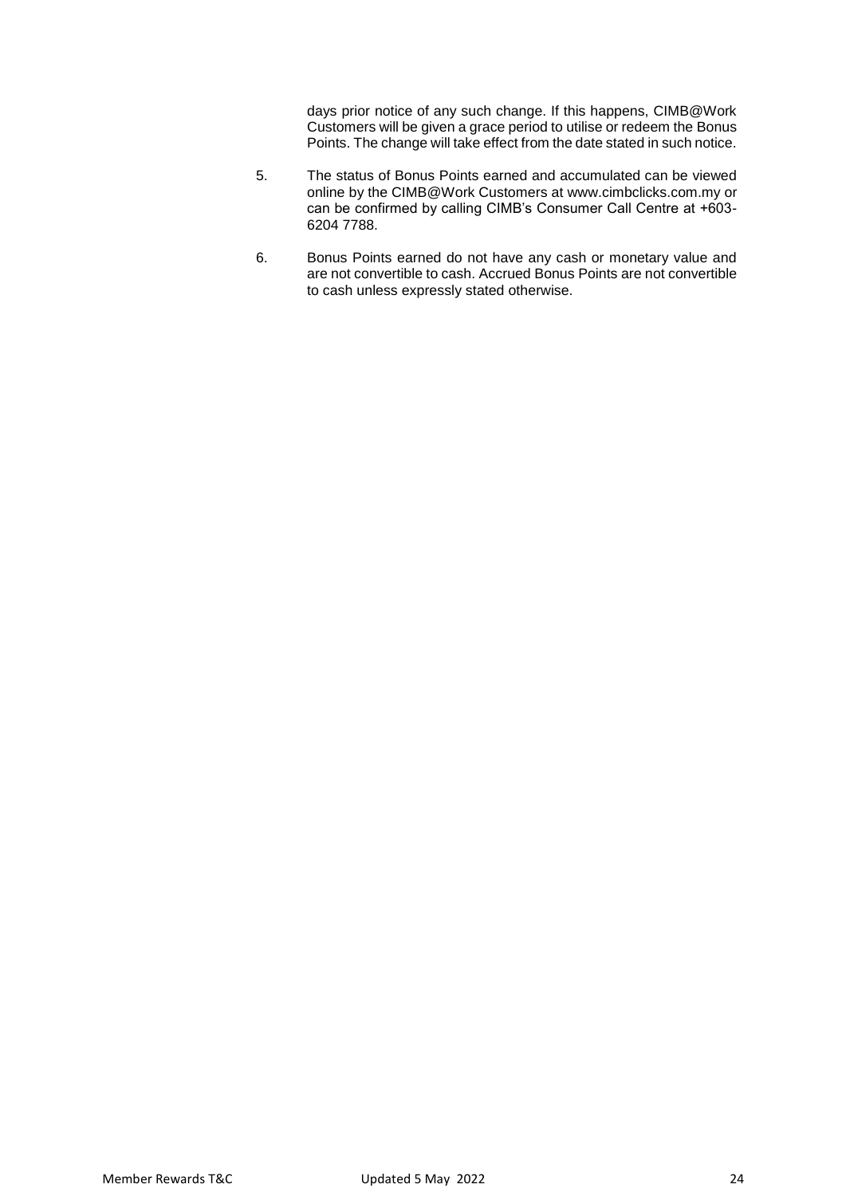days prior notice of any such change. If this happens, CIMB@Work Customers will be given a grace period to utilise or redeem the Bonus Points. The change will take effect from the date stated in such notice.

5. The status of Bonus Points earned and accumulated can be viewed online by the CIMB@Work Customers at www.cimbclicks.com.my or can be confirmed by calling CIMB's Consumer Call Centre at +603-6204 7788.

6. Bonus Points earned do not have any cash or monetary value and are not convertible to cash. Accrued Bonus Points are not convertible to cash unless expressly stated otherwise.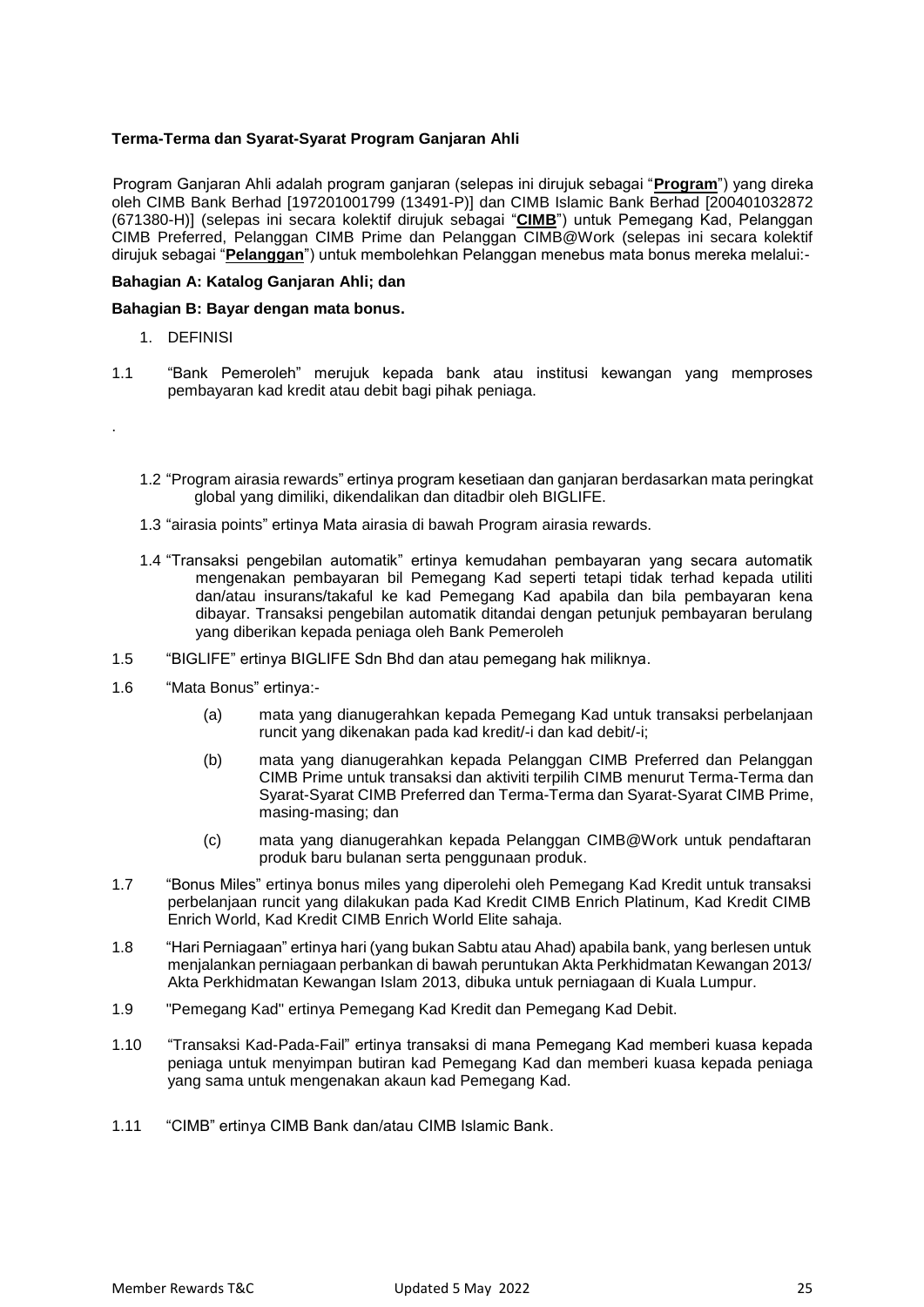**Terma-Terma dan Syarat-Syarat Program Ganjaran Ahli**

Program Ganjaran Ahli adalah program ganjaran (selepas ini dirujuk sebagai "**Program**") yang direka oleh CIMB Bank Berhad [197201001799 (13491-P)] dan CIMB Islamic Bank Berhad [200401032872 (671380-H)] (selepas ini secara kolektif dirujuk sebagai "**CIMB**") untuk Pemegang Kad, Pelanggan CIMB Preferred, Pelanggan CIMB Prime dan Pelanggan CIMB@Work (selepas ini secara kolektif dirujuk sebagai "**Pelanggan**") untuk membolehkan Pelanggan menebus mata bonus mereka melalui:-

**Bahagian A: Katalog Ganjaran Ahli; dan**

**Bahagian B: Bayar dengan mata bonus.**

1. DEFINISI

1.1 "Bank Pemeroleh" merujuk kepada bank atau institusi kewangan yang memproses pembayaran kad kredit atau debit bagi pihak peniaga.

.

1.2 "Program airasia rewards" ertinya program kesetiaan dan ganjaran berdasarkan mata peringkat global yang dimiliki, dikendalikan dan ditadbir oleh BIGLIFE.

1.3 "airasia points" ertinya Mata airasia di bawah Program airasia rewards.

1.4 "Transaksi pengebilan automatik" ertinya kemudahan pembayaran yang secara automatik mengenakan pembayaran bil Pemegang Kad seperti tetapi tidak terhad kepada utiliti dan/atau insurans/takaful ke kad Pemegang Kad apabila dan bila pembayaran kena dibayar. Transaksi pengebilan automatik ditandai dengan petunjuk pembayaran berulang yang diberikan kepada peniaga oleh Bank Pemeroleh

1.5 "BIGLIFE" ertinya BIGLIFE Sdn Bhd dan atau pemegang hak miliknya.

1.6 "Mata Bonus" ertinya:-

(a) mata yang dianugerahkan kepada Pemegang Kad untuk transaksi perbelanjaan runcit yang dikenakan pada kad kredit/-i dan kad debit/-i;

(b) mata yang dianugerahkan kepada Pelanggan CIMB Preferred dan Pelanggan CIMB Prime untuk transaksi dan aktiviti terpilih CIMB menurut Terma-Terma dan Syarat-Syarat CIMB Preferred dan Terma-Terma dan Syarat-Syarat CIMB Prime, masing-masing; dan

(c) mata yang dianugerahkan kepada Pelanggan CIMB@Work untuk pendaftaran produk baru bulanan serta penggunaan produk.

1.7 "Bonus Miles" ertinya bonus miles yang diperolehi oleh Pemegang Kad Kredit untuk transaksi perbelanjaan runcit yang dilakukan pada Kad Kredit CIMB Enrich Platinum, Kad Kredit CIMB Enrich World, Kad Kredit CIMB Enrich World Elite sahaja.

1.8 "Hari Perniagaan" ertinya hari (yang bukan Sabtu atau Ahad) apabila bank, yang berlesen untuk menjalankan perniagaan perbankan di bawah peruntukan Akta Perkhidmatan Kewangan 2013/ Akta Perkhidmatan Kewangan Islam 2013, dibuka untuk perniagaan di Kuala Lumpur.

1.9 "Pemegang Kad" ertinya Pemegang Kad Kredit dan Pemegang Kad Debit.

1.10 "Transaksi Kad-Pada-Fail" ertinya transaksi di mana Pemegang Kad memberi kuasa kepada peniaga untuk menyimpan butiran kad Pemegang Kad dan memberi kuasa kepada peniaga yang sama untuk mengenakan akaun kad Pemegang Kad.

1.11 "CIMB" ertinya CIMB Bank dan/atau CIMB Islamic Bank.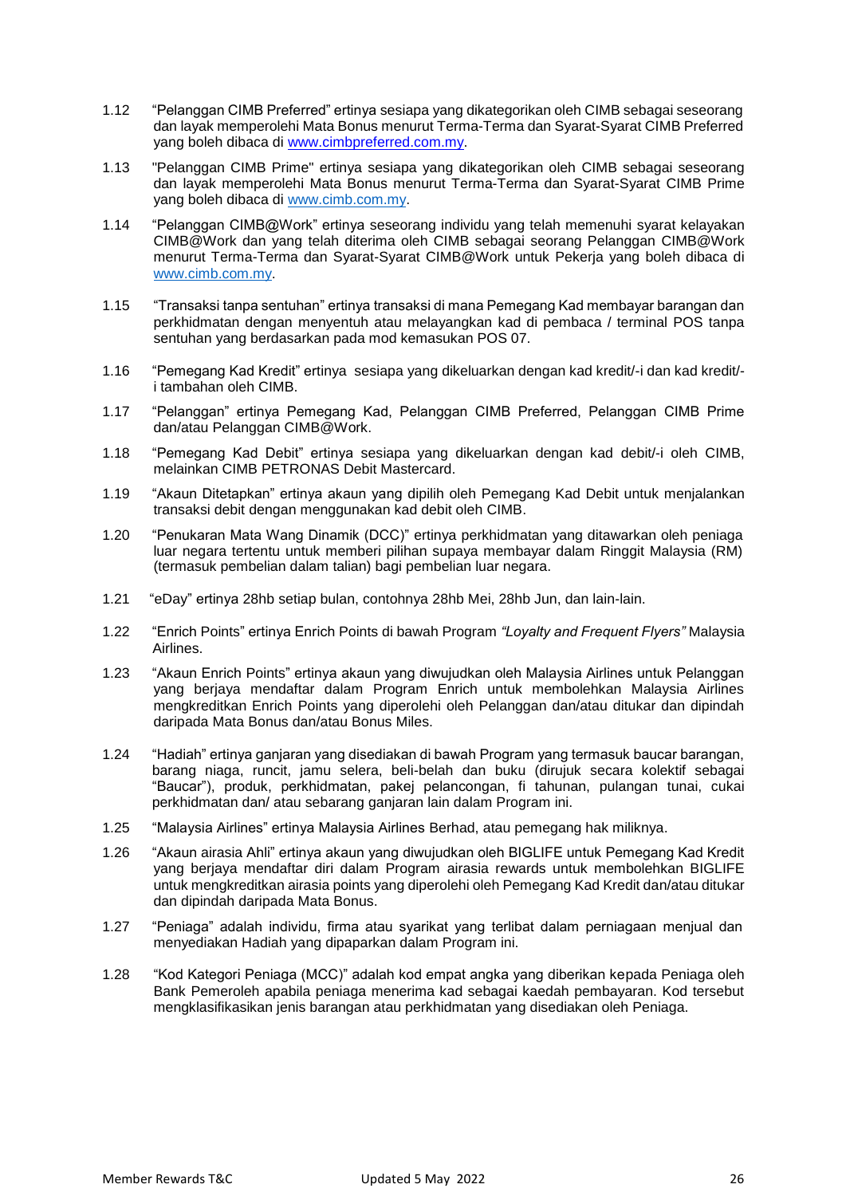1.12 "Pelanggan CIMB Preferred" ertinya sesiapa yang dikategorikan oleh CIMB sebagai seseorang dan layak memperolehi Mata Bonus menurut Terma-Terma dan Syarat-Syarat CIMB Preferred yang boleh dibaca di www.cimbpreferred.com.my.

1.13 "Pelanggan CIMB Prime" ertinya sesiapa yang dikategorikan oleh CIMB sebagai seseorang dan layak memperolehi Mata Bonus menurut Terma-Terma dan Syarat-Syarat CIMB Prime yang boleh dibaca di www.cimb.com.my.

1.14 "Pelanggan CIMB@Work" ertinya seseorang individu yang telah memenuhi syarat kelayakan CIMB@Work dan yang telah diterima oleh CIMB sebagai seorang Pelanggan CIMB@Work menurut Terma-Terma dan Syarat-Syarat CIMB@Work untuk Pekerja yang boleh dibaca di www.cimb.com.my.

1.15 "Transaksi tanpa sentuhan" ertinya transaksi di mana Pemegang Kad membayar barangan dan perkhidmatan dengan menyentuh atau melayangkan kad di pembaca / terminal POS tanpa sentuhan yang berdasarkan pada mod kemasukan POS 07.

1.16 "Pemegang Kad Kredit" ertinya sesiapa yang dikeluarkan dengan kad kredit/-i dan kad kredit/-i tambahan oleh CIMB.

1.17 "Pelanggan" ertinya Pemegang Kad, Pelanggan CIMB Preferred, Pelanggan CIMB Prime dan/atau Pelanggan CIMB@Work.

1.18 "Pemegang Kad Debit" ertinya sesiapa yang dikeluarkan dengan kad debit/-i oleh CIMB, melainkan CIMB PETRONAS Debit Mastercard.

1.19 "Akaun Ditetapkan" ertinya akaun yang dipilih oleh Pemegang Kad Debit untuk menjalankan transaksi debit dengan menggunakan kad debit oleh CIMB.

1.20 "Penukaran Mata Wang Dinamik (DCC)" ertinya perkhidmatan yang ditawarkan oleh peniaga luar negara tertentu untuk memberi pilihan supaya membayar dalam Ringgit Malaysia (RM) (termasuk pembelian dalam talian) bagi pembelian luar negara.

1.21 "eDay" ertinya 28hb setiap bulan, contohnya 28hb Mei, 28hb Jun, dan lain-lain.

1.22 "Enrich Points" ertinya Enrich Points di bawah Program *"Loyalty and Frequent Flyers"* Malaysia Airlines.

1.23 "Akaun Enrich Points" ertinya akaun yang diwujudkan oleh Malaysia Airlines untuk Pelanggan yang berjaya mendaftar dalam Program Enrich untuk membolehkan Malaysia Airlines mengkreditkan Enrich Points yang diperolehi oleh Pelanggan dan/atau ditukar dan dipindah daripada Mata Bonus dan/atau Bonus Miles.

1.24 "Hadiah" ertinya ganjaran yang disediakan di bawah Program yang termasuk baucar barangan, barang niaga, runcit, jamu selera, beli-belah dan buku (dirujuk secara kolektif sebagai "Baucar"), produk, perkhidmatan, pakej pelancongan, fi tahunan, pulangan tunai, cukai perkhidmatan dan/ atau sebarang ganjaran lain dalam Program ini.

1.25 "Malaysia Airlines" ertinya Malaysia Airlines Berhad, atau pemegang hak miliknya.

1.26 "Akaun airasia Ahli" ertinya akaun yang diwujudkan oleh BIGLIFE untuk Pemegang Kad Kredit yang berjaya mendaftar diri dalam Program airasia rewards untuk membolehkan BIGLIFE untuk mengkreditkan airasia points yang diperolehi oleh Pemegang Kad Kredit dan/atau ditukar dan dipindah daripada Mata Bonus.

1.27 "Peniaga" adalah individu, firma atau syarikat yang terlibat dalam perniagaan menjual dan menyediakan Hadiah yang dipaparkan dalam Program ini.

1.28 "Kod Kategori Peniaga (MCC)" adalah kod empat angka yang diberikan kepada Peniaga oleh Bank Pemeroleh apabila peniaga menerima kad sebagai kaedah pembayaran. Kod tersebut mengklasifikasikan jenis barangan atau perkhidmatan yang disediakan oleh Peniaga.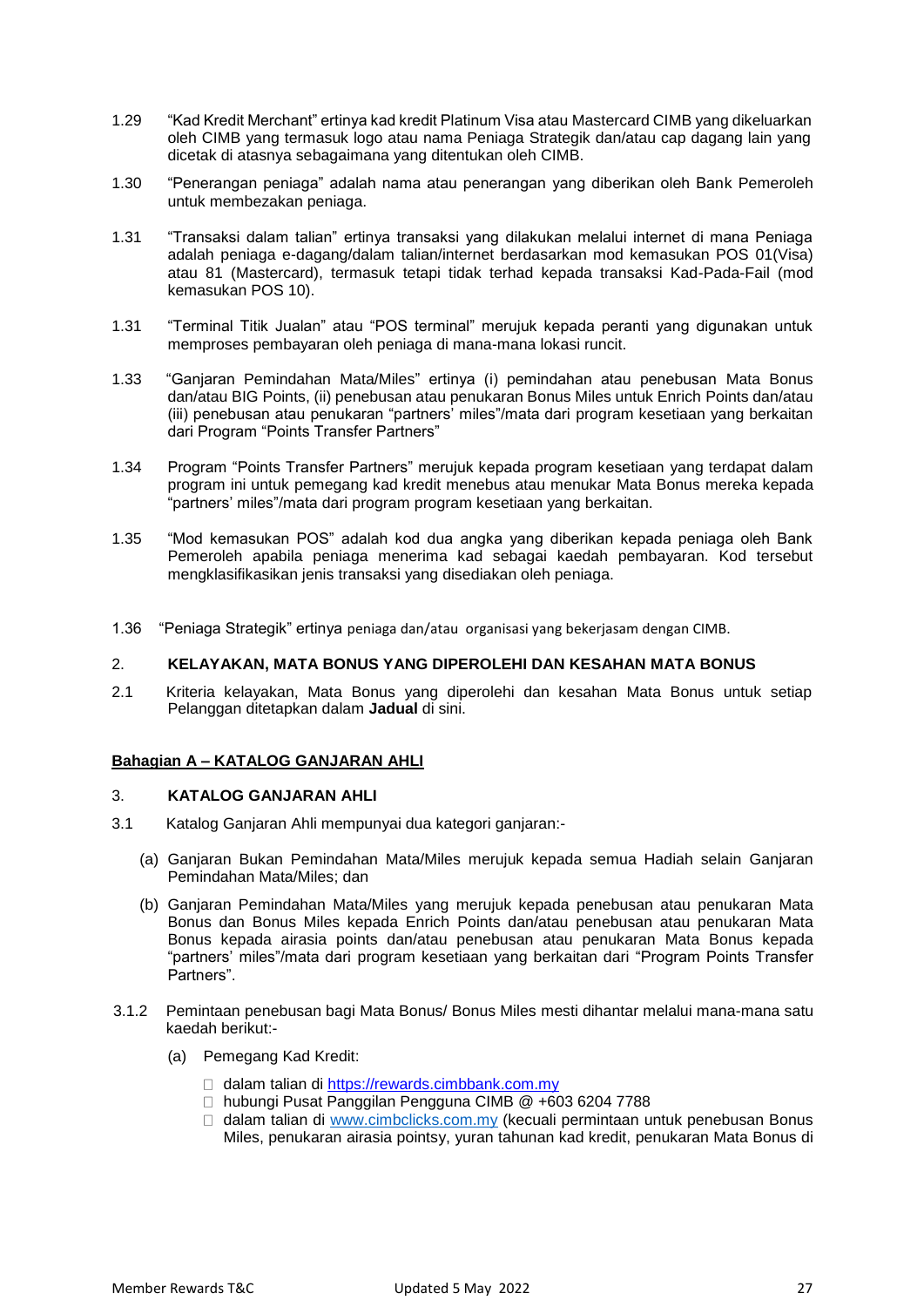1.29 "Kad Kredit Merchant" ertinya kad kredit Platinum Visa atau Mastercard CIMB yang dikeluarkan oleh CIMB yang termasuk logo atau nama Peniaga Strategik dan/atau cap dagang lain yang dicetak di atasnya sebagaimana yang ditentukan oleh CIMB.

1.30 "Penerangan peniaga" adalah nama atau penerangan yang diberikan oleh Bank Pemeroleh untuk membezakan peniaga.

1.31 "Transaksi dalam talian" ertinya transaksi yang dilakukan melalui internet di mana Peniaga adalah peniaga e-dagang/dalam talian/internet berdasarkan mod kemasukan POS 01(Visa) atau 81 (Mastercard), termasuk tetapi tidak terhad kepada transaksi Kad-Pada-Fail (mod kemasukan POS 10).

1.31 "Terminal Titik Jualan" atau "POS terminal" merujuk kepada peranti yang digunakan untuk memproses pembayaran oleh peniaga di mana-mana lokasi runcit.

1.33 "Ganjaran Pemindahan Mata/Miles" ertinya (i) pemindahan atau penebusan Mata Bonus dan/atau BIG Points, (ii) penebusan atau penukaran Bonus Miles untuk Enrich Points dan/atau (iii) penebusan atau penukaran "partners' miles"/mata dari program kesetiaan yang berkaitan dari Program "Points Transfer Partners"

1.34 Program "Points Transfer Partners" merujuk kepada program kesetiaan yang terdapat dalam program ini untuk pemegang kad kredit menebus atau menukar Mata Bonus mereka kepada "partners' miles"/mata dari program program kesetiaan yang berkaitan.

1.35 "Mod kemasukan POS" adalah kod dua angka yang diberikan kepada peniaga oleh Bank Pemeroleh apabila peniaga menerima kad sebagai kaedah pembayaran. Kod tersebut mengklasifikasikan jenis transaksi yang disediakan oleh peniaga.

1.36 "Peniaga Strategik" ertinya peniaga dan/atau organisasi yang bekerjasam dengan CIMB.

## 2. KELAYAKAN, MATA BONUS YANG DIPEROLEHI DAN KESAHAN MATA BONUS

2.1 Kriteria kelayakan, Mata Bonus yang diperolehi dan kesahan Mata Bonus untuk setiap Pelanggan ditetapkan dalam **Jadual** di sini.

## Bahagian A – KATALOG GANJARAN AHLI

## 3. KATALOG GANJARAN AHLI

3.1 Katalog Ganjaran Ahli mempunyai dua kategori ganjaran:-

(a) Ganjaran Bukan Pemindahan Mata/Miles merujuk kepada semua Hadiah selain Ganjaran Pemindahan Mata/Miles; dan

(b) Ganjaran Pemindahan Mata/Miles yang merujuk kepada penebusan atau penukaran Mata Bonus dan Bonus Miles kepada Enrich Points dan/atau penebusan atau penukaran Mata Bonus kepada airasia points dan/atau penebusan atau penukaran Mata Bonus kepada "partners' miles"/mata dari program kesetiaan yang berkaitan dari "Program Points Transfer Partners".

3.1.2 Pemintaan penebusan bagi Mata Bonus/ Bonus Miles mesti dihantar melalui mana-mana satu kaedah berikut:-

(a) Pemegang Kad Kredit:

- dalam talian di https://rewards.cimbbank.com.my
- hubungi Pusat Panggilan Pengguna CIMB @ +603 6204 7788
- dalam talian di www.cimbclicks.com.my (kecuali permintaan untuk penebusan Bonus Miles, penukaran airasia pointsy, yuran tahunan kad kredit, penukaran Mata Bonus di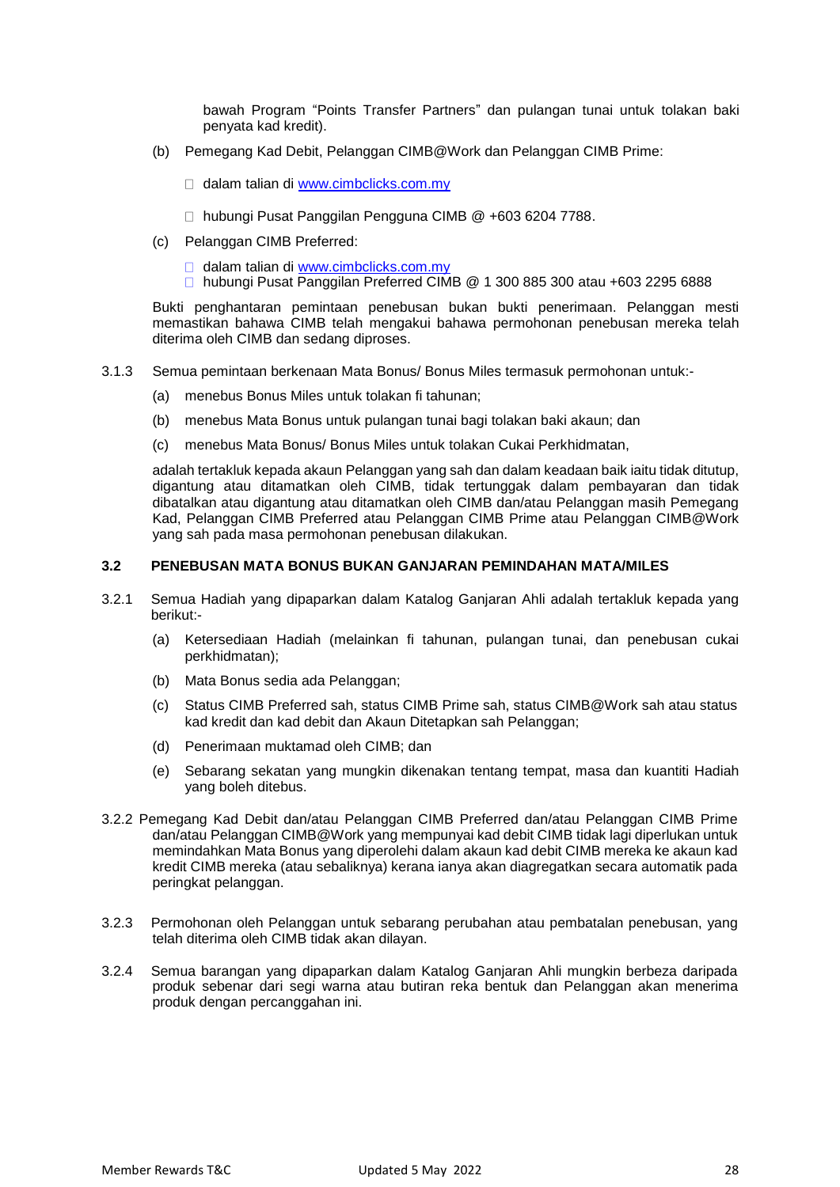bawah Program "Points Transfer Partners" dan pulangan tunai untuk tolakan baki penyata kad kredit).

(b) Pemegang Kad Debit, Pelanggan CIMB@Work dan Pelanggan CIMB Prime:

- dalam talian di [www.cimbclicks.com.my](http://www.cimbclicks.com.my)
- hubungi Pusat Panggilan Pengguna CIMB @ +603 6204 7788.

(c) Pelanggan CIMB Preferred:

- dalam talian di [www.cimbclicks.com.my](http://www.cimbclicks.com.my)
- hubungi Pusat Panggilan Preferred CIMB @ 1 300 885 300 atau +603 2295 6888

Bukti penghantaran pemintaan penebusan bukan bukti penerimaan. Pelanggan mesti memastikan bahawa CIMB telah mengakui bahawa permohonan penebusan mereka telah diterima oleh CIMB dan sedang diproses.

3.1.3 Semua pemintaan berkenaan Mata Bonus/ Bonus Miles termasuk permohonan untuk:-

(a) menebus Bonus Miles untuk tolakan fi tahunan;

(b) menebus Mata Bonus untuk pulangan tunai bagi tolakan baki akaun; dan

(c) menebus Mata Bonus/ Bonus Miles untuk tolakan Cukai Perkhidmatan,

adalah tertakluk kepada akaun Pelanggan yang sah dan dalam keadaan baik iaitu tidak ditutup, digantung atau ditamatkan oleh CIMB, tidak tertunggak dalam pembayaran dan tidak dibatalkan atau digantung atau ditamatkan oleh CIMB dan/atau Pelanggan masih Pemegang Kad, Pelanggan CIMB Preferred atau Pelanggan CIMB Prime atau Pelanggan CIMB@Work yang sah pada masa permohonan penebusan dilakukan.

### 3.2 PENEBUSAN MATA BONUS BUKAN GANJARAN PEMINDAHAN MATA/MILES

3.2.1 Semua Hadiah yang dipaparkan dalam Katalog Ganjaran Ahli adalah tertakluk kepada yang berikut:-

(a) Ketersediaan Hadiah (melainkan fi tahunan, pulangan tunai, dan penebusan cukai perkhidmatan);

(b) Mata Bonus sedia ada Pelanggan;

(c) Status CIMB Preferred sah, status CIMB Prime sah, status CIMB@Work sah atau status kad kredit dan kad debit dan Akaun Ditetapkan sah Pelanggan;

(d) Penerimaan muktamad oleh CIMB; dan

(e) Sebarang sekatan yang mungkin dikenakan tentang tempat, masa dan kuantiti Hadiah yang boleh ditebus.

3.2.2 Pemegang Kad Debit dan/atau Pelanggan CIMB Preferred dan/atau Pelanggan CIMB Prime dan/atau Pelanggan CIMB@Work yang mempunyai kad debit CIMB tidak lagi diperlukan untuk memindahkan Mata Bonus yang diperolehi dalam akaun kad debit CIMB mereka ke akaun kad kredit CIMB mereka (atau sebaliknya) kerana ianya akan diagregatkan secara automatik pada peringkat pelanggan.

3.2.3 Permohonan oleh Pelanggan untuk sebarang perubahan atau pembatalan penebusan, yang telah diterima oleh CIMB tidak akan dilayan.

3.2.4 Semua barangan yang dipaparkan dalam Katalog Ganjaran Ahli mungkin berbeza daripada produk sebenar dari segi warna atau butiran reka bentuk dan Pelanggan akan menerima produk dengan percanggahan ini.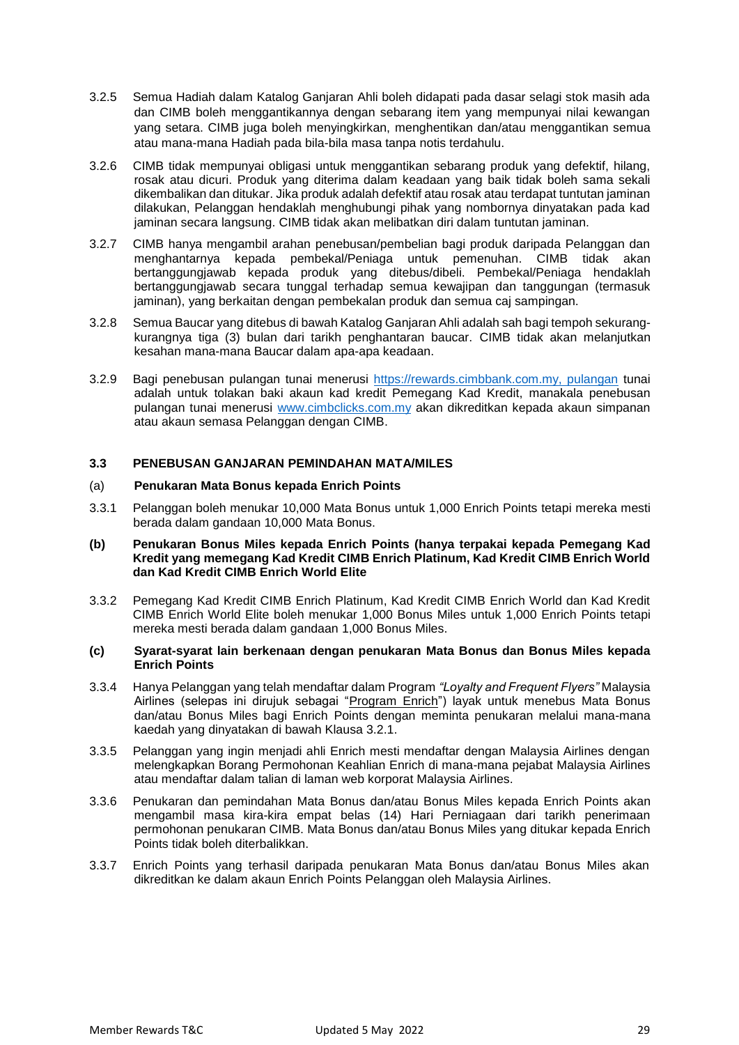3.2.5 Semua Hadiah dalam Katalog Ganjaran Ahli boleh didapati pada dasar selagi stok masih ada dan CIMB boleh menggantikannya dengan sebarang item yang mempunyai nilai kewangan yang setara. CIMB juga boleh menyingkirkan, menghentikan dan/atau menggantikan semua atau mana-mana Hadiah pada bila-bila masa tanpa notis terdahulu.

3.2.6 CIMB tidak mempunyai obligasi untuk menggantikan sebarang produk yang defektif, hilang, rosak atau dicuri. Produk yang diterima dalam keadaan yang baik tidak boleh sama sekali dikembalikan dan ditukar. Jika produk adalah defektif atau rosak atau terdapat tuntutan jaminan dilakukan, Pelanggan hendaklah menghubungi pihak yang nombornya dinyatakan pada kad jaminan secara langsung. CIMB tidak akan melibatkan diri dalam tuntutan jaminan.

3.2.7 CIMB hanya mengambil arahan penebusan/pembelian bagi produk daripada Pelanggan dan menghantarnya kepada pembekal/Peniaga untuk pemenuhan. CIMB tidak akan bertanggungjawab kepada produk yang ditebus/dibeli. Pembekal/Peniaga hendaklah bertanggungjawab secara tunggal terhadap semua kewajipan dan tanggungan (termasuk jaminan), yang berkaitan dengan pembekalan produk dan semua caj sampingan.

3.2.8 Semua Baucar yang ditebus di bawah Katalog Ganjaran Ahli adalah sah bagi tempoh sekurang-kurangnya tiga (3) bulan dari tarikh penghantaran baucar. CIMB tidak akan melanjutkan kesahan mana-mana Baucar dalam apa-apa keadaan.

3.2.9 Bagi penebusan pulangan tunai menerusi https://rewards.cimbbank.com.my, pulangan tunai adalah untuk tolakan baki akaun kad kredit Pemegang Kad Kredit, manakala penebusan pulangan tunai menerusi www.cimbclicks.com.my akan dikreditkan kepada akaun simpanan atau akaun semasa Pelanggan dengan CIMB.

### 3.3 PENEBUSAN GANJARAN PEMINDAHAN MATA/MILES

**(a) Penukaran Mata Bonus kepada Enrich Points**

3.3.1 Pelanggan boleh menukar 10,000 Mata Bonus untuk 1,000 Enrich Points tetapi mereka mesti berada dalam gandaan 10,000 Mata Bonus.

**(b) Penukaran Bonus Miles kepada Enrich Points (hanya terpakai kepada Pemegang Kad Kredit yang memegang Kad Kredit CIMB Enrich Platinum, Kad Kredit CIMB Enrich World dan Kad Kredit CIMB Enrich World Elite**

3.3.2 Pemegang Kad Kredit CIMB Enrich Platinum, Kad Kredit CIMB Enrich World dan Kad Kredit CIMB Enrich World Elite boleh menukar 1,000 Bonus Miles untuk 1,000 Enrich Points tetapi mereka mesti berada dalam gandaan 1,000 Bonus Miles.

**(c) Syarat-syarat lain berkenaan dengan penukaran Mata Bonus dan Bonus Miles kepada Enrich Points**

3.3.4 Hanya Pelanggan yang telah mendaftar dalam Program *"Loyalty and Frequent Flyers"* Malaysia Airlines (selepas ini dirujuk sebagai "Program Enrich") layak untuk menebus Mata Bonus dan/atau Bonus Miles bagi Enrich Points dengan meminta penukaran melalui mana-mana kaedah yang dinyatakan di bawah Klausa 3.2.1.

3.3.5 Pelanggan yang ingin menjadi ahli Enrich mesti mendaftar dengan Malaysia Airlines dengan melengkapkan Borang Permohonan Keahlian Enrich di mana-mana pejabat Malaysia Airlines atau mendaftar dalam talian di laman web korporat Malaysia Airlines.

3.3.6 Penukaran dan pemindahan Mata Bonus dan/atau Bonus Miles kepada Enrich Points akan mengambil masa kira-kira empat belas (14) Hari Perniagaan dari tarikh penerimaan permohonan penukaran CIMB. Mata Bonus dan/atau Bonus Miles yang ditukar kepada Enrich Points tidak boleh diterbalikkan.

3.3.7 Enrich Points yang terhasil daripada penukaran Mata Bonus dan/atau Bonus Miles akan dikreditkan ke dalam akaun Enrich Points Pelanggan oleh Malaysia Airlines.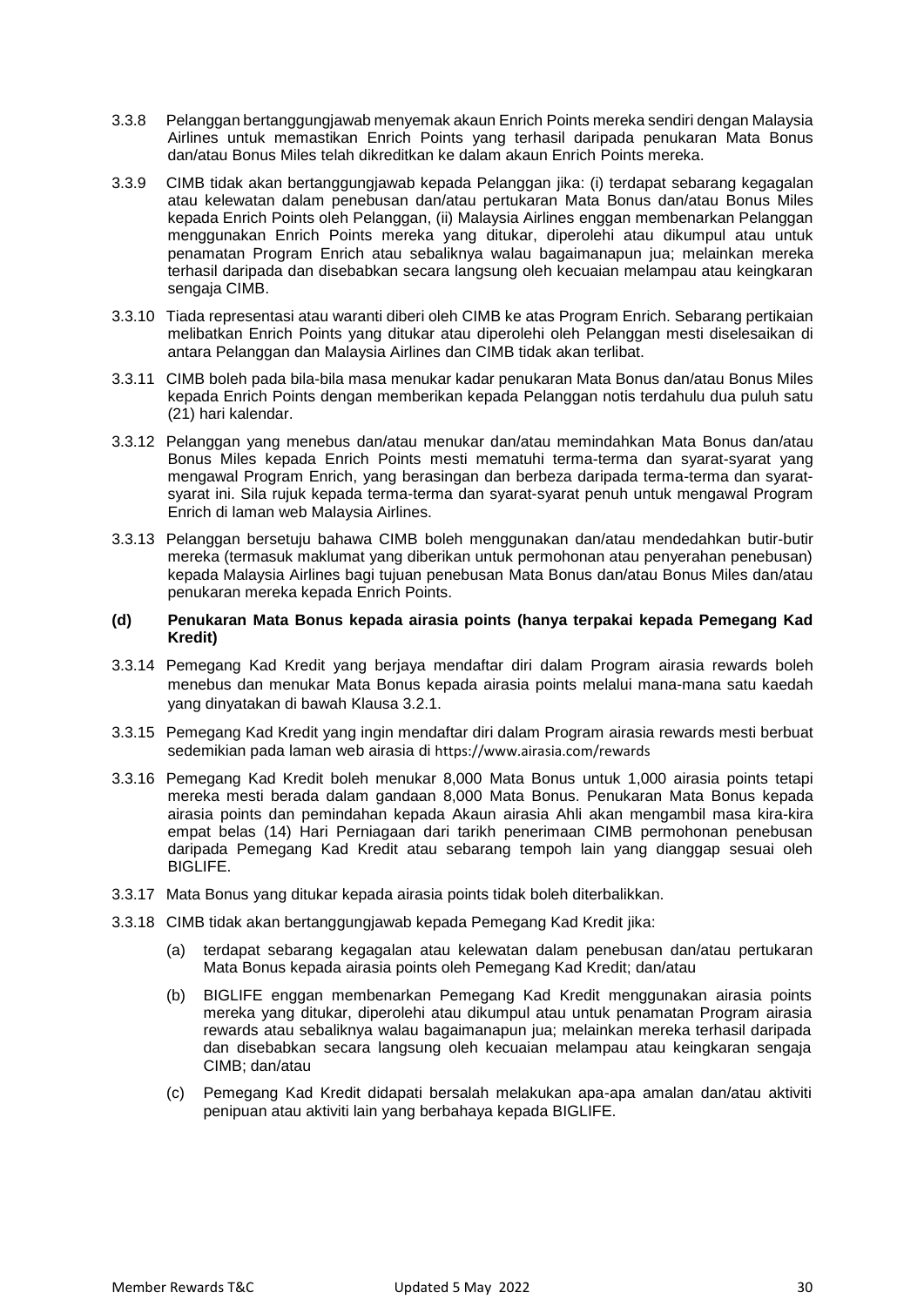3.3.8 Pelanggan bertanggungjawab menyemak akaun Enrich Points mereka sendiri dengan Malaysia Airlines untuk memastikan Enrich Points yang terhasil daripada penukaran Mata Bonus dan/atau Bonus Miles telah dikreditkan ke dalam akaun Enrich Points mereka.

3.3.9 CIMB tidak akan bertanggungjawab kepada Pelanggan jika: (i) terdapat sebarang kegagalan atau kelewatan dalam penebusan dan/atau pertukaran Mata Bonus dan/atau Bonus Miles kepada Enrich Points oleh Pelanggan, (ii) Malaysia Airlines enggan membenarkan Pelanggan menggunakan Enrich Points mereka yang ditukar, diperolehi atau dikumpul atau untuk penamatan Program Enrich atau sebaliknya walau bagaimanapun jua; melainkan mereka terhasil daripada dan disebabkan secara langsung oleh kecuaian melampau atau keingkaran sengaja CIMB.

3.3.10 Tiada representasi atau waranti diberi oleh CIMB ke atas Program Enrich. Sebarang pertikaian melibatkan Enrich Points yang ditukar atau diperolehi oleh Pelanggan mesti diselesaikan di antara Pelanggan dan Malaysia Airlines dan CIMB tidak akan terlibat.

3.3.11 CIMB boleh pada bila-bila masa menukar kadar penukaran Mata Bonus dan/atau Bonus Miles kepada Enrich Points dengan memberikan kepada Pelanggan notis terdahulu dua puluh satu (21) hari kalendar.

3.3.12 Pelanggan yang menebus dan/atau menukar dan/atau memindahkan Mata Bonus dan/atau Bonus Miles kepada Enrich Points mesti mematuhi terma-terma dan syarat-syarat yang mengawal Program Enrich, yang berasingan dan berbeza daripada terma-terma dan syarat-syarat ini. Sila rujuk kepada terma-terma dan syarat-syarat penuh untuk mengawal Program Enrich di laman web Malaysia Airlines.

3.3.13 Pelanggan bersetuju bahawa CIMB boleh menggunakan dan/atau mendedahkan butir-butir mereka (termasuk maklumat yang diberikan untuk permohonan atau penyerahan penebusan) kepada Malaysia Airlines bagi tujuan penebusan Mata Bonus dan/atau Bonus Miles dan/atau penukaran mereka kepada Enrich Points.

**(d) Penukaran Mata Bonus kepada airasia points (hanya terpakai kepada Pemegang Kad Kredit)**

3.3.14 Pemegang Kad Kredit yang berjaya mendaftar diri dalam Program airasia rewards boleh menebus dan menukar Mata Bonus kepada airasia points melalui mana-mana satu kaedah yang dinyatakan di bawah Klausa 3.2.1.

3.3.15 Pemegang Kad Kredit yang ingin mendaftar diri dalam Program airasia rewards mesti berbuat sedemikian pada laman web airasia di https://www.airasia.com/rewards

3.3.16 Pemegang Kad Kredit boleh menukar 8,000 Mata Bonus untuk 1,000 airasia points tetapi mereka mesti berada dalam gandaan 8,000 Mata Bonus. Penukaran Mata Bonus kepada airasia points dan pemindahan kepada Akaun airasia Ahli akan mengambil masa kira-kira empat belas (14) Hari Perniagaan dari tarikh penerimaan CIMB permohonan penebusan daripada Pemegang Kad Kredit atau sebarang tempoh lain yang dianggap sesuai oleh BIGLIFE.

3.3.17 Mata Bonus yang ditukar kepada airasia points tidak boleh diterbalikkan.

3.3.18 CIMB tidak akan bertanggungjawab kepada Pemegang Kad Kredit jika:

(a) terdapat sebarang kegagalan atau kelewatan dalam penebusan dan/atau pertukaran Mata Bonus kepada airasia points oleh Pemegang Kad Kredit; dan/atau

(b) BIGLIFE enggan membenarkan Pemegang Kad Kredit menggunakan airasia points mereka yang ditukar, diperolehi atau dikumpul atau untuk penamatan Program airasia rewards atau sebaliknya walau bagaimanapun jua; melainkan mereka terhasil daripada dan disebabkan secara langsung oleh kecuaian melampau atau keingkaran sengaja CIMB; dan/atau

(c) Pemegang Kad Kredit didapati bersalah melakukan apa-apa amalan dan/atau aktiviti penipuan atau aktiviti lain yang berbahaya kepada BIGLIFE.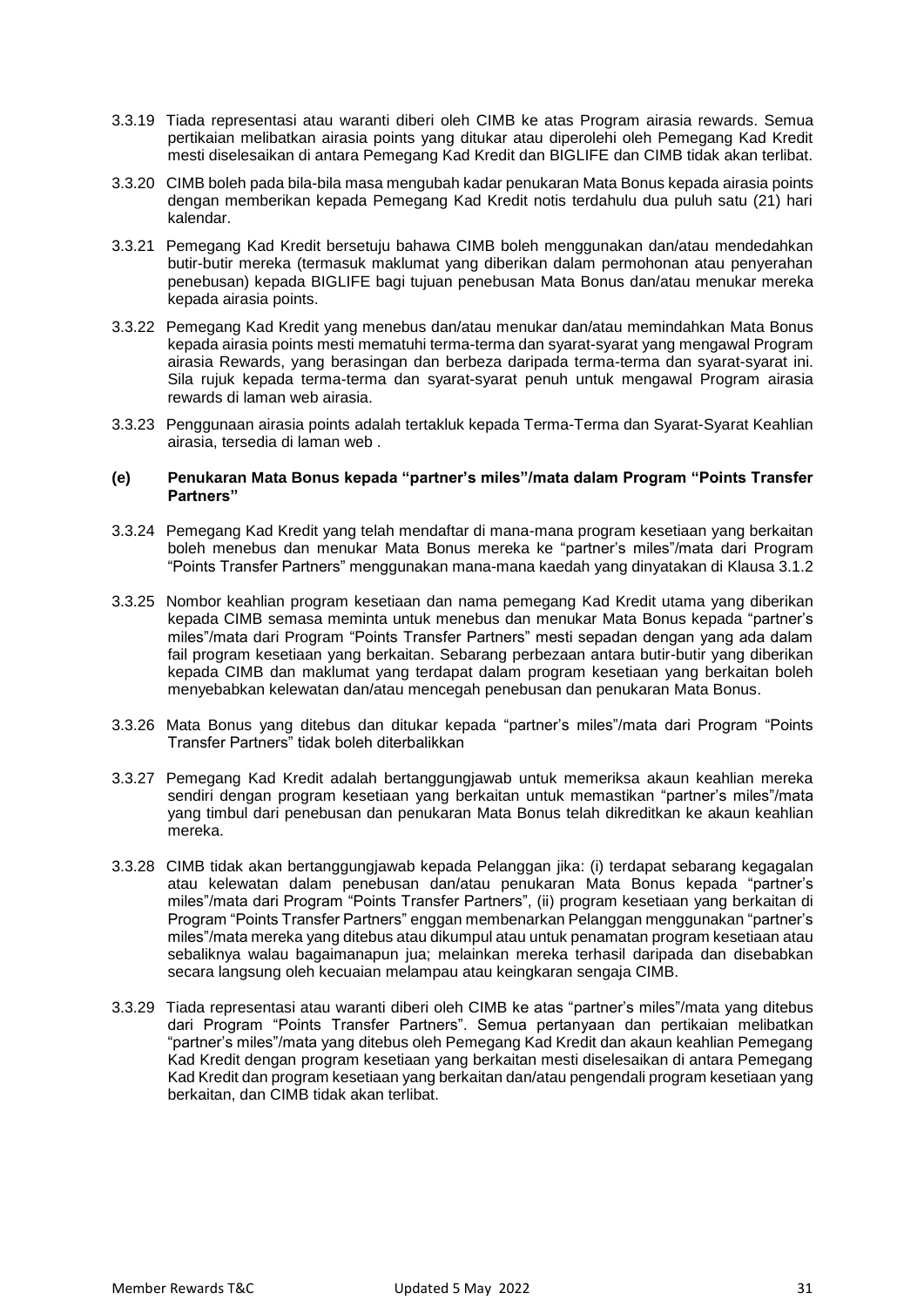3.3.19 Tiada representasi atau waranti diberi oleh CIMB ke atas Program airasia rewards. Semua pertikaian melibatkan airasia points yang ditukar atau diperolehi oleh Pemegang Kad Kredit mesti diselesaikan di antara Pemegang Kad Kredit dan BIGLIFE dan CIMB tidak akan terlibat.

3.3.20 CIMB boleh pada bila-bila masa mengubah kadar penukaran Mata Bonus kepada airasia points dengan memberikan kepada Pemegang Kad Kredit notis terdahulu dua puluh satu (21) hari kalendar.

3.3.21 Pemegang Kad Kredit bersetuju bahawa CIMB boleh menggunakan dan/atau mendedahkan butir-butir mereka (termasuk maklumat yang diberikan dalam permohonan atau penyerahan penebusan) kepada BIGLIFE bagi tujuan penebusan Mata Bonus dan/atau menukar mereka kepada airasia points.

3.3.22 Pemegang Kad Kredit yang menebus dan/atau menukar dan/atau memindahkan Mata Bonus kepada airasia points mesti mematuhi terma-terma dan syarat-syarat yang mengawal Program airasia Rewards, yang berasingan dan berbeza daripada terma-terma dan syarat-syarat ini. Sila rujuk kepada terma-terma dan syarat-syarat penuh untuk mengawal Program airasia rewards di laman web airasia.

3.3.23 Penggunaan airasia points adalah tertakluk kepada Terma-Terma dan Syarat-Syarat Keahlian airasia, tersedia di laman web .

**(e) Penukaran Mata Bonus kepada "partner's miles"/mata dalam Program "Points Transfer Partners"**

3.3.24 Pemegang Kad Kredit yang telah mendaftar di mana-mana program kesetiaan yang berkaitan boleh menebus dan menukar Mata Bonus mereka ke "partner's miles"/mata dari Program "Points Transfer Partners" menggunakan mana-mana kaedah yang dinyatakan di Klausa 3.1.2

3.3.25 Nombor keahlian program kesetiaan dan nama pemegang Kad Kredit utama yang diberikan kepada CIMB semasa meminta untuk menebus dan menukar Mata Bonus kepada "partner's miles"/mata dari Program "Points Transfer Partners" mesti sepadan dengan yang ada dalam fail program kesetiaan yang berkaitan. Sebarang perbezaan antara butir-butir yang diberikan kepada CIMB dan maklumat yang terdapat dalam program kesetiaan yang berkaitan boleh menyebabkan kelewatan dan/atau mencegah penebusan dan penukaran Mata Bonus.

3.3.26 Mata Bonus yang ditebus dan ditukar kepada "partner's miles"/mata dari Program "Points Transfer Partners" tidak boleh diterbalikkan

3.3.27 Pemegang Kad Kredit adalah bertanggungjawab untuk memeriksa akaun keahlian mereka sendiri dengan program kesetiaan yang berkaitan untuk memastikan "partner's miles"/mata yang timbul dari penebusan dan penukaran Mata Bonus telah dikreditkan ke akaun keahlian mereka.

3.3.28 CIMB tidak akan bertanggungjawab kepada Pelanggan jika: (i) terdapat sebarang kegagalan atau kelewatan dalam penebusan dan/atau penukaran Mata Bonus kepada "partner's miles"/mata dari Program "Points Transfer Partners", (ii) program kesetiaan yang berkaitan di Program "Points Transfer Partners" enggan membenarkan Pelanggan menggunakan "partner's miles"/mata mereka yang ditebus atau dikumpul atau untuk penamatan program kesetiaan atau sebaliknya walau bagaimanapun jua; melainkan mereka terhasil daripada dan disebabkan secara langsung oleh kecuaian melampau atau keingkaran sengaja CIMB.

3.3.29 Tiada representasi atau waranti diberi oleh CIMB ke atas "partner's miles"/mata yang ditebus dari Program "Points Transfer Partners". Semua pertanyaan dan pertikaian melibatkan "partner's miles"/mata yang ditebus oleh Pemegang Kad Kredit dan akaun keahlian Pemegang Kad Kredit dengan program kesetiaan yang berkaitan mesti diselesaikan di antara Pemegang Kad Kredit dan program kesetiaan yang berkaitan dan/atau pengendali program kesetiaan yang berkaitan, dan CIMB tidak akan terlibat.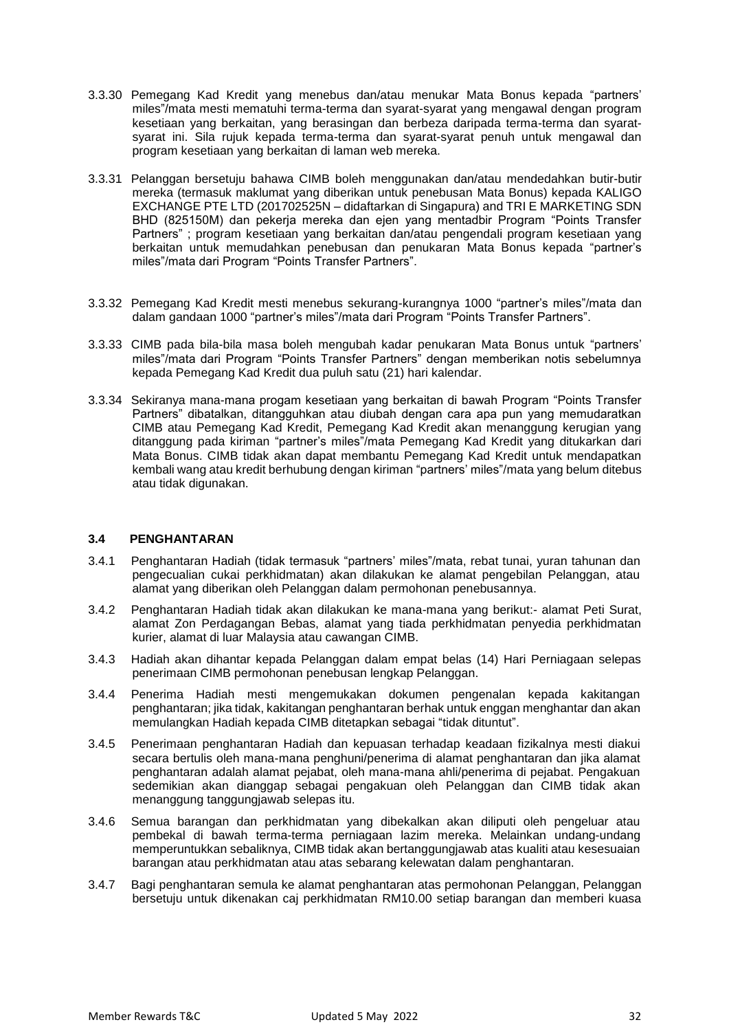3.3.30 Pemegang Kad Kredit yang menebus dan/atau menukar Mata Bonus kepada "partners' miles"/mata mesti mematuhi terma-terma dan syarat-syarat yang mengawal dengan program kesetiaan yang berkaitan, yang berasingan dan berbeza daripada terma-terma dan syarat-syarat ini. Sila rujuk kepada terma-terma dan syarat-syarat penuh untuk mengawal dan program kesetiaan yang berkaitan di laman web mereka.

3.3.31 Pelanggan bersetuju bahawa CIMB boleh menggunakan dan/atau mendedahkan butir-butir mereka (termasuk maklumat yang diberikan untuk penebusan Mata Bonus) kepada KALIGO EXCHANGE PTE LTD (201702525N – didaftarkan di Singapura) and TRI E MARKETING SDN BHD (825150M) dan pekerja mereka dan ejen yang mentadbir Program "Points Transfer Partners" ; program kesetiaan yang berkaitan dan/atau pengendali program kesetiaan yang berkaitan untuk memudahkan penebusan dan penukaran Mata Bonus kepada "partner's miles"/mata dari Program "Points Transfer Partners".

3.3.32 Pemegang Kad Kredit mesti menebus sekurang-kurangnya 1000 "partner's miles"/mata dan dalam gandaan 1000 "partner's miles"/mata dari Program "Points Transfer Partners".

3.3.33 CIMB pada bila-bila masa boleh mengubah kadar penukaran Mata Bonus untuk "partners' miles"/mata dari Program "Points Transfer Partners" dengan memberikan notis sebelumnya kepada Pemegang Kad Kredit dua puluh satu (21) hari kalendar.

3.3.34 Sekiranya mana-mana progam kesetiaan yang berkaitan di bawah Program "Points Transfer Partners" dibatalkan, ditangguhkan atau diubah dengan cara apa pun yang memudaratkan CIMB atau Pemegang Kad Kredit, Pemegang Kad Kredit akan menanggung kerugian yang ditanggung pada kiriman "partner's miles"/mata Pemegang Kad Kredit yang ditukarkan dari Mata Bonus. CIMB tidak akan dapat membantu Pemegang Kad Kredit untuk mendapatkan kembali wang atau kredit berhubung dengan kiriman "partners' miles"/mata yang belum ditebus atau tidak digunakan.

### 3.4 PENGHANTARAN

3.4.1 Penghantaran Hadiah (tidak termasuk "partners' miles"/mata, rebat tunai, yuran tahunan dan pengecualian cukai perkhidmatan) akan dilakukan ke alamat pengebilan Pelanggan, atau alamat yang diberikan oleh Pelanggan dalam permohonan penebusannya.

3.4.2 Penghantaran Hadiah tidak akan dilakukan ke mana-mana yang berikut:- alamat Peti Surat, alamat Zon Perdagangan Bebas, alamat yang tiada perkhidmatan penyedia perkhidmatan kurier, alamat di luar Malaysia atau cawangan CIMB.

3.4.3 Hadiah akan dihantar kepada Pelanggan dalam empat belas (14) Hari Perniagaan selepas penerimaan CIMB permohonan penebusan lengkap Pelanggan.

3.4.4 Penerima Hadiah mesti mengemukakan dokumen pengenalan kepada kakitangan penghantaran; jika tidak, kakitangan penghantaran berhak untuk enggan menghantar dan akan memulangkan Hadiah kepada CIMB ditetapkan sebagai "tidak dituntut".

3.4.5 Penerimaan penghantaran Hadiah dan kepuasan terhadap keadaan fizikalnya mesti diakui secara bertulis oleh mana-mana penghuni/penerima di alamat penghantaran dan jika alamat penghantaran adalah alamat pejabat, oleh mana-mana ahli/penerima di pejabat. Pengakuan sedemikian akan dianggap sebagai pengakuan oleh Pelanggan dan CIMB tidak akan menanggung tanggungjawab selepas itu.

3.4.6 Semua barangan dan perkhidmatan yang dibekalkan akan diliputi oleh pengeluar atau pembekal di bawah terma-terma perniagaan lazim mereka. Melainkan undang-undang memperuntukkan sebaliknya, CIMB tidak akan bertanggungjawab atas kualiti atau kesesuaian barangan atau perkhidmatan atau atas sebarang kelewatan dalam penghantaran.

3.4.7 Bagi penghantaran semula ke alamat penghantaran atas permohonan Pelanggan, Pelanggan bersetuju untuk dikenakan caj perkhidmatan RM10.00 setiap barangan dan memberi kuasa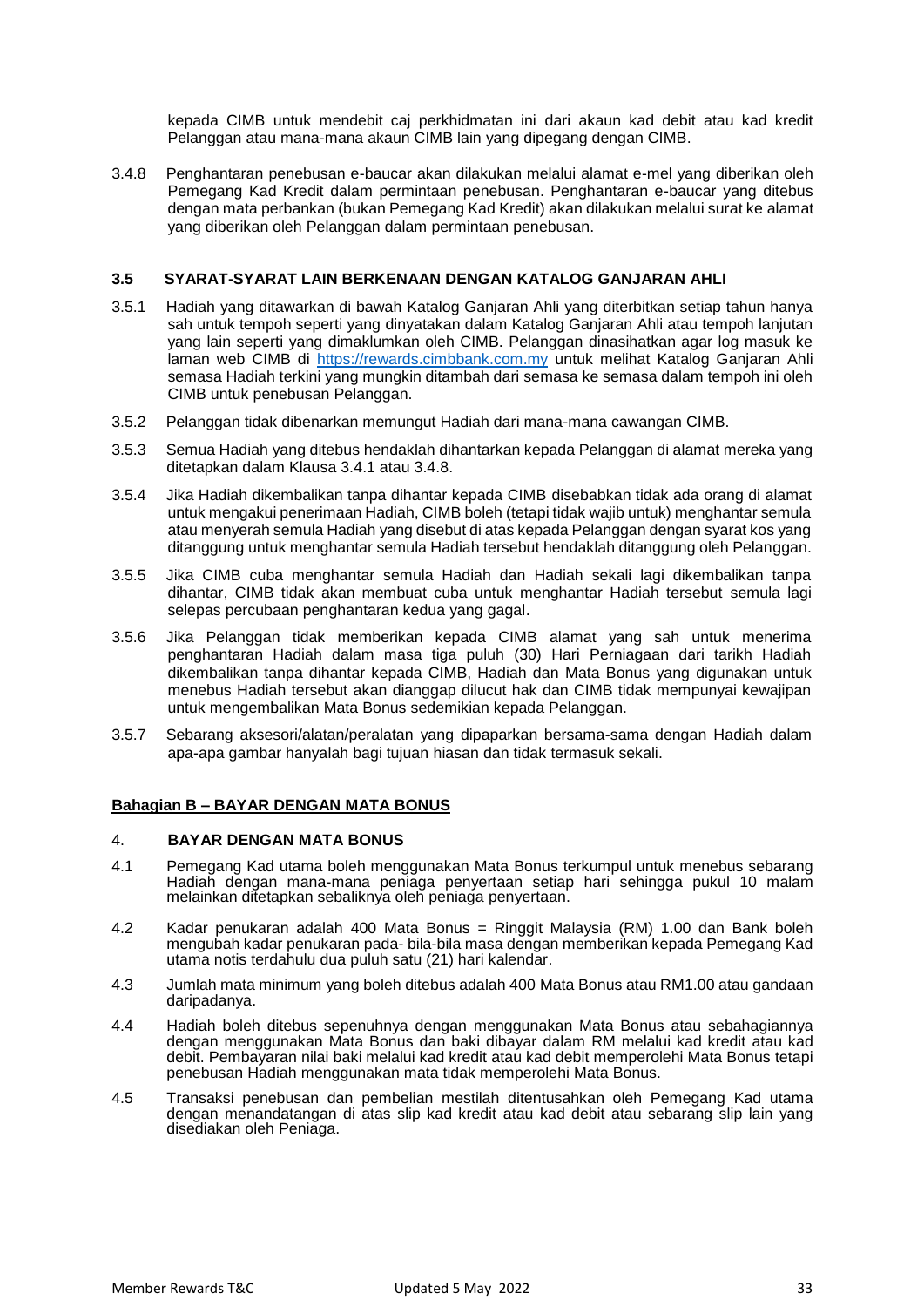kepada CIMB untuk mendebit caj perkhidmatan ini dari akaun kad debit atau kad kredit Pelanggan atau mana-mana akaun CIMB lain yang dipegang dengan CIMB.

3.4.8 Penghantaran penebusan e-baucar akan dilakukan melalui alamat e-mel yang diberikan oleh Pemegang Kad Kredit dalam permintaan penebusan. Penghantaran e-baucar yang ditebus dengan mata perbankan (bukan Pemegang Kad Kredit) akan dilakukan melalui surat ke alamat yang diberikan oleh Pelanggan dalam permintaan penebusan.

### 3.5 SYARAT-SYARAT LAIN BERKENAAN DENGAN KATALOG GANJARAN AHLI

3.5.1 Hadiah yang ditawarkan di bawah Katalog Ganjaran Ahli yang diterbitkan setiap tahun hanya sah untuk tempoh seperti yang dinyatakan dalam Katalog Ganjaran Ahli atau tempoh lanjutan yang lain seperti yang dimaklumkan oleh CIMB. Pelanggan dinasihatkan agar log masuk ke laman web CIMB di [https://rewards.cimbbank.com.my](https://rewards.cimbbank.com.my) untuk melihat Katalog Ganjaran Ahli semasa Hadiah terkini yang mungkin ditambah dari semasa ke semasa dalam tempoh ini oleh CIMB untuk penebusan Pelanggan.

3.5.2 Pelanggan tidak dibenarkan memungut Hadiah dari mana-mana cawangan CIMB.

3.5.3 Semua Hadiah yang ditebus hendaklah dihantarkan kepada Pelanggan di alamat mereka yang ditetapkan dalam Klausa 3.4.1 atau 3.4.8.

3.5.4 Jika Hadiah dikembalikan tanpa dihantar kepada CIMB disebabkan tidak ada orang di alamat untuk mengakui penerimaan Hadiah, CIMB boleh (tetapi tidak wajib untuk) menghantar semula atau menyerah semula Hadiah yang disebut di atas kepada Pelanggan dengan syarat kos yang ditanggung untuk menghantar semula Hadiah tersebut hendaklah ditanggung oleh Pelanggan.

3.5.5 Jika CIMB cuba menghantar semula Hadiah dan Hadiah sekali lagi dikembalikan tanpa dihantar, CIMB tidak akan membuat cuba untuk menghantar Hadiah tersebut semula lagi selepas percubaan penghantaran kedua yang gagal.

3.5.6 Jika Pelanggan tidak memberikan kepada CIMB alamat yang sah untuk menerima penghantaran Hadiah dalam masa tiga puluh (30) Hari Perniagaan dari tarikh Hadiah dikembalikan tanpa dihantar kepada CIMB, Hadiah dan Mata Bonus yang digunakan untuk menebus Hadiah tersebut akan dianggap dilucut hak dan CIMB tidak mempunyai kewajipan untuk mengembalikan Mata Bonus sedemikian kepada Pelanggan.

3.5.7 Sebarang aksesori/alatan/peralatan yang dipaparkan bersama-sama dengan Hadiah dalam apa-apa gambar hanyalah bagi tujuan hiasan dan tidak termasuk sekali.

## Bahagian B – BAYAR DENGAN MATA BONUS

### 4. BAYAR DENGAN MATA BONUS

4.1 Pemegang Kad utama boleh menggunakan Mata Bonus terkumpul untuk menebus sebarang Hadiah dengan mana-mana peniaga penyertaan setiap hari sehingga pukul 10 malam melainkan ditetapkan sebaliknya oleh peniaga penyertaan.

4.2 Kadar penukaran adalah 400 Mata Bonus = Ringgit Malaysia (RM) 1.00 dan Bank boleh mengubah kadar penukaran pada- bila-bila masa dengan memberikan kepada Pemegang Kad utama notis terdahulu dua puluh satu (21) hari kalendar.

4.3 Jumlah mata minimum yang boleh ditebus adalah 400 Mata Bonus atau RM1.00 atau gandaan daripadanya.

4.4 Hadiah boleh ditebus sepenuhnya dengan menggunakan Mata Bonus atau sebahagiannya dengan menggunakan Mata Bonus dan baki dibayar dalam RM melalui kad kredit atau kad debit. Pembayaran nilai baki melalui kad kredit atau kad debit memperolehi Mata Bonus tetapi penebusan Hadiah menggunakan mata tidak memperolehi Mata Bonus.

4.5 Transaksi penebusan dan pembelian mestilah ditentusahkan oleh Pemegang Kad utama dengan menandatangan di atas slip kad kredit atau kad debit atau sebarang slip lain yang disediakan oleh Peniaga.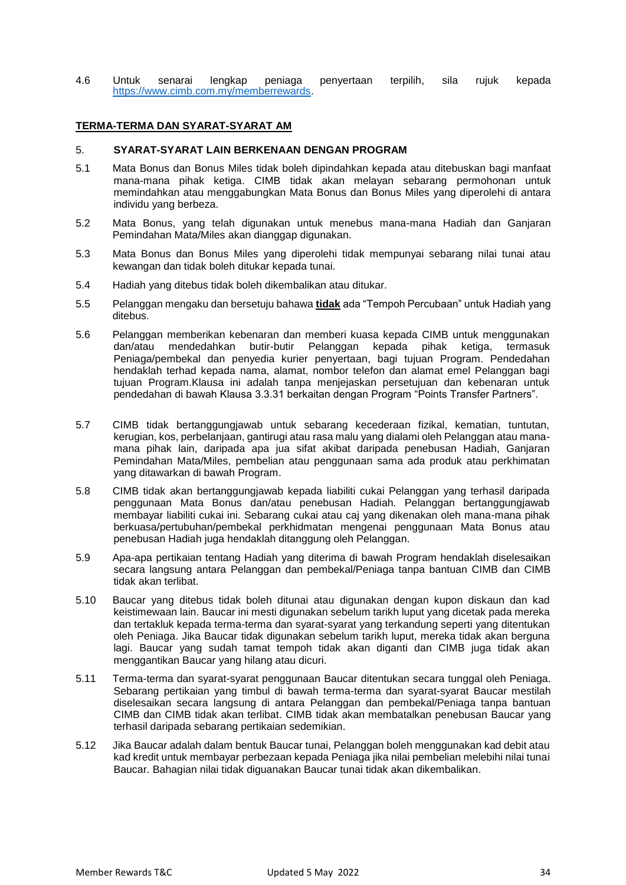4.6 Untuk senarai lengkap peniaga penyertaan terpilih, sila rujuk kepada https://www.cimb.com.my/memberrewards.

**TERMA-TERMA DAN SYARAT-SYARAT AM**

**5. SYARAT-SYARAT LAIN BERKENAAN DENGAN PROGRAM**

5.1 Mata Bonus dan Bonus Miles tidak boleh dipindahkan kepada atau ditebuskan bagi manfaat mana-mana pihak ketiga. CIMB tidak akan melayan sebarang permohonan untuk memindahkan atau menggabungkan Mata Bonus dan Bonus Miles yang diperolehi di antara individu yang berbeza.

5.2 Mata Bonus, yang telah digunakan untuk menebus mana-mana Hadiah dan Ganjaran Pemindahan Mata/Miles akan dianggap digunakan.

5.3 Mata Bonus dan Bonus Miles yang diperolehi tidak mempunyai sebarang nilai tunai atau kewangan dan tidak boleh ditukar kepada tunai.

5.4 Hadiah yang ditebus tidak boleh dikembalikan atau ditukar.

5.5 Pelanggan mengaku dan bersetuju bahawa **tidak** ada "Tempoh Percubaan" untuk Hadiah yang ditebus.

5.6 Pelanggan memberikan kebenaran dan memberi kuasa kepada CIMB untuk menggunakan dan/atau mendedahkan butir-butir Pelanggan kepada pihak ketiga, termasuk Peniaga/pembekal dan penyedia kurier penyertaan, bagi tujuan Program. Pendedahan hendaklah terhad kepada nama, alamat, nombor telefon dan alamat emel Pelanggan bagi tujuan Program.Klausa ini adalah tanpa menjejaskan persetujuan dan kebenaran untuk pendedahan di bawah Klausa 3.3.31 berkaitan dengan Program "Points Transfer Partners".

5.7 CIMB tidak bertanggungjawab untuk sebarang kecederaan fizikal, kematian, tuntutan, kerugian, kos, perbelanjaan, gantirugi atau rasa malu yang dialami oleh Pelanggan atau mana-mana pihak lain, daripada apa jua sifat akibat daripada penebusan Hadiah, Ganjaran Pemindahan Mata/Miles, pembelian atau penggunaan sama ada produk atau perkhimatan yang ditawarkan di bawah Program.

5.8 CIMB tidak akan bertanggungjawab kepada liabiliti cukai Pelanggan yang terhasil daripada penggunaan Mata Bonus dan/atau penebusan Hadiah. Pelanggan bertanggungjawab membayar liabiliti cukai ini. Sebarang cukai atau caj yang dikenakan oleh mana-mana pihak berkuasa/pertubuhan/pembekal perkhidmatan mengenai penggunaan Mata Bonus atau penebusan Hadiah juga hendaklah ditanggung oleh Pelanggan.

5.9 Apa-apa pertikaian tentang Hadiah yang diterima di bawah Program hendaklah diselesaikan secara langsung antara Pelanggan dan pembekal/Peniaga tanpa bantuan CIMB dan CIMB tidak akan terlibat.

5.10 Baucar yang ditebus tidak boleh ditunai atau digunakan dengan kupon diskaun dan kad keistimewaan lain. Baucar ini mesti digunakan sebelum tarikh luput yang dicetak pada mereka dan tertakluk kepada terma-terma dan syarat-syarat yang terkandung seperti yang ditentukan oleh Peniaga. Jika Baucar tidak digunakan sebelum tarikh luput, mereka tidak akan berguna lagi. Baucar yang sudah tamat tempoh tidak akan diganti dan CIMB juga tidak akan menggantikan Baucar yang hilang atau dicuri.

5.11 Terma-terma dan syarat-syarat penggunaan Baucar ditentukan secara tunggal oleh Peniaga. Sebarang pertikaian yang timbul di bawah terma-terma dan syarat-syarat Baucar mestilah diselesaikan secara langsung di antara Pelanggan dan pembekal/Peniaga tanpa bantuan CIMB dan CIMB tidak akan terlibat. CIMB tidak akan membatalkan penebusan Baucar yang terhasil daripada sebarang pertikaian sedemikian.

5.12 Jika Baucar adalah dalam bentuk Baucar tunai, Pelanggan boleh menggunakan kad debit atau kad kredit untuk membayar perbezaan kepada Peniaga jika nilai pembelian melebihi nilai tunai Baucar. Bahagian nilai tidak diguanakan Baucar tunai tidak akan dikembalikan.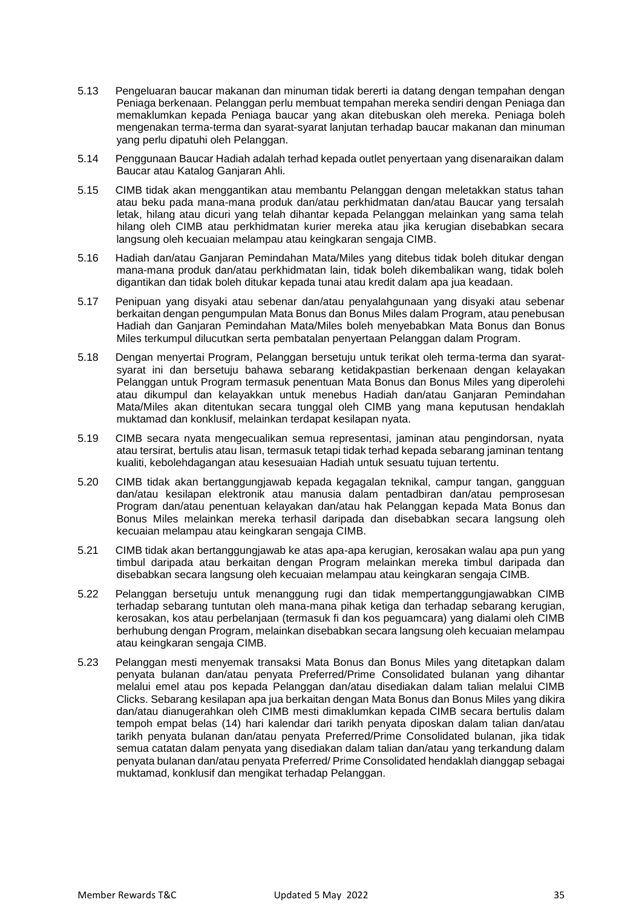5.13 Pengeluaran baucar makanan dan minuman tidak bererti ia datang dengan tempahan dengan Peniaga berkenaan. Pelanggan perlu membuat tempahan mereka sendiri dengan Peniaga dan memaklumkan kepada Peniaga baucar yang akan ditebuskan oleh mereka. Peniaga boleh mengenakan terma-terma dan syarat-syarat lanjutan terhadap baucar makanan dan minuman yang perlu dipatuhi oleh Pelanggan.

5.14 Penggunaan Baucar Hadiah adalah terhad kepada outlet penyertaan yang disenaraikan dalam Baucar atau Katalog Ganjaran Ahli.

5.15 CIMB tidak akan menggantikan atau membantu Pelanggan dengan meletakkan status tahan atau beku pada mana-mana produk dan/atau perkhidmatan dan/atau Baucar yang tersalah letak, hilang atau dicuri yang telah dihantar kepada Pelanggan melainkan yang sama telah hilang oleh CIMB atau perkhidmatan kurier mereka atau jika kerugian disebabkan secara langsung oleh kecuaian melampau atau keingkaran sengaja CIMB.

5.16 Hadiah dan/atau Ganjaran Pemindahan Mata/Miles yang ditebus tidak boleh ditukar dengan mana-mana produk dan/atau perkhidmatan lain, tidak boleh dikembalikan wang, tidak boleh digantikan dan tidak boleh ditukar kepada tunai atau kredit dalam apa jua keadaan.

5.17 Penipuan yang disyaki atau sebenar dan/atau penyalahgunaan yang disyaki atau sebenar berkaitan dengan pengumpulan Mata Bonus dan Bonus Miles dalam Program, atau penebusan Hadiah dan Ganjaran Pemindahan Mata/Miles boleh menyebabkan Mata Bonus dan Bonus Miles terkumpul dilucutkan serta pembatalan penyertaan Pelanggan dalam Program.

5.18 Dengan menyertai Program, Pelanggan bersetuju untuk terikat oleh terma-terma dan syarat-syarat ini dan bersetuju bahawa sebarang ketidakpastian berkenaan dengan kelayakan Pelanggan untuk Program termasuk penentuan Mata Bonus dan Bonus Miles yang diperolehi atau dikumpul dan kelayakkan untuk menebus Hadiah dan/atau Ganjaran Pemindahan Mata/Miles akan ditentukan secara tunggal oleh CIMB yang mana keputusan hendaklah muktamad dan konklusif, melainkan terdapat kesilapan nyata.

5.19 CIMB secara nyata mengecualikan semua representasi, jaminan atau pengindorsan, nyata atau tersirat, bertulis atau lisan, termasuk tetapi tidak terhad kepada sebarang jaminan tentang kualiti, kebolehdagangan atau kesesuaian Hadiah untuk sesuatu tujuan tertentu.

5.20 CIMB tidak akan bertanggungjawab kepada kegagalan teknikal, campur tangan, gangguan dan/atau kesilapan elektronik atau manusia dalam pentadbiran dan/atau pemprosesan Program dan/atau penentuan kelayakan dan/atau hak Pelanggan kepada Mata Bonus dan Bonus Miles melainkan mereka terhasil daripada dan disebabkan secara langsung oleh kecuaian melampau atau keingkaran sengaja CIMB.

5.21 CIMB tidak akan bertanggungjawab ke atas apa-apa kerugian, kerosakan walau apa pun yang timbul daripada atau berkaitan dengan Program melainkan mereka timbul daripada dan disebabkan secara langsung oleh kecuaian melampau atau keingkaran sengaja CIMB.

5.22 Pelanggan bersetuju untuk menanggung rugi dan tidak mempertanggungjawabkan CIMB terhadap sebarang tuntutan oleh mana-mana pihak ketiga dan terhadap sebarang kerugian, kerosakan, kos atau perbelanjaan (termasuk fi dan kos peguamcara) yang dialami oleh CIMB berhubung dengan Program, melainkan disebabkan secara langsung oleh kecuaian melampau atau keingkaran sengaja CIMB.

5.23 Pelanggan mesti menyemak transaksi Mata Bonus dan Bonus Miles yang ditetapkan dalam penyata bulanan dan/atau penyata Preferred/Prime Consolidated bulanan yang dihantar melalui emel atau pos kepada Pelanggan dan/atau disediakan dalam talian melalui CIMB Clicks. Sebarang kesilapan apa jua berkaitan dengan Mata Bonus dan Bonus Miles yang dikira dan/atau dianugerahkan oleh CIMB mesti dimaklumkan kepada CIMB secara bertulis dalam tempoh empat belas (14) hari kalendar dari tarikh penyata diposkan dalam talian dan/atau tarikh penyata bulanan dan/atau penyata Preferred/Prime Consolidated bulanan, jika tidak semua catatan dalam penyata yang disediakan dalam talian dan/atau yang terkandung dalam penyata bulanan dan/atau penyata Preferred/ Prime Consolidated hendaklah dianggap sebagai muktamad, konklusif dan mengikat terhadap Pelanggan.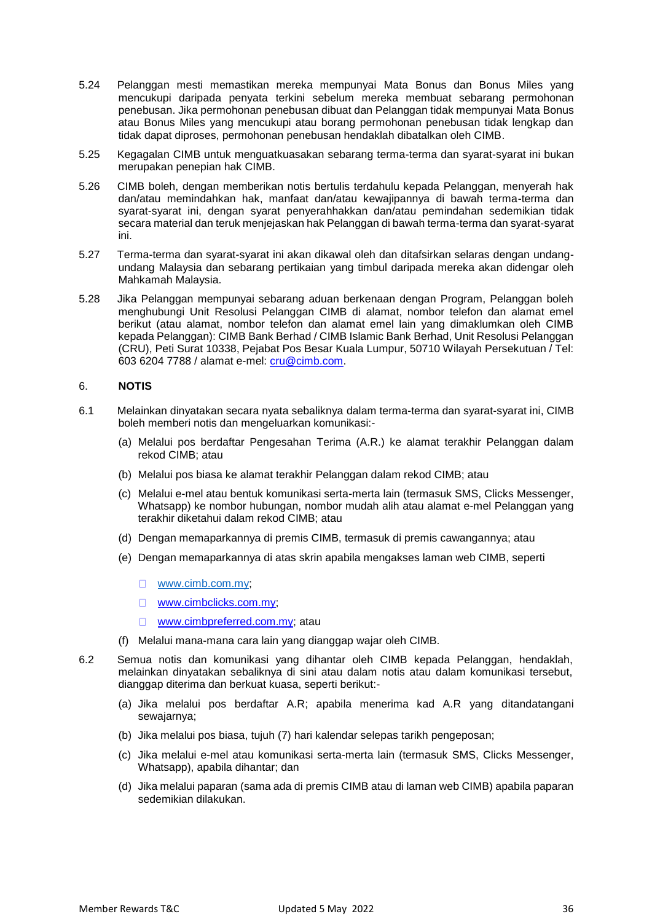5.24 Pelanggan mesti memastikan mereka mempunyai Mata Bonus dan Bonus Miles yang mencukupi daripada penyata terkini sebelum mereka membuat sebarang permohonan penebusan. Jika permohonan penebusan dibuat dan Pelanggan tidak mempunyai Mata Bonus atau Bonus Miles yang mencukupi atau borang permohonan penebusan tidak lengkap dan tidak dapat diproses, permohonan penebusan hendaklah dibatalkan oleh CIMB.

5.25 Kegagalan CIMB untuk menguatkuasakan sebarang terma-terma dan syarat-syarat ini bukan merupakan penepian hak CIMB.

5.26 CIMB boleh, dengan memberikan notis bertulis terdahulu kepada Pelanggan, menyerah hak dan/atau memindahkan hak, manfaat dan/atau kewajipannya di bawah terma-terma dan syarat-syarat ini, dengan syarat penyerahhakkan dan/atau pemindahan sedemikian tidak secara material dan teruk menjejaskan hak Pelanggan di bawah terma-terma dan syarat-syarat ini.

5.27 Terma-terma dan syarat-syarat ini akan dikawal oleh dan ditafsirkan selaras dengan undang-undang Malaysia dan sebarang pertikaian yang timbul daripada mereka akan didengar oleh Mahkamah Malaysia.

5.28 Jika Pelanggan mempunyai sebarang aduan berkenaan dengan Program, Pelanggan boleh menghubungi Unit Resolusi Pelanggan CIMB di alamat, nombor telefon dan alamat emel berikut (atau alamat, nombor telefon dan alamat emel lain yang dimaklumkan oleh CIMB kepada Pelanggan): CIMB Bank Berhad / CIMB Islamic Bank Berhad, Unit Resolusi Pelanggan (CRU), Peti Surat 10338, Pejabat Pos Besar Kuala Lumpur, 50710 Wilayah Persekutuan / Tel: 603 6204 7788 / alamat e-mel: cru@cimb.com.

## 6. NOTIS

6.1 Melainkan dinyatakan secara nyata sebaliknya dalam terma-terma dan syarat-syarat ini, CIMB boleh memberi notis dan mengeluarkan komunikasi:-

(a) Melalui pos berdaftar Pengesahan Terima (A.R.) ke alamat terakhir Pelanggan dalam rekod CIMB; atau

(b) Melalui pos biasa ke alamat terakhir Pelanggan dalam rekod CIMB; atau

(c) Melalui e-mel atau bentuk komunikasi serta-merta lain (termasuk SMS, Clicks Messenger, Whatsapp) ke nombor hubungan, nombor mudah alih atau alamat e-mel Pelanggan yang terakhir diketahui dalam rekod CIMB; atau

(d) Dengan memaparkannya di premis CIMB, termasuk di premis cawangannya; atau

(e) Dengan memaparkannya di atas skrin apabila mengakses laman web CIMB, seperti

- www.cimb.com.my;
- www.cimbclicks.com.my;
- www.cimbpreferred.com.my; atau

(f) Melalui mana-mana cara lain yang dianggap wajar oleh CIMB.

6.2 Semua notis dan komunikasi yang dihantar oleh CIMB kepada Pelanggan, hendaklah, melainkan dinyatakan sebaliknya di sini atau dalam notis atau dalam komunikasi tersebut, dianggap diterima dan berkuat kuasa, seperti berikut:-

(a) Jika melalui pos berdaftar A.R; apabila menerima kad A.R yang ditandatangani sewajarnya;

(b) Jika melalui pos biasa, tujuh (7) hari kalendar selepas tarikh pengeposan;

(c) Jika melalui e-mel atau komunikasi serta-merta lain (termasuk SMS, Clicks Messenger, Whatsapp), apabila dihantar; dan

(d) Jika melalui paparan (sama ada di premis CIMB atau di laman web CIMB) apabila paparan sedemikian dilakukan.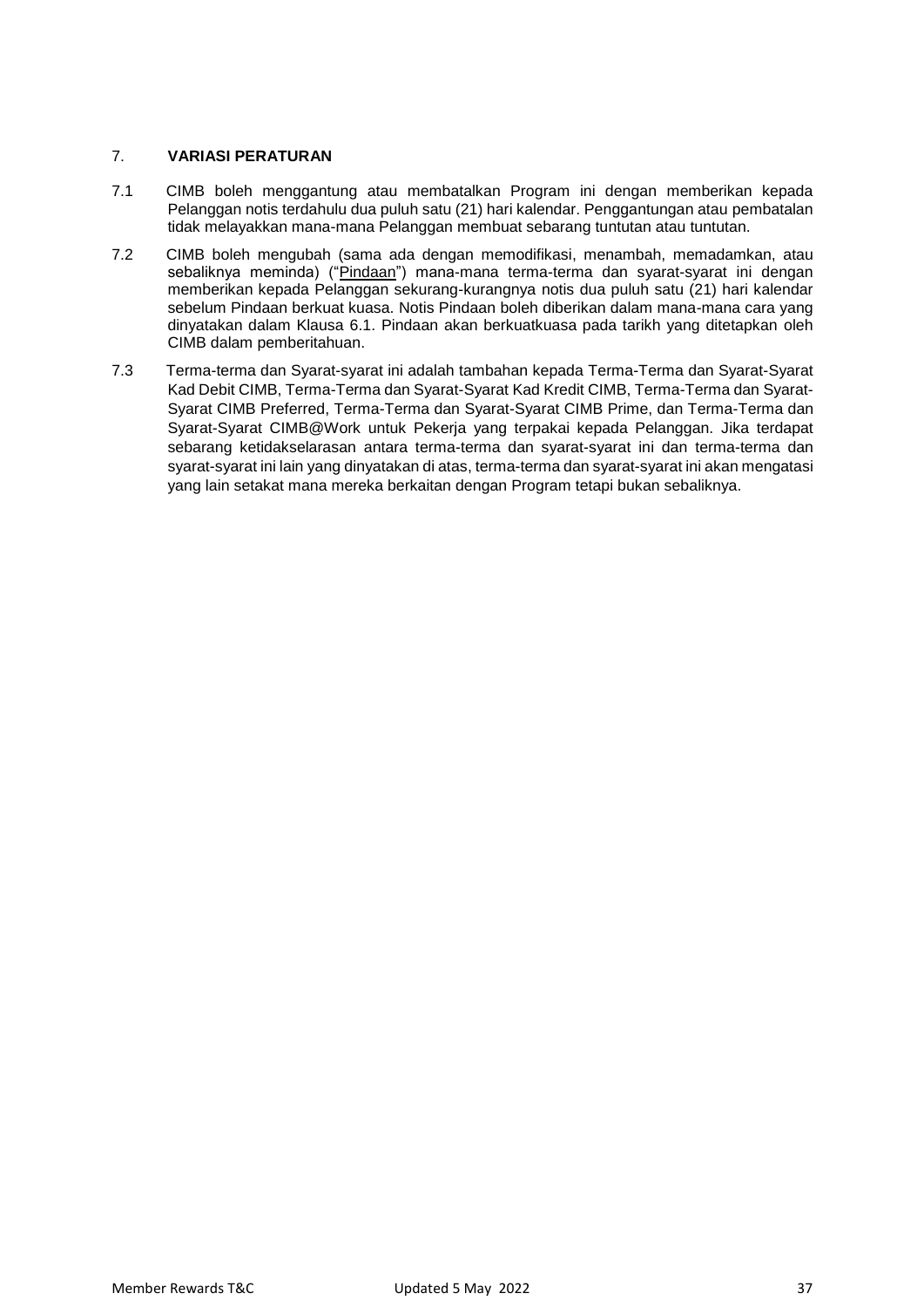## 7. VARIASI PERATURAN

7.1 CIMB boleh menggantung atau membatalkan Program ini dengan memberikan kepada Pelanggan notis terdahulu dua puluh satu (21) hari kalendar. Penggantungan atau pembatalan tidak melayakkan mana-mana Pelanggan membuat sebarang tuntutan atau tuntutan.

7.2 CIMB boleh mengubah (sama ada dengan memodifikasi, menambah, memadamkan, atau sebaliknya meminda) ("Pindaan") mana-mana terma-terma dan syarat-syarat ini dengan memberikan kepada Pelanggan sekurang-kurangnya notis dua puluh satu (21) hari kalendar sebelum Pindaan berkuat kuasa. Notis Pindaan boleh diberikan dalam mana-mana cara yang dinyatakan dalam Klausa 6.1. Pindaan akan berkuatkuasa pada tarikh yang ditetapkan oleh CIMB dalam pemberitahuan.

7.3 Terma-terma dan Syarat-syarat ini adalah tambahan kepada Terma-Terma dan Syarat-Syarat Kad Debit CIMB, Terma-Terma dan Syarat-Syarat Kad Kredit CIMB, Terma-Terma dan Syarat-Syarat CIMB Preferred, Terma-Terma dan Syarat-Syarat CIMB Prime, dan Terma-Terma dan Syarat-Syarat CIMB@Work untuk Pekerja yang terpakai kepada Pelanggan. Jika terdapat sebarang ketidakselarasan antara terma-terma dan syarat-syarat ini dan terma-terma dan syarat-syarat ini lain yang dinyatakan di atas, terma-terma dan syarat-syarat ini akan mengatasi yang lain setakat mana mereka berkaitan dengan Program tetapi bukan sebaliknya.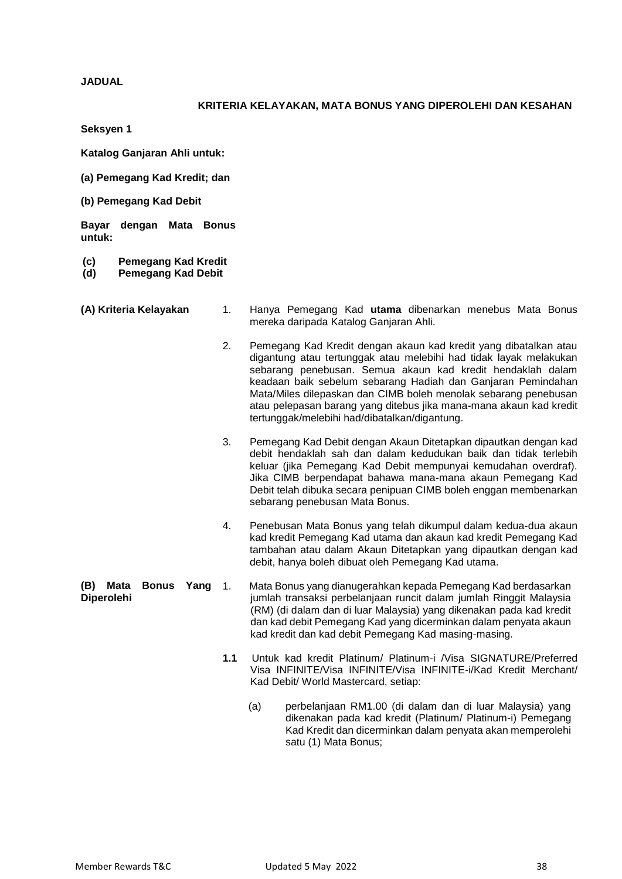**JADUAL**

**KRITERIA KELAYAKAN, MATA BONUS YANG DIPEROLEHI DAN KESAHAN**

**Seksyen 1**

**Katalog Ganjaran Ahli untuk:**

**(a) Pemegang Kad Kredit; dan**

**(b) Pemegang Kad Debit**

**Bayar dengan Mata Bonus untuk:**

**(c) Pemegang Kad Kredit**
**(d) Pemegang Kad Debit**

**(A) Kriteria Kelayakan**

1. Hanya Pemegang Kad **utama** dibenarkan menebus Mata Bonus mereka daripada Katalog Ganjaran Ahli.

2. Pemegang Kad Kredit dengan akaun kad kredit yang dibatalkan atau digantung atau tertunggak atau melebihi had tidak layak melakukan sebarang penebusan. Semua akaun kad kredit hendaklah dalam keadaan baik sebelum sebarang Hadiah dan Ganjaran Pemindahan Mata/Miles dilepaskan dan CIMB boleh menolak sebarang penebusan atau pelepasan barang yang ditebus jika mana-mana akaun kad kredit tertunggak/melebihi had/dibatalkan/digantung.

3. Pemegang Kad Debit dengan Akaun Ditetapkan dipautkan dengan kad debit hendaklah sah dan dalam kedudukan baik dan tidak terlebih keluar (jika Pemegang Kad Debit mempunyai kemudahan overdraf). Jika CIMB berpendapat bahawa mana-mana akaun Pemegang Kad Debit telah dibuka secara penipuan CIMB boleh enggan membenarkan sebarang penebusan Mata Bonus.

4. Penebusan Mata Bonus yang telah dikumpul dalam kedua-dua akaun kad kredit Pemegang Kad utama dan akaun kad kredit Pemegang Kad tambahan atau dalam Akaun Ditetapkan yang dipautkan dengan kad debit, hanya boleh dibuat oleh Pemegang Kad utama.

**(B) Mata Bonus Yang Diperolehi**

1. Mata Bonus yang dianugerahkan kepada Pemegang Kad berdasarkan jumlah transaksi perbelanjaan runcit dalam jumlah Ringgit Malaysia (RM) (di dalam dan di luar Malaysia) yang dikenakan pada kad kredit dan kad debit Pemegang Kad yang dicerminkan dalam penyata akaun kad kredit dan kad debit Pemegang Kad masing-masing.

**1.1** Untuk kad kredit Platinum/ Platinum-i /Visa SIGNATURE/Preferred Visa INFINITE/Visa INFINITE/Visa INFINITE-i/Kad Kredit Merchant/ Kad Debit/ World Mastercard, setiap:

(a) perbelanjaan RM1.00 (di dalam dan di luar Malaysia) yang dikenakan pada kad kredit (Platinum/ Platinum-i) Pemegang Kad Kredit dan dicerminkan dalam penyata akan memperolehi satu (1) Mata Bonus;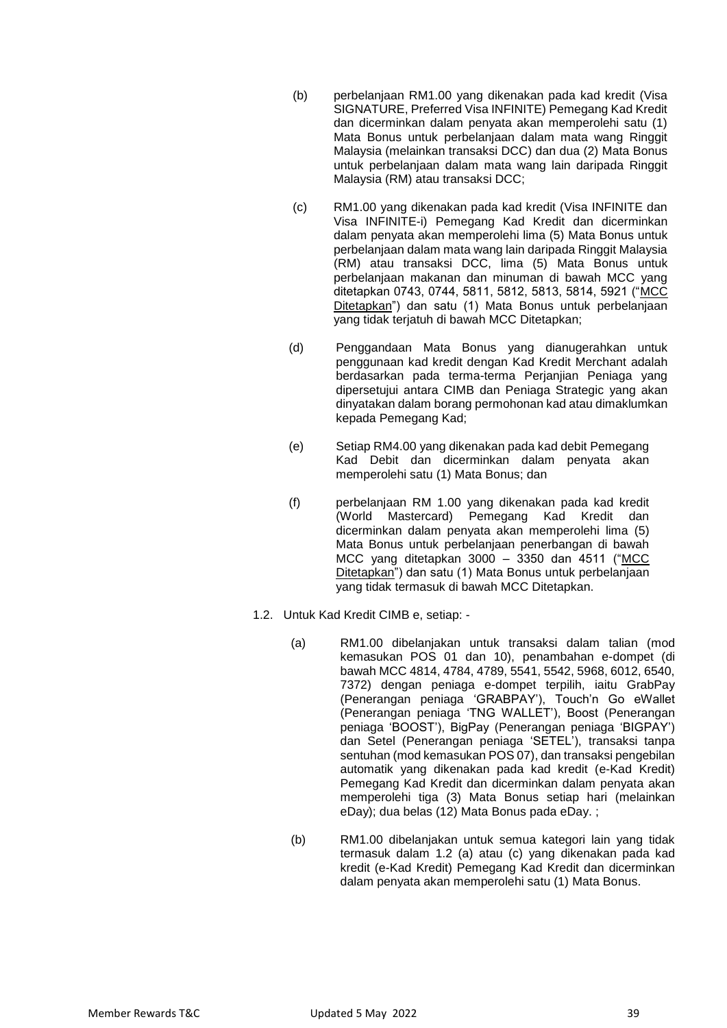(b) perbelanjaan RM1.00 yang dikenakan pada kad kredit (Visa SIGNATURE, Preferred Visa INFINITE) Pemegang Kad Kredit dan dicerminkan dalam penyata akan memperolehi satu (1) Mata Bonus untuk perbelanjaan dalam mata wang Ringgit Malaysia (melainkan transaksi DCC) dan dua (2) Mata Bonus untuk perbelanjaan dalam mata wang lain daripada Ringgit Malaysia (RM) atau transaksi DCC;

(c) RM1.00 yang dikenakan pada kad kredit (Visa INFINITE dan Visa INFINITE-i) Pemegang Kad Kredit dan dicerminkan dalam penyata akan memperolehi lima (5) Mata Bonus untuk perbelanjaan dalam mata wang lain daripada Ringgit Malaysia (RM) atau transaksi DCC, lima (5) Mata Bonus untuk perbelanjaan makanan dan minuman di bawah MCC yang ditetapkan 0743, 0744, 5811, 5812, 5813, 5814, 5921 ("MCC Ditetapkan") dan satu (1) Mata Bonus untuk perbelanjaan yang tidak terjatuh di bawah MCC Ditetapkan;

(d) Penggandaan Mata Bonus yang dianugerahkan untuk penggunaan kad kredit dengan Kad Kredit Merchant adalah berdasarkan pada terma-terma Perjanjian Peniaga yang dipersetujui antara CIMB dan Peniaga Strategic yang akan dinyatakan dalam borang permohonan kad atau dimaklumkan kepada Pemegang Kad;

(e) Setiap RM4.00 yang dikenakan pada kad debit Pemegang Kad Debit dan dicerminkan dalam penyata akan memperolehi satu (1) Mata Bonus; dan

(f) perbelanjaan RM 1.00 yang dikenakan pada kad kredit (World Mastercard) Pemegang Kad Kredit dan dicerminkan dalam penyata akan memperolehi lima (5) Mata Bonus untuk perbelanjaan penerbangan di bawah MCC yang ditetapkan 3000 – 3350 dan 4511 ("MCC Ditetapkan") dan satu (1) Mata Bonus untuk perbelanjaan yang tidak termasuk di bawah MCC Ditetapkan.

1.2. Untuk Kad Kredit CIMB e, setiap: -

(a) RM1.00 dibelanjakan untuk transaksi dalam talian (mod kemasukan POS 01 dan 10), penambahan e-dompet (di bawah MCC 4814, 4784, 4789, 5541, 5542, 5968, 6012, 6540, 7372) dengan peniaga e-dompet terpilih, iaitu GrabPay (Penerangan peniaga 'GRABPAY'), Touch'n Go eWallet (Penerangan peniaga 'TNG WALLET'), Boost (Penerangan peniaga 'BOOST'), BigPay (Penerangan peniaga 'BIGPAY') dan Setel (Penerangan peniaga 'SETEL'), transaksi tanpa sentuhan (mod kemasukan POS 07), dan transaksi pengebilan automatik yang dikenakan pada kad kredit (e-Kad Kredit) Pemegang Kad Kredit dan dicerminkan dalam penyata akan memperolehi tiga (3) Mata Bonus setiap hari (melainkan eDay); dua belas (12) Mata Bonus pada eDay. ;

(b) RM1.00 dibelanjakan untuk semua kategori lain yang tidak termasuk dalam 1.2 (a) atau (c) yang dikenakan pada kad kredit (e-Kad Kredit) Pemegang Kad Kredit dan dicerminkan dalam penyata akan memperolehi satu (1) Mata Bonus.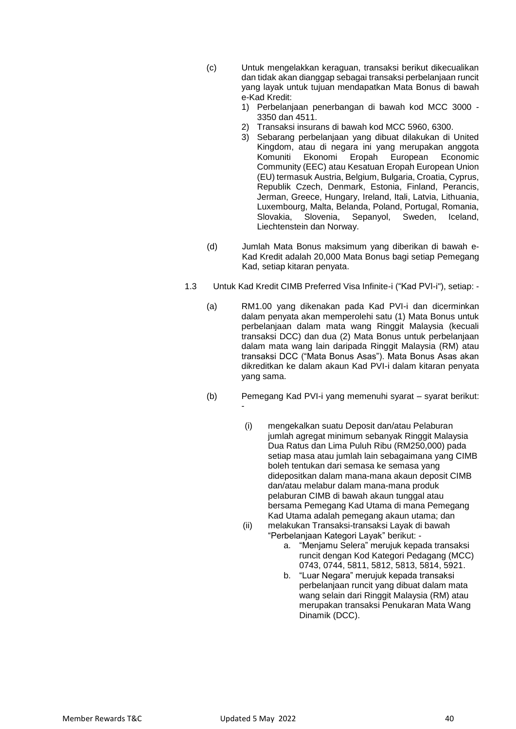(c) Untuk mengelakkan keraguan, transaksi berikut dikecualikan dan tidak akan dianggap sebagai transaksi perbelanjaan runcit yang layak untuk tujuan mendapatkan Mata Bonus di bawah e-Kad Kredit:

1) Perbelanjaan penerbangan di bawah kod MCC 3000 - 3350 dan 4511.
2) Transaksi insurans di bawah kod MCC 5960, 6300.
3) Sebarang perbelanjaan yang dibuat dilakukan di United Kingdom, atau di negara ini yang merupakan anggota Komuniti Ekonomi Eropah European Economic Community (EEC) atau Kesatuan Eropah European Union (EU) termasuk Austria, Belgium, Bulgaria, Croatia, Cyprus, Republik Czech, Denmark, Estonia, Finland, Perancis, Jerman, Greece, Hungary, Ireland, Itali, Latvia, Lithuania, Luxembourg, Malta, Belanda, Poland, Portugal, Romania, Slovakia, Slovenia, Sepanyol, Sweden, Iceland, Liechtenstein dan Norway.

(d) Jumlah Mata Bonus maksimum yang diberikan di bawah e-Kad Kredit adalah 20,000 Mata Bonus bagi setiap Pemegang Kad, setiap kitaran penyata.

1.3 Untuk Kad Kredit CIMB Preferred Visa Infinite-i ("Kad PVI-i"), setiap: -

(a) RM1.00 yang dikenakan pada Kad PVI-i dan dicerminkan dalam penyata akan memperolehi satu (1) Mata Bonus untuk perbelanjaan dalam mata wang Ringgit Malaysia (kecuali transaksi DCC) dan dua (2) Mata Bonus untuk perbelanjaan dalam mata wang lain daripada Ringgit Malaysia (RM) atau transaksi DCC ("Mata Bonus Asas"). Mata Bonus Asas akan dikreditkan ke dalam akaun Kad PVI-i dalam kitaran penyata yang sama.

(b) Pemegang Kad PVI-i yang memenuhi syarat – syarat berikut: -

(i) mengekalkan suatu Deposit dan/atau Pelaburan jumlah agregat minimum sebanyak Ringgit Malaysia Dua Ratus dan Lima Puluh Ribu (RM250,000) pada setiap masa atau jumlah lain sebagaimana yang CIMB boleh tentukan dari semasa ke semasa yang didepositkan dalam mana-mana akaun deposit CIMB dan/atau melabur dalam mana-mana produk pelaburan CIMB di bawah akaun tunggal atau bersama Pemegang Kad Utama di mana Pemegang Kad Utama adalah pemegang akaun utama; dan

(ii) melakukan Transaksi-transaksi Layak di bawah "Perbelanjaan Kategori Layak" berikut: -

a. "Menjamu Selera" merujuk kepada transaksi runcit dengan Kod Kategori Pedagang (MCC) 0743, 0744, 5811, 5812, 5813, 5814, 5921.
b. "Luar Negara" merujuk kepada transaksi perbelanjaan runcit yang dibuat dalam mata wang selain dari Ringgit Malaysia (RM) atau merupakan transaksi Penukaran Mata Wang Dinamik (DCC).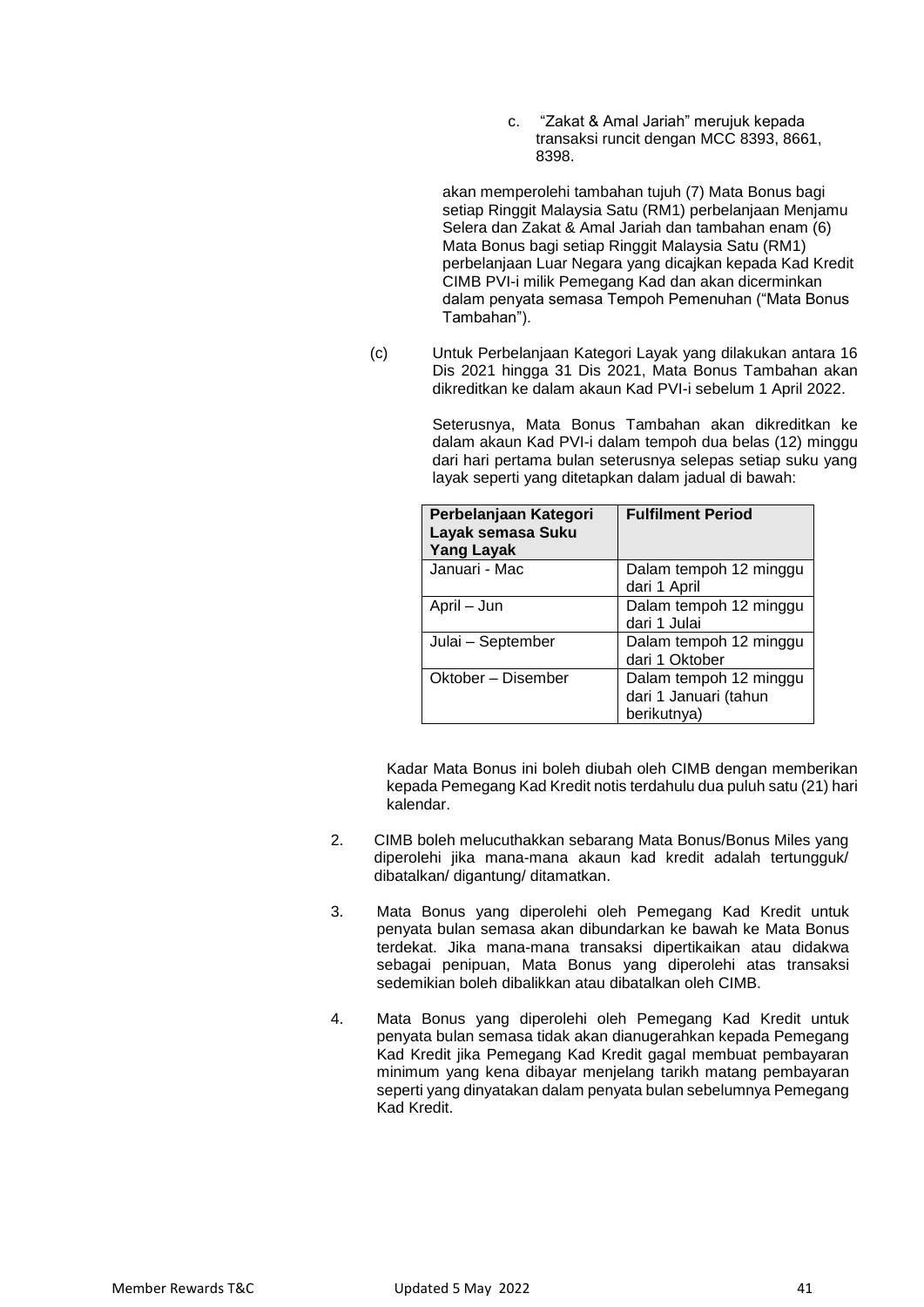c. "Zakat & Amal Jariah" merujuk kepada transaksi runcit dengan MCC 8393, 8661, 8398.

akan memperolehi tambahan tujuh (7) Mata Bonus bagi setiap Ringgit Malaysia Satu (RM1) perbelanjaan Menjamu Selera dan Zakat & Amal Jariah dan tambahan enam (6) Mata Bonus bagi setiap Ringgit Malaysia Satu (RM1) perbelanjaan Luar Negara yang dicajkan kepada Kad Kredit CIMB PVI-i milik Pemegang Kad dan akan dicerminkan dalam penyata semasa Tempoh Pemenuhan ("Mata Bonus Tambahan").

(c) Untuk Perbelanjaan Kategori Layak yang dilakukan antara 16 Dis 2021 hingga 31 Dis 2021, Mata Bonus Tambahan akan dikreditkan ke dalam akaun Kad PVI-i sebelum 1 April 2022.

Seterusnya, Mata Bonus Tambahan akan dikreditkan ke dalam akaun Kad PVI-i dalam tempoh dua belas (12) minggu dari hari pertama bulan seterusnya selepas setiap suku yang layak seperti yang ditetapkan dalam jadual di bawah:

| Perbelanjaan Kategori Layak semasa Suku Yang Layak | Fulfilment Period |
|---|---|
| Januari - Mac | Dalam tempoh 12 minggu dari 1 April |
| April – Jun | Dalam tempoh 12 minggu dari 1 Julai |
| Julai – September | Dalam tempoh 12 minggu dari 1 Oktober |
| Oktober – Disember | Dalam tempoh 12 minggu dari 1 Januari (tahun berikutnya) |

Kadar Mata Bonus ini boleh diubah oleh CIMB dengan memberikan kepada Pemegang Kad Kredit notis terdahulu dua puluh satu (21) hari kalendar.

2. CIMB boleh melucuthakkan sebarang Mata Bonus/Bonus Miles yang diperolehi jika mana-mana akaun kad kredit adalah tertungguk/ dibatalkan/ digantung/ ditamatkan.

3. Mata Bonus yang diperolehi oleh Pemegang Kad Kredit untuk penyata bulan semasa akan dibundarkan ke bawah ke Mata Bonus terdekat. Jika mana-mana transaksi dipertikaikan atau didakwa sebagai penipuan, Mata Bonus yang diperolehi atas transaksi sedemikian boleh dibalikkan atau dibatalkan oleh CIMB.

4. Mata Bonus yang diperolehi oleh Pemegang Kad Kredit untuk penyata bulan semasa tidak akan dianugerahkan kepada Pemegang Kad Kredit jika Pemegang Kad Kredit gagal membuat pembayaran minimum yang kena dibayar menjelang tarikh matang pembayaran seperti yang dinyatakan dalam penyata bulan sebelumnya Pemegang Kad Kredit.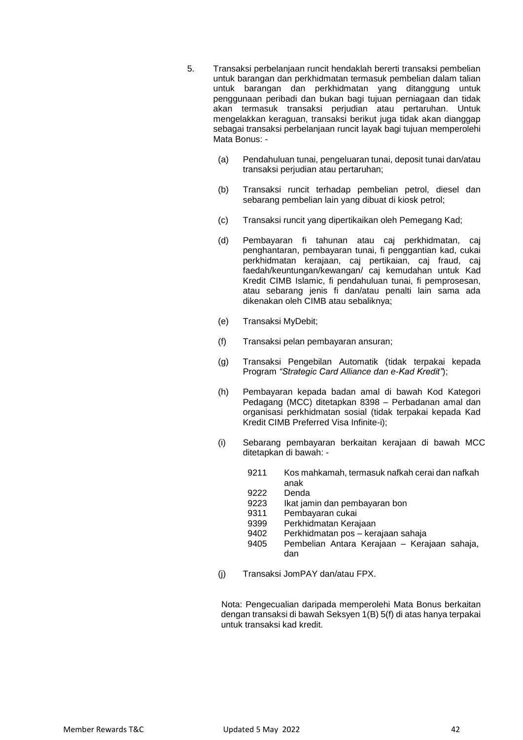5. Transaksi perbelanjaan runcit hendaklah bererti transaksi pembelian untuk barangan dan perkhidmatan termasuk pembelian dalam talian untuk barangan dan perkhidmatan yang ditanggung untuk penggunaan peribadi dan bukan bagi tujuan perniagaan dan tidak akan termasuk transaksi perjudian atau pertaruhan. Untuk mengelakkan keraguan, transaksi berikut juga tidak akan dianggap sebagai transaksi perbelanjaan runcit layak bagi tujuan memperolehi Mata Bonus: -

   (a) Pendahuluan tunai, pengeluaran tunai, deposit tunai dan/atau transaksi perjudian atau pertaruhan;

   (b) Transaksi runcit terhadap pembelian petrol, diesel dan sebarang pembelian lain yang dibuat di kiosk petrol;

   (c) Transaksi runcit yang dipertikaikan oleh Pemegang Kad;

   (d) Pembayaran fi tahunan atau caj perkhidmatan, caj penghantaran, pembayaran tunai, fi penggantian kad, cukai perkhidmatan kerajaan, caj pertikaian, caj fraud, caj faedah/keuntungan/kewangan/ caj kemudahan untuk Kad Kredit CIMB Islamic, fi pendahuluan tunai, fi pemprosesan, atau sebarang jenis fi dan/atau penalti lain sama ada dikenakan oleh CIMB atau sebaliknya;

   (e) Transaksi MyDebit;

   (f) Transaksi pelan pembayaran ansuran;

   (g) Transaksi Pengebilan Automatik (tidak terpakai kepada Program *"Strategic Card Alliance dan e-Kad Kredit"*);

   (h) Pembayaran kepada badan amal di bawah Kod Kategori Pedagang (MCC) ditetapkan 8398 – Perbadanan amal dan organisasi perkhidmatan sosial (tidak terpakai kepada Kad Kredit CIMB Preferred Visa Infinite-i);

   (i) Sebarang pembayaran berkaitan kerajaan di bawah MCC ditetapkan di bawah: -

      9211 Kos mahkamah, termasuk nafkah cerai dan nafkah anak
      9222 Denda
      9223 Ikat jamin dan pembayaran bon
      9311 Pembayaran cukai
      9399 Perkhidmatan Kerajaan
      9402 Perkhidmatan pos – kerajaan sahaja
      9405 Pembelian Antara Kerajaan – Kerajaan sahaja, dan

   (j) Transaksi JomPAY dan/atau FPX.

   Nota: Pengecualian daripada memperolehi Mata Bonus berkaitan dengan transaksi di bawah Seksyen 1(B) 5(f) di atas hanya terpakai untuk transaksi kad kredit.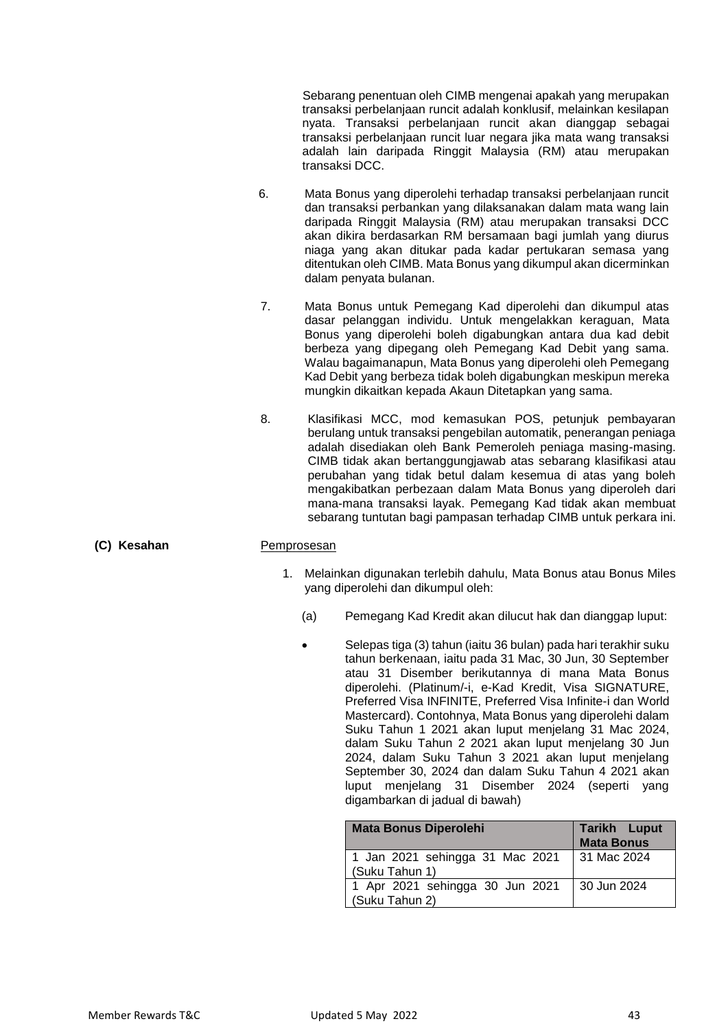Sebarang penentuan oleh CIMB mengenai apakah yang merupakan transaksi perbelanjaan runcit adalah konklusif, melainkan kesilapan nyata. Transaksi perbelanjaan runcit akan dianggap sebagai transaksi perbelanjaan runcit luar negara jika mata wang transaksi adalah lain daripada Ringgit Malaysia (RM) atau merupakan transaksi DCC.

6. Mata Bonus yang diperolehi terhadap transaksi perbelanjaan runcit dan transaksi perbankan yang dilaksanakan dalam mata wang lain daripada Ringgit Malaysia (RM) atau merupakan transaksi DCC akan dikira berdasarkan RM bersamaan bagi jumlah yang diurus niaga yang akan ditukar pada kadar pertukaran semasa yang ditentukan oleh CIMB. Mata Bonus yang dikumpul akan dicerminkan dalam penyata bulanan.

7. Mata Bonus untuk Pemegang Kad diperolehi dan dikumpul atas dasar pelanggan individu. Untuk mengelakkan keraguan, Mata Bonus yang diperolehi boleh digabungkan antara dua kad debit berbeza yang dipegang oleh Pemegang Kad Debit yang sama. Walau bagaimanapun, Mata Bonus yang diperolehi oleh Pemegang Kad Debit yang berbeza tidak boleh digabungkan meskipun mereka mungkin dikaitkan kepada Akaun Ditetapkan yang sama.

8. Klasifikasi MCC, mod kemasukan POS, petunjuk pembayaran berulang untuk transaksi pengebilan automatik, penerangan peniaga adalah disediakan oleh Bank Pemeroleh peniaga masing-masing. CIMB tidak akan bertanggungjawab atas sebarang klasifikasi atau perubahan yang tidak betul dalam kesemua di atas yang boleh mengakibatkan perbezaan dalam Mata Bonus yang diperoleh dari mana-mana transaksi layak. Pemegang Kad tidak akan membuat sebarang tuntutan bagi pampasan terhadap CIMB untuk perkara ini.

**(C) Kesahan**

Pemprosesan

1. Melainkan digunakan terlebih dahulu, Mata Bonus atau Bonus Miles yang diperolehi dan dikumpul oleh:

   (a) Pemegang Kad Kredit akan dilucut hak dan dianggap luput:

   - Selepas tiga (3) tahun (iaitu 36 bulan) pada hari terakhir suku tahun berkenaan, iaitu pada 31 Mac, 30 Jun, 30 September atau 31 Disember berikutannya di mana Mata Bonus diperolehi. (Platinum/-i, e-Kad Kredit, Visa SIGNATURE, Preferred Visa INFINITE, Preferred Visa Infinite-i dan World Mastercard). Contohnya, Mata Bonus yang diperolehi dalam Suku Tahun 1 2021 akan luput menjelang 31 Mac 2024, dalam Suku Tahun 2 2021 akan luput menjelang 30 Jun 2024, dalam Suku Tahun 3 2021 akan luput menjelang September 30, 2024 dan dalam Suku Tahun 4 2021 akan luput menjelang 31 Disember 2024 (seperti yang digambarkan di jadual di bawah)

| Mata Bonus Diperolehi | Tarikh Luput Mata Bonus |
|---|---|
| 1 Jan 2021 sehingga 31 Mac 2021 (Suku Tahun 1) | 31 Mac 2024 |
| 1 Apr 2021 sehingga 30 Jun 2021 (Suku Tahun 2) | 30 Jun 2024 |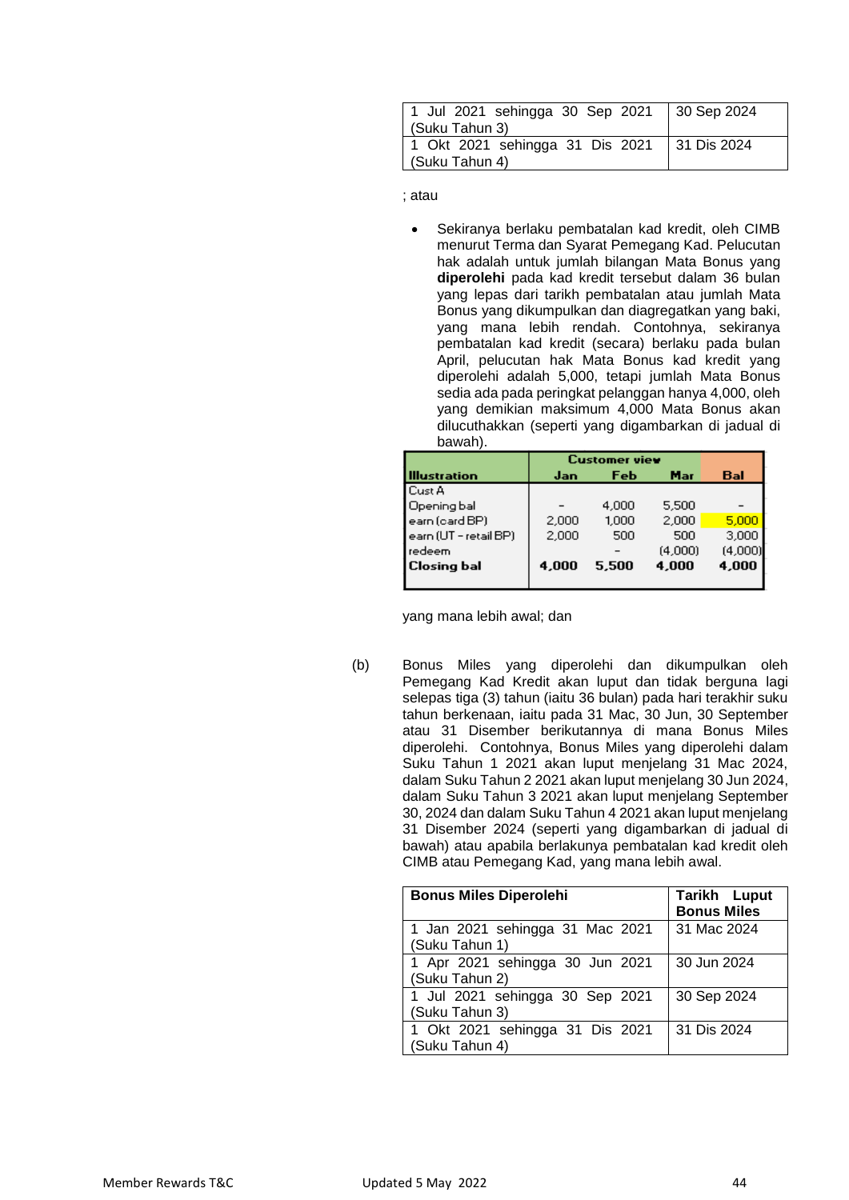| | |
|---|---|
| 1 Jul 2021 sehingga 30 Sep 2021 (Suku Tahun 3) | 30 Sep 2024 |
| 1 Okt 2021 sehingga 31 Dis 2021 (Suku Tahun 4) | 31 Dis 2024 |

; atau

- Sekiranya berlaku pembatalan kad kredit, oleh CIMB menurut Terma dan Syarat Pemegang Kad. Pelucutan hak adalah untuk jumlah bilangan Mata Bonus yang **diperolehi** pada kad kredit tersebut dalam 36 bulan yang lepas dari tarikh pembatalan atau jumlah Mata Bonus yang dikumpulkan dan diagregatkan yang baki, yang mana lebih rendah. Contohnya, sekiranya pembatalan kad kredit (secara) berlaku pada bulan April, pelucutan hak Mata Bonus kad kredit yang diperolehi adalah 5,000, tetapi jumlah Mata Bonus sedia ada pada peringkat pelanggan hanya 4,000, oleh yang demikian maksimum 4,000 Mata Bonus akan dilucuthakkan (seperti yang digambarkan di jadual di bawah).

| | Customer view | | | |
|---|---|---|---|---|
| **Illustration** | **Jan** | **Feb** | **Mar** | **Bal** |
| Cust A | | | | |
| Opening bal | - | 4,000 | 5,500 | - |
| earn (card BP) | 2,000 | 1,000 | 2,000 | 5,000 |
| earn (UT - retail BP) | 2,000 | 500 | 500 | 3,000 |
| redeem | | - | (4,000) | (4,000) |
| **Closing bal** | **4,000** | **5,500** | **4,000** | **4,000** |

yang mana lebih awal; dan

(b) Bonus Miles yang diperolehi dan dikumpulkan oleh Pemegang Kad Kredit akan luput dan tidak berguna lagi selepas tiga (3) tahun (iaitu 36 bulan) pada hari terakhir suku tahun berkenaan, iaitu pada 31 Mac, 30 Jun, 30 September atau 31 Disember berikutannya di mana Bonus Miles diperolehi. Contohnya, Bonus Miles yang diperolehi dalam Suku Tahun 1 2021 akan luput menjelang 31 Mac 2024, dalam Suku Tahun 2 2021 akan luput menjelang 30 Jun 2024, dalam Suku Tahun 3 2021 akan luput menjelang September 30, 2024 dan dalam Suku Tahun 4 2021 akan luput menjelang 31 Disember 2024 (seperti yang digambarkan di jadual di bawah) atau apabila berlakunya pembatalan kad kredit oleh CIMB atau Pemegang Kad, yang mana lebih awal.

| **Bonus Miles Diperolehi** | **Tarikh Luput Bonus Miles** |
|---|---|
| 1 Jan 2021 sehingga 31 Mac 2021 (Suku Tahun 1) | 31 Mac 2024 |
| 1 Apr 2021 sehingga 30 Jun 2021 (Suku Tahun 2) | 30 Jun 2024 |
| 1 Jul 2021 sehingga 30 Sep 2021 (Suku Tahun 3) | 30 Sep 2024 |
| 1 Okt 2021 sehingga 31 Dis 2021 (Suku Tahun 4) | 31 Dis 2024 |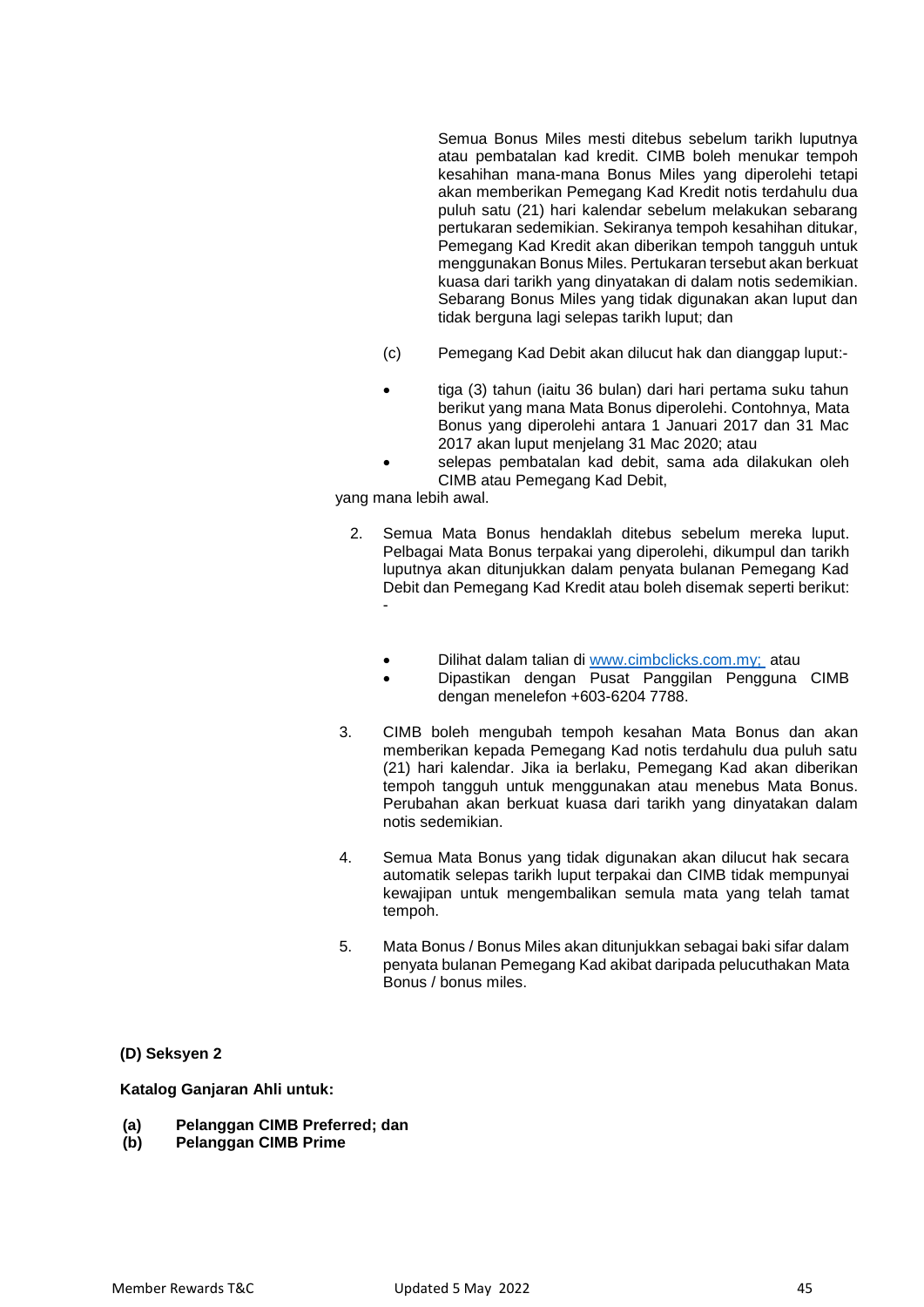Semua Bonus Miles mesti ditebus sebelum tarikh luputnya atau pembatalan kad kredit. CIMB boleh menukar tempoh kesahihan mana-mana Bonus Miles yang diperolehi tetapi akan memberikan Pemegang Kad Kredit notis terdahulu dua puluh satu (21) hari kalendar sebelum melakukan sebarang pertukaran sedemikian. Sekiranya tempoh kesahihan ditukar, Pemegang Kad Kredit akan diberikan tempoh tangguh untuk menggunakan Bonus Miles. Pertukaran tersebut akan berkuat kuasa dari tarikh yang dinyatakan di dalam notis sedemikian. Sebarang Bonus Miles yang tidak digunakan akan luput dan tidak berguna lagi selepas tarikh luput; dan

(c) Pemegang Kad Debit akan dilucut hak dan dianggap luput:-

- tiga (3) tahun (iaitu 36 bulan) dari hari pertama suku tahun berikut yang mana Mata Bonus diperolehi. Contohnya, Mata Bonus yang diperolehi antara 1 Januari 2017 dan 31 Mac 2017 akan luput menjelang 31 Mac 2020; atau
- selepas pembatalan kad debit, sama ada dilakukan oleh CIMB atau Pemegang Kad Debit,

yang mana lebih awal.

2. Semua Mata Bonus hendaklah ditebus sebelum mereka luput. Pelbagai Mata Bonus terpakai yang diperolehi, dikumpul dan tarikh luputnya akan ditunjukkan dalam penyata bulanan Pemegang Kad Debit dan Pemegang Kad Kredit atau boleh disemak seperti berikut:-

   - Dilihat dalam talian di www.cimbclicks.com.my; atau
   - Dipastikan dengan Pusat Panggilan Pengguna CIMB dengan menelefon +603-6204 7788.

3. CIMB boleh mengubah tempoh kesahan Mata Bonus dan akan memberikan kepada Pemegang Kad notis terdahulu dua puluh satu (21) hari kalendar. Jika ia berlaku, Pemegang Kad akan diberikan tempoh tangguh untuk menggunakan atau menebus Mata Bonus. Perubahan akan berkuat kuasa dari tarikh yang dinyatakan dalam notis sedemikian.

4. Semua Mata Bonus yang tidak digunakan akan dilucut hak secara automatik selepas tarikh luput terpakai dan CIMB tidak mempunyai kewajipan untuk mengembalikan semula mata yang telah tamat tempoh.

5. Mata Bonus / Bonus Miles akan ditunjukkan sebagai baki sifar dalam penyata bulanan Pemegang Kad akibat daripada pelucuthakan Mata Bonus / bonus miles.

**(D) Seksyen 2**

**Katalog Ganjaran Ahli untuk:**

**(a) Pelanggan CIMB Preferred; dan**
**(b) Pelanggan CIMB Prime**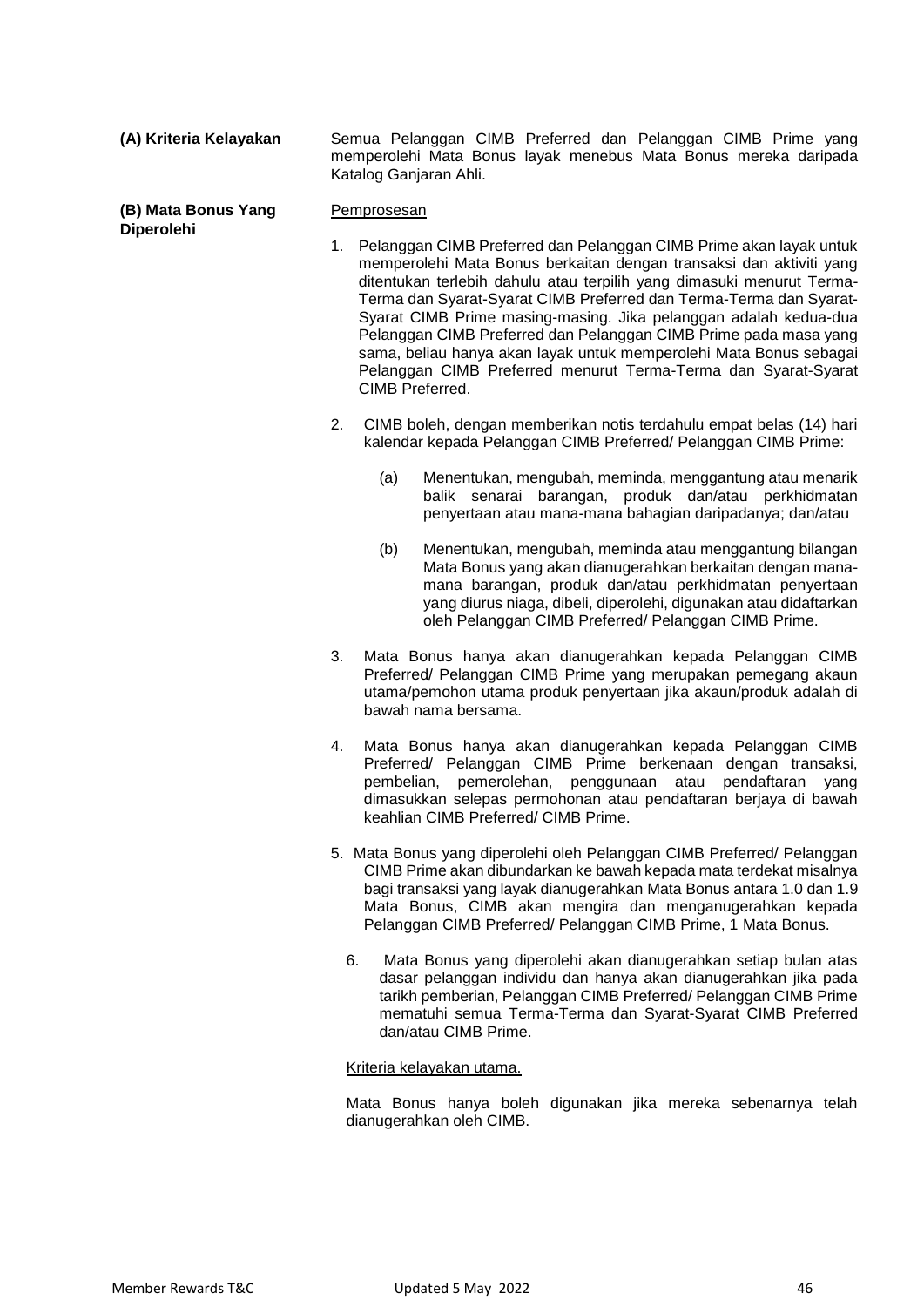**(A) Kriteria Kelayakan**

Semua Pelanggan CIMB Preferred dan Pelanggan CIMB Prime yang memperolehi Mata Bonus layak menebus Mata Bonus mereka daripada Katalog Ganjaran Ahli.

**(B) Mata Bonus Yang Diperolehi**

<u>Pemprosesan</u>

1. Pelanggan CIMB Preferred dan Pelanggan CIMB Prime akan layak untuk memperolehi Mata Bonus berkaitan dengan transaksi dan aktiviti yang ditentukan terlebih dahulu atau terpilih yang dimasuki menurut Terma-Terma dan Syarat-Syarat CIMB Preferred dan Terma-Terma dan Syarat-Syarat CIMB Prime masing-masing. Jika pelanggan adalah kedua-dua Pelanggan CIMB Preferred dan Pelanggan CIMB Prime pada masa yang sama, beliau hanya akan layak untuk memperolehi Mata Bonus sebagai Pelanggan CIMB Preferred menurut Terma-Terma dan Syarat-Syarat CIMB Preferred.

2. CIMB boleh, dengan memberikan notis terdahulu empat belas (14) hari kalendar kepada Pelanggan CIMB Preferred/ Pelanggan CIMB Prime:

   (a) Menentukan, mengubah, meminda, menggantung atau menarik balik senarai barangan, produk dan/atau perkhidmatan penyertaan atau mana-mana bahagian daripadanya; dan/atau

   (b) Menentukan, mengubah, meminda atau menggantung bilangan Mata Bonus yang akan dianugerahkan berkaitan dengan mana-mana barangan, produk dan/atau perkhidmatan penyertaan yang diurus niaga, dibeli, diperolehi, digunakan atau didaftarkan oleh Pelanggan CIMB Preferred/ Pelanggan CIMB Prime.

3. Mata Bonus hanya akan dianugerahkan kepada Pelanggan CIMB Preferred/ Pelanggan CIMB Prime yang merupakan pemegang akaun utama/pemohon utama produk penyertaan jika akaun/produk adalah di bawah nama bersama.

4. Mata Bonus hanya akan dianugerahkan kepada Pelanggan CIMB Preferred/ Pelanggan CIMB Prime berkenaan dengan transaksi, pembelian, pemerolehan, penggunaan atau pendaftaran yang dimasukkan selepas permohonan atau pendaftaran berjaya di bawah keahlian CIMB Preferred/ CIMB Prime.

5. Mata Bonus yang diperolehi oleh Pelanggan CIMB Preferred/ Pelanggan CIMB Prime akan dibundarkan ke bawah kepada mata terdekat misalnya bagi transaksi yang layak dianugerahkan Mata Bonus antara 1.0 dan 1.9 Mata Bonus, CIMB akan mengira dan menganugerahkan kepada Pelanggan CIMB Preferred/ Pelanggan CIMB Prime, 1 Mata Bonus.

6. Mata Bonus yang diperolehi akan dianugerahkan setiap bulan atas dasar pelanggan individu dan hanya akan dianugerahkan jika pada tarikh pemberian, Pelanggan CIMB Preferred/ Pelanggan CIMB Prime mematuhi semua Terma-Terma dan Syarat-Syarat CIMB Preferred dan/atau CIMB Prime.

<u>Kriteria kelayakan utama.</u>

Mata Bonus hanya boleh digunakan jika mereka sebenarnya telah dianugerahkan oleh CIMB.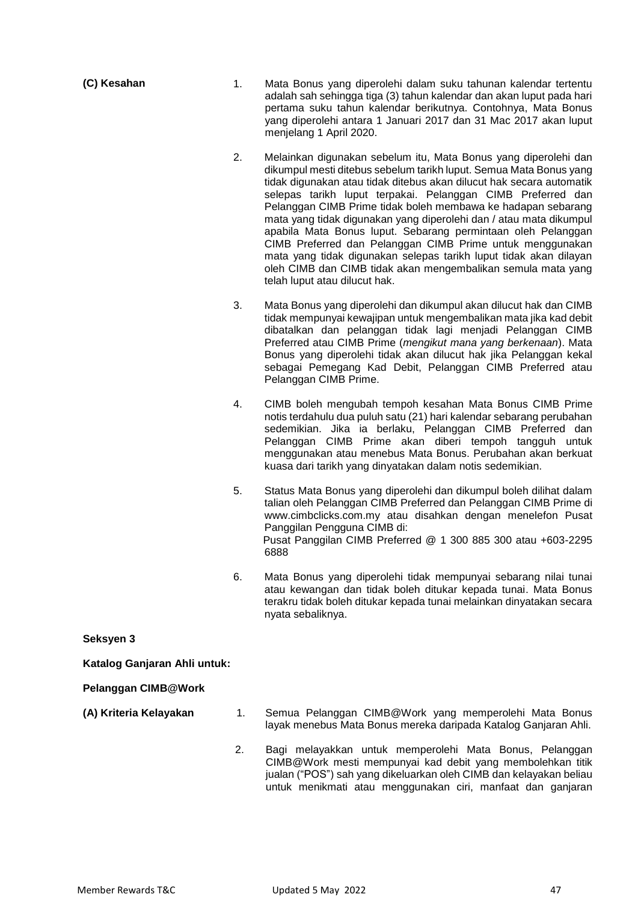**(C) Kesahan**

1. Mata Bonus yang diperolehi dalam suku tahunan kalendar tertentu adalah sah sehingga tiga (3) tahun kalendar dan akan luput pada hari pertama suku tahun kalendar berikutnya. Contohnya, Mata Bonus yang diperolehi antara 1 Januari 2017 dan 31 Mac 2017 akan luput menjelang 1 April 2020.

2. Melainkan digunakan sebelum itu, Mata Bonus yang diperolehi dan dikumpul mesti ditebus sebelum tarikh luput. Semua Mata Bonus yang tidak digunakan atau tidak ditebus akan dilucut hak secara automatik selepas tarikh luput terpakai. Pelanggan CIMB Preferred dan Pelanggan CIMB Prime tidak boleh membawa ke hadapan sebarang mata yang tidak digunakan yang diperolehi dan / atau mata dikumpul apabila Mata Bonus luput. Sebarang permintaan oleh Pelanggan CIMB Preferred dan Pelanggan CIMB Prime untuk menggunakan mata yang tidak digunakan selepas tarikh luput tidak akan dilayan oleh CIMB dan CIMB tidak akan mengembalikan semula mata yang telah luput atau dilucut hak.

3. Mata Bonus yang diperolehi dan dikumpul akan dilucut hak dan CIMB tidak mempunyai kewajipan untuk mengembalikan mata jika kad debit dibatalkan dan pelanggan tidak lagi menjadi Pelanggan CIMB Preferred atau CIMB Prime (*mengikut mana yang berkenaan*). Mata Bonus yang diperolehi tidak akan dilucut hak jika Pelanggan kekal sebagai Pemegang Kad Debit, Pelanggan CIMB Preferred atau Pelanggan CIMB Prime.

4. CIMB boleh mengubah tempoh kesahan Mata Bonus CIMB Prime notis terdahulu dua puluh satu (21) hari kalendar sebarang perubahan sedemikian. Jika ia berlaku, Pelanggan CIMB Preferred dan Pelanggan CIMB Prime akan diberi tempoh tangguh untuk menggunakan atau menebus Mata Bonus. Perubahan akan berkuat kuasa dari tarikh yang dinyatakan dalam notis sedemikian.

5. Status Mata Bonus yang diperolehi dan dikumpul boleh dilihat dalam talian oleh Pelanggan CIMB Preferred dan Pelanggan CIMB Prime di www.cimbclicks.com.my atau disahkan dengan menelefon Pusat Panggilan Pengguna CIMB di:
   Pusat Panggilan CIMB Preferred @ 1 300 885 300 atau +603-2295 6888

6. Mata Bonus yang diperolehi tidak mempunyai sebarang nilai tunai atau kewangan dan tidak boleh ditukar kepada tunai. Mata Bonus terakru tidak boleh ditukar kepada tunai melainkan dinyatakan secara nyata sebaliknya.

**Seksyen 3**

**Katalog Ganjaran Ahli untuk:**

**Pelanggan CIMB@Work**

**(A) Kriteria Kelayakan**

1. Semua Pelanggan CIMB@Work yang memperolehi Mata Bonus layak menebus Mata Bonus mereka daripada Katalog Ganjaran Ahli.

2. Bagi melayakkan untuk memperolehi Mata Bonus, Pelanggan CIMB@Work mesti mempunyai kad debit yang membolehkan titik jualan ("POS") sah yang dikeluarkan oleh CIMB dan kelayakan beliau untuk menikmati atau menggunakan ciri, manfaat dan ganjaran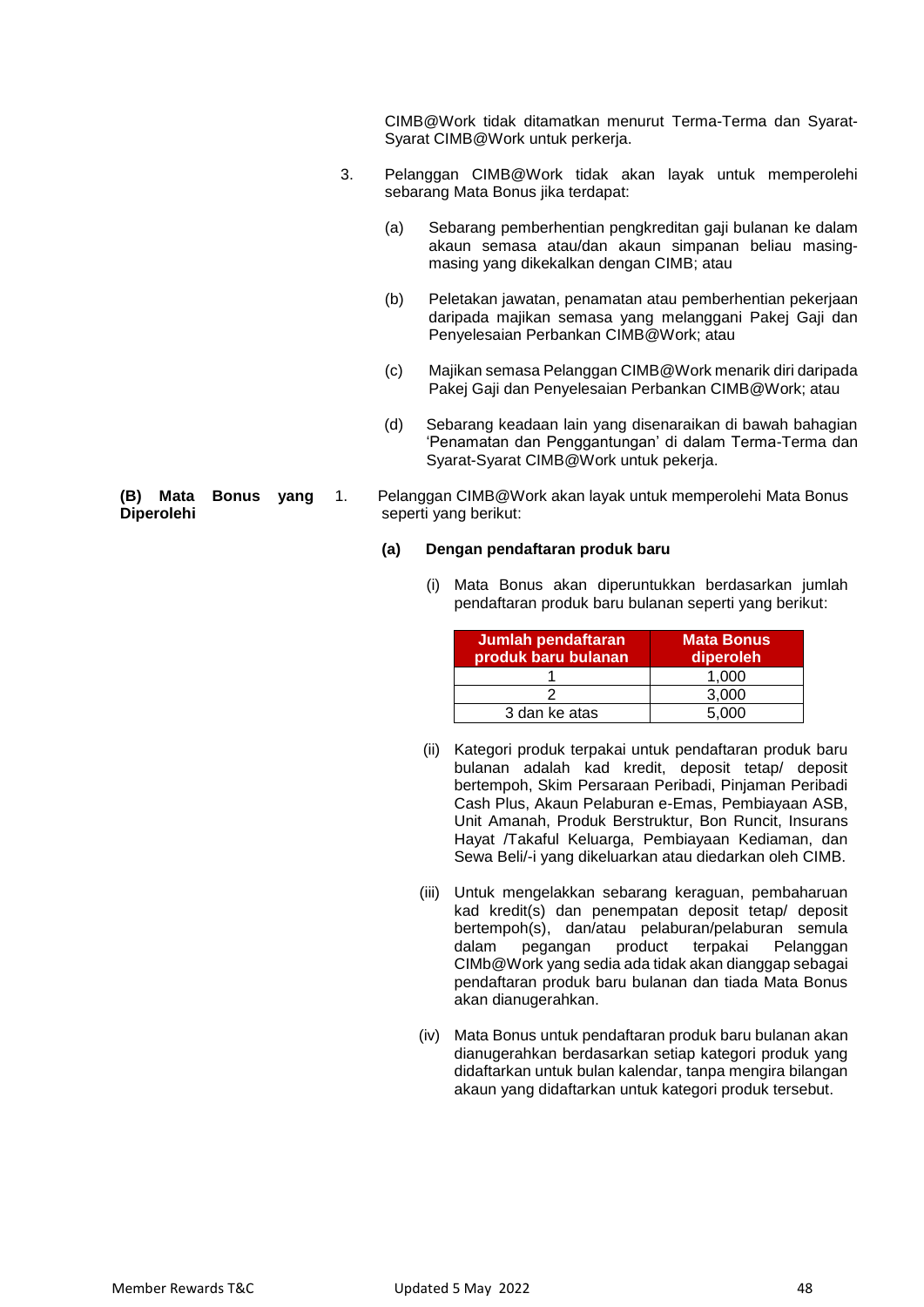CIMB@Work tidak ditamatkan menurut Terma-Terma dan Syarat-Syarat CIMB@Work untuk perkerja.

3. Pelanggan CIMB@Work tidak akan layak untuk memperolehi sebarang Mata Bonus jika terdapat:

   (a) Sebarang pemberhentian pengkreditan gaji bulanan ke dalam akaun semasa atau/dan akaun simpanan beliau masing-masing yang dikekalkan dengan CIMB; atau

   (b) Peletakan jawatan, penamatan atau pemberhentian pekerjaan daripada majikan semasa yang melanggani Pakej Gaji dan Penyelesaian Perbankan CIMB@Work; atau

   (c) Majikan semasa Pelanggan CIMB@Work menarik diri daripada Pakej Gaji dan Penyelesaian Perbankan CIMB@Work; atau

   (d) Sebarang keadaan lain yang disenaraikan di bawah bahagian 'Penamatan dan Penggantungan' di dalam Terma-Terma dan Syarat-Syarat CIMB@Work untuk pekerja.

**(B) Mata Bonus yang Diperolehi**

1. Pelanggan CIMB@Work akan layak untuk memperolehi Mata Bonus seperti yang berikut:

   **(a) Dengan pendaftaran produk baru**

   (i) Mata Bonus akan diperuntukkan berdasarkan jumlah pendaftaran produk baru bulanan seperti yang berikut:

| Jumlah pendaftaran produk baru bulanan | Mata Bonus diperoleh |
| --- | --- |
| 1 | 1,000 |
| 2 | 3,000 |
| 3 dan ke atas | 5,000 |

   (ii) Kategori produk terpakai untuk pendaftaran produk baru bulanan adalah kad kredit, deposit tetap/ deposit bertempoh, Skim Persaraan Peribadi, Pinjaman Peribadi Cash Plus, Akaun Pelaburan e-Emas, Pembiayaan ASB, Unit Amanah, Produk Berstruktur, Bon Runcit, Insurans Hayat /Takaful Keluarga, Pembiayaan Kediaman, dan Sewa Beli/-i yang dikeluarkan atau diedarkan oleh CIMB.

   (iii) Untuk mengelakkan sebarang keraguan, pembaharuan kad kredit(s) dan penempatan deposit tetap/ deposit bertempoh(s), dan/atau pelaburan/pelaburan semula dalam pegangan product terpakai Pelanggan CIMb@Work yang sedia ada tidak akan dianggap sebagai pendaftaran produk baru bulanan dan tiada Mata Bonus akan dianugerahkan.

   (iv) Mata Bonus untuk pendaftaran produk baru bulanan akan dianugerahkan berdasarkan setiap kategori produk yang didaftarkan untuk bulan kalendar, tanpa mengira bilangan akaun yang didaftarkan untuk kategori produk tersebut.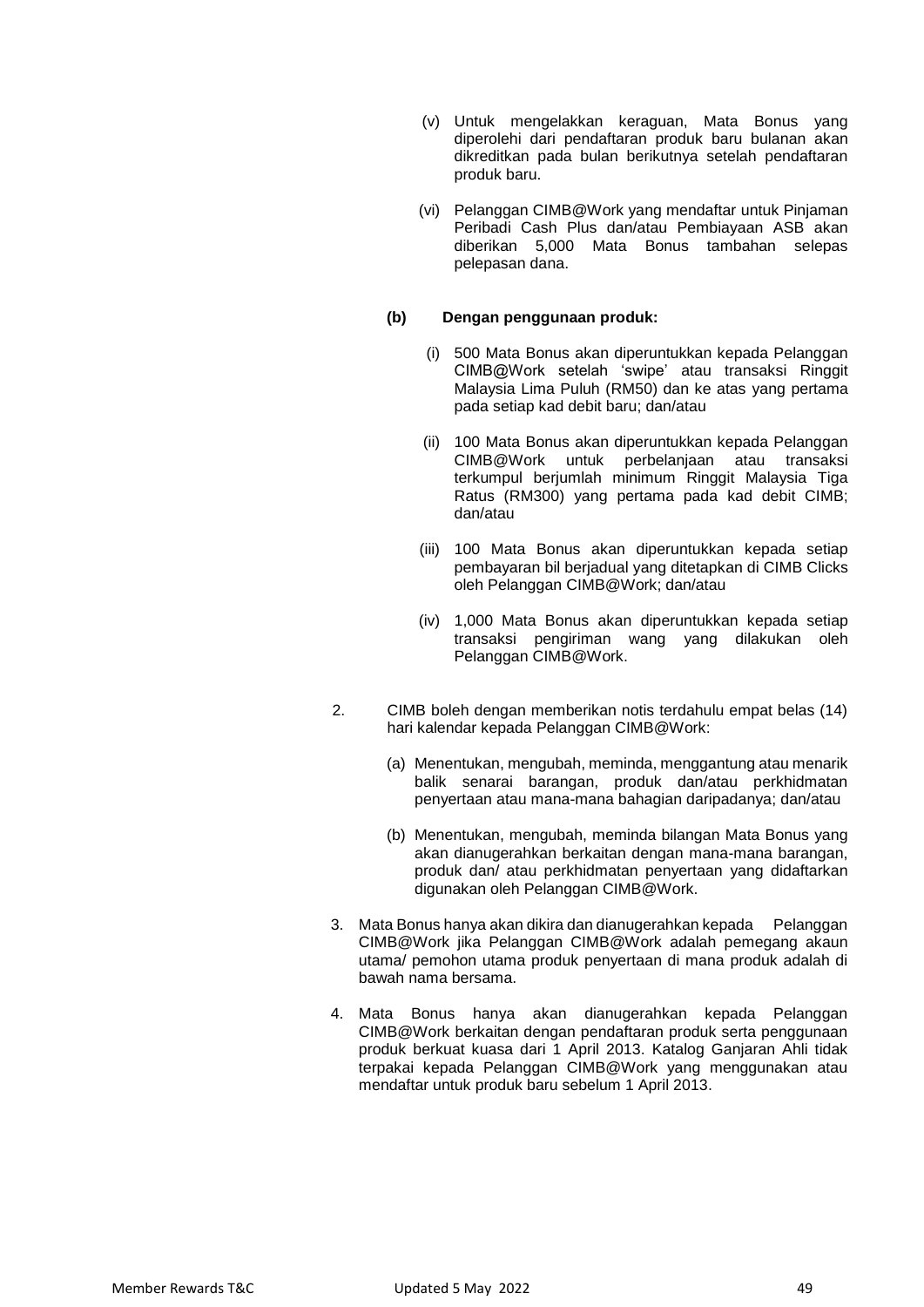(v) Untuk mengelakkan keraguan, Mata Bonus yang diperolehi dari pendaftaran produk baru bulanan akan dikreditkan pada bulan berikutnya setelah pendaftaran produk baru.

(vi) Pelanggan CIMB@Work yang mendaftar untuk Pinjaman Peribadi Cash Plus dan/atau Pembiayaan ASB akan diberikan 5,000 Mata Bonus tambahan selepas pelepasan dana.

**(b) Dengan penggunaan produk:**

(i) 500 Mata Bonus akan diperuntukkan kepada Pelanggan CIMB@Work setelah 'swipe' atau transaksi Ringgit Malaysia Lima Puluh (RM50) dan ke atas yang pertama pada setiap kad debit baru; dan/atau

(ii) 100 Mata Bonus akan diperuntukkan kepada Pelanggan CIMB@Work untuk perbelanjaan atau transaksi terkumpul berjumlah minimum Ringgit Malaysia Tiga Ratus (RM300) yang pertama pada kad debit CIMB; dan/atau

(iii) 100 Mata Bonus akan diperuntukkan kepada setiap pembayaran bil berjadual yang ditetapkan di CIMB Clicks oleh Pelanggan CIMB@Work; dan/atau

(iv) 1,000 Mata Bonus akan diperuntukkan kepada setiap transaksi pengiriman wang yang dilakukan oleh Pelanggan CIMB@Work.

2. CIMB boleh dengan memberikan notis terdahulu empat belas (14) hari kalendar kepada Pelanggan CIMB@Work:

   (a) Menentukan, mengubah, meminda, menggantung atau menarik balik senarai barangan, produk dan/atau perkhidmatan penyertaan atau mana-mana bahagian daripadanya; dan/atau

   (b) Menentukan, mengubah, meminda bilangan Mata Bonus yang akan dianugerahkan berkaitan dengan mana-mana barangan, produk dan/ atau perkhidmatan penyertaan yang didaftarkan digunakan oleh Pelanggan CIMB@Work.

3. Mata Bonus hanya akan dikira dan dianugerahkan kepada Pelanggan CIMB@Work jika Pelanggan CIMB@Work adalah pemegang akaun utama/ pemohon utama produk penyertaan di mana produk adalah di bawah nama bersama.

4. Mata Bonus hanya akan dianugerahkan kepada Pelanggan CIMB@Work berkaitan dengan pendaftaran produk serta penggunaan produk berkuat kuasa dari 1 April 2013. Katalog Ganjaran Ahli tidak terpakai kepada Pelanggan CIMB@Work yang menggunakan atau mendaftar untuk produk baru sebelum 1 April 2013.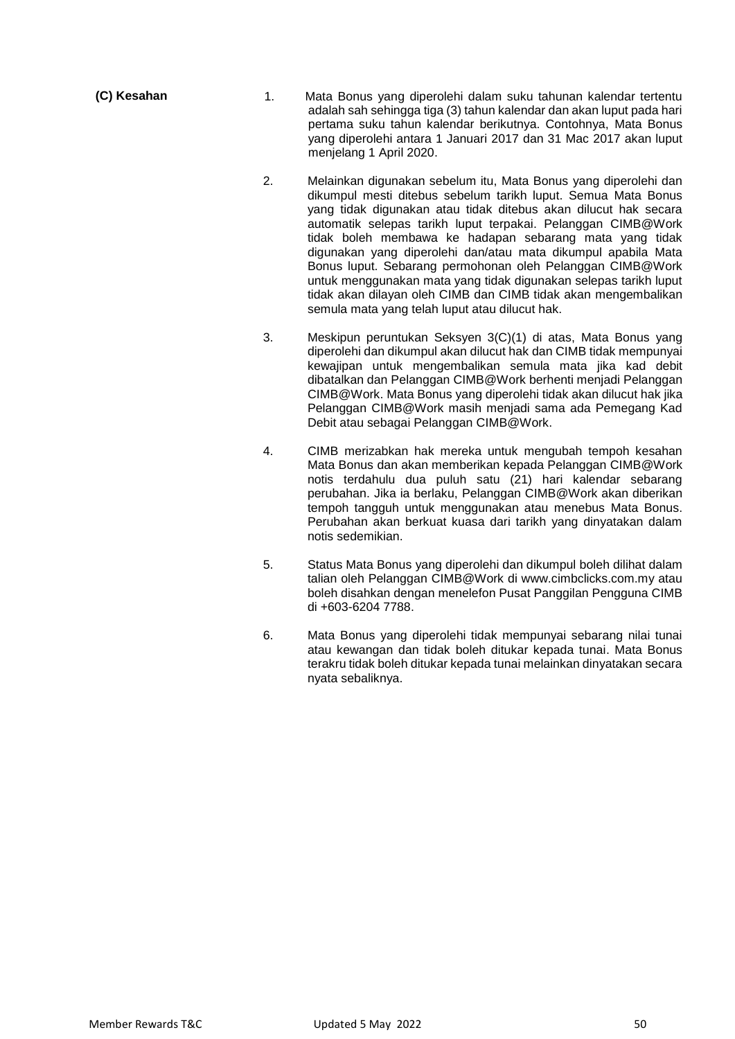**(C) Kesahan**

1. Mata Bonus yang diperolehi dalam suku tahunan kalendar tertentu adalah sah sehingga tiga (3) tahun kalendar dan akan luput pada hari pertama suku tahun kalendar berikutnya. Contohnya, Mata Bonus yang diperolehi antara 1 Januari 2017 dan 31 Mac 2017 akan luput menjelang 1 April 2020.

2. Melainkan digunakan sebelum itu, Mata Bonus yang diperolehi dan dikumpul mesti ditebus sebelum tarikh luput. Semua Mata Bonus yang tidak digunakan atau tidak ditebus akan dilucut hak secara automatik selepas tarikh luput terpakai. Pelanggan CIMB@Work tidak boleh membawa ke hadapan sebarang mata yang tidak digunakan yang diperolehi dan/atau mata dikumpul apabila Mata Bonus luput. Sebarang permohonan oleh Pelanggan CIMB@Work untuk menggunakan mata yang tidak digunakan selepas tarikh luput tidak akan dilayan oleh CIMB dan CIMB tidak akan mengembalikan semula mata yang telah luput atau dilucut hak.

3. Meskipun peruntukan Seksyen 3(C)(1) di atas, Mata Bonus yang diperolehi dan dikumpul akan dilucut hak dan CIMB tidak mempunyai kewajipan untuk mengembalikan semula mata jika kad debit dibatalkan dan Pelanggan CIMB@Work berhenti menjadi Pelanggan CIMB@Work. Mata Bonus yang diperolehi tidak akan dilucut hak jika Pelanggan CIMB@Work masih menjadi sama ada Pemegang Kad Debit atau sebagai Pelanggan CIMB@Work.

4. CIMB merizabkan hak mereka untuk mengubah tempoh kesahan Mata Bonus dan akan memberikan kepada Pelanggan CIMB@Work notis terdahulu dua puluh satu (21) hari kalendar sebarang perubahan. Jika ia berlaku, Pelanggan CIMB@Work akan diberikan tempoh tangguh untuk menggunakan atau menebus Mata Bonus. Perubahan akan berkuat kuasa dari tarikh yang dinyatakan dalam notis sedemikian.

5. Status Mata Bonus yang diperolehi dan dikumpul boleh dilihat dalam talian oleh Pelanggan CIMB@Work di www.cimbclicks.com.my atau boleh disahkan dengan menelefon Pusat Panggilan Pengguna CIMB di +603-6204 7788.

6. Mata Bonus yang diperolehi tidak mempunyai sebarang nilai tunai atau kewangan dan tidak boleh ditukar kepada tunai. Mata Bonus terakru tidak boleh ditukar kepada tunai melainkan dinyatakan secara nyata sebaliknya.